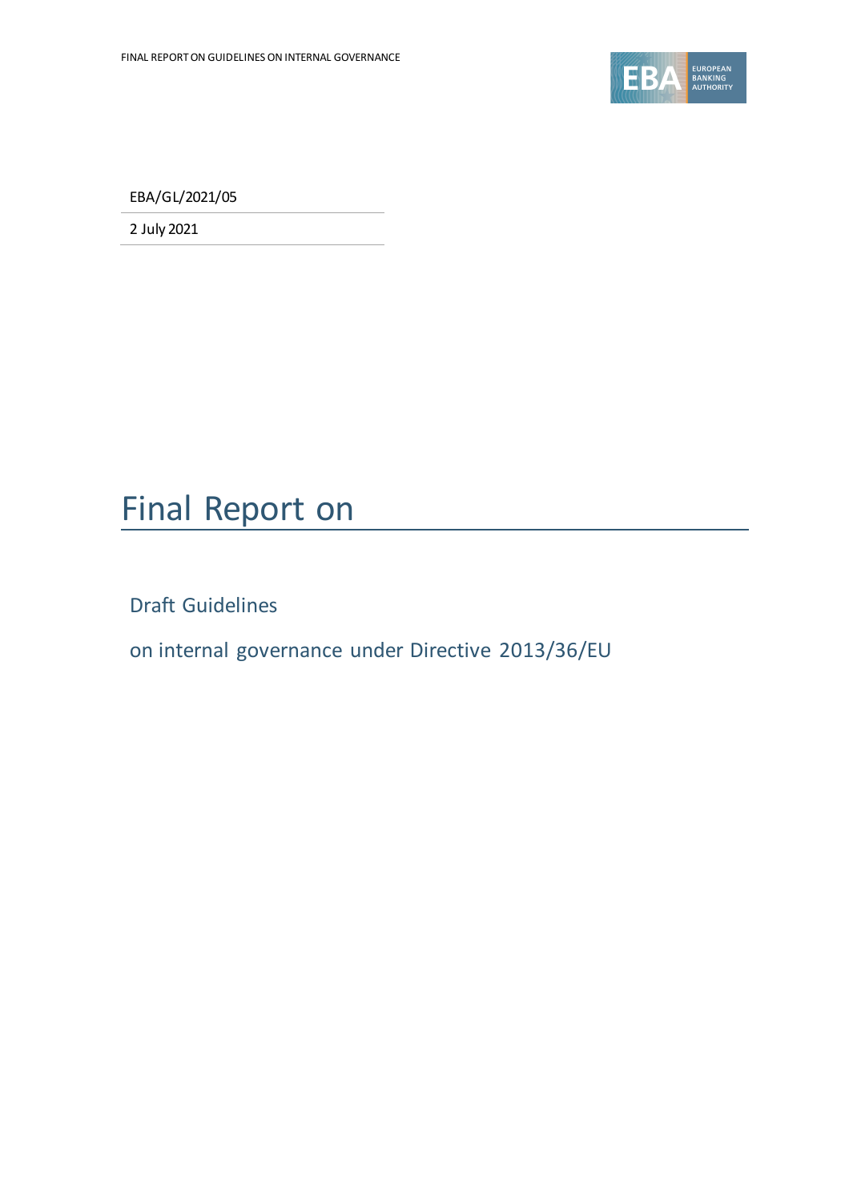EBA/GL/2021/05

2 July 2021

# Final Report on

## Draft Guidelines

## on internal governance under Directive 2013/36/EU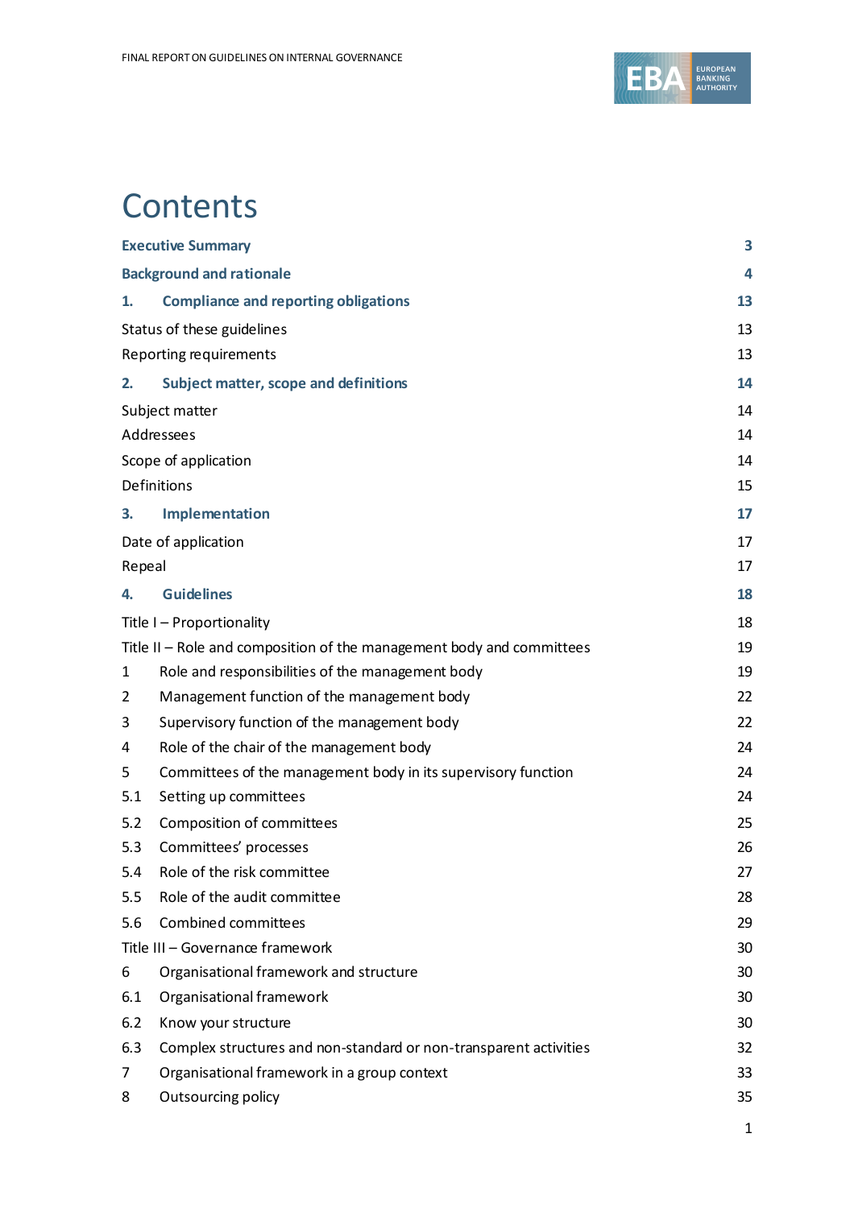# Contents

| | | |
|---|---|---|
| **Executive Summary** | | **3** |
| **Background and rationale** | | **4** |
| **1.** | **Compliance and reporting obligations** | **13** |
| Status of these guidelines | | 13 |
| Reporting requirements | | 13 |
| **2.** | **Subject matter, scope and definitions** | **14** |
| Subject matter | | 14 |
| Addressees | | 14 |
| Scope of application | | 14 |
| Definitions | | 15 |
| **3.** | **Implementation** | **17** |
| Date of application | | 17 |
| Repeal | | 17 |
| **4.** | **Guidelines** | **18** |
| Title I – Proportionality | | 18 |
| Title II – Role and composition of the management body and committees | | 19 |
| 1 | Role and responsibilities of the management body | 19 |
| 2 | Management function of the management body | 22 |
| 3 | Supervisory function of the management body | 22 |
| 4 | Role of the chair of the management body | 24 |
| 5 | Committees of the management body in its supervisory function | 24 |
| 5.1 | Setting up committees | 24 |
| 5.2 | Composition of committees | 25 |
| 5.3 | Committees' processes | 26 |
| 5.4 | Role of the risk committee | 27 |
| 5.5 | Role of the audit committee | 28 |
| 5.6 | Combined committees | 29 |
| Title III – Governance framework | | 30 |
| 6 | Organisational framework and structure | 30 |
| 6.1 | Organisational framework | 30 |
| 6.2 | Know your structure | 30 |
| 6.3 | Complex structures and non-standard or non-transparent activities | 32 |
| 7 | Organisational framework in a group context | 33 |
| 8 | Outsourcing policy | 35 |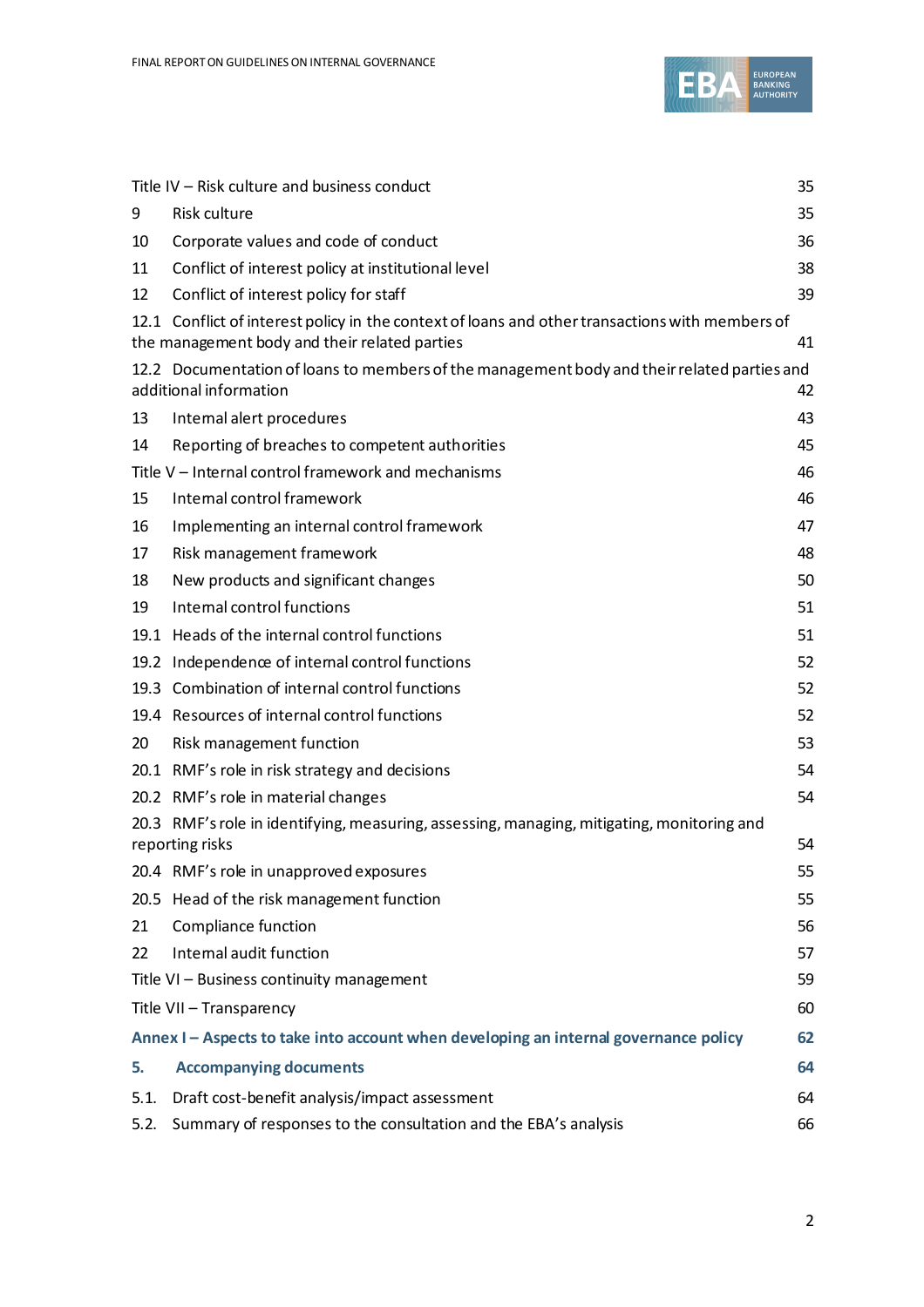| | | |
|---|---|---|
| Title IV – Risk culture and business conduct | | 35 |
| 9 | Risk culture | 35 |
| 10 | Corporate values and code of conduct | 36 |
| 11 | Conflict of interest policy at institutional level | 38 |
| 12 | Conflict of interest policy for staff | 39 |
| 12.1 | Conflict of interest policy in the context of loans and other transactions with members of the management body and their related parties | 41 |
| 12.2 | Documentation of loans to members of the management body and their related parties and additional information | 42 |
| 13 | Internal alert procedures | 43 |
| 14 | Reporting of breaches to competent authorities | 45 |
| Title V – Internal control framework and mechanisms | | 46 |
| 15 | Internal control framework | 46 |
| 16 | Implementing an internal control framework | 47 |
| 17 | Risk management framework | 48 |
| 18 | New products and significant changes | 50 |
| 19 | Internal control functions | 51 |
| 19.1 | Heads of the internal control functions | 51 |
| 19.2 | Independence of internal control functions | 52 |
| 19.3 | Combination of internal control functions | 52 |
| 19.4 | Resources of internal control functions | 52 |
| 20 | Risk management function | 53 |
| 20.1 | RMF's role in risk strategy and decisions | 54 |
| 20.2 | RMF's role in material changes | 54 |
| 20.3 | RMF's role in identifying, measuring, assessing, managing, mitigating, monitoring and reporting risks | 54 |
| 20.4 | RMF's role in unapproved exposures | 55 |
| 20.5 | Head of the risk management function | 55 |
| 21 | Compliance function | 56 |
| 22 | Internal audit function | 57 |
| Title VI – Business continuity management | | 59 |
| Title VII – Transparency | | 60 |
| **Annex I – Aspects to take into account when developing an internal governance policy** | | **62** |
| **5.** | **Accompanying documents** | **64** |
| 5.1. | Draft cost-benefit analysis/impact assessment | 64 |
| 5.2. | Summary of responses to the consultation and the EBA's analysis | 66 |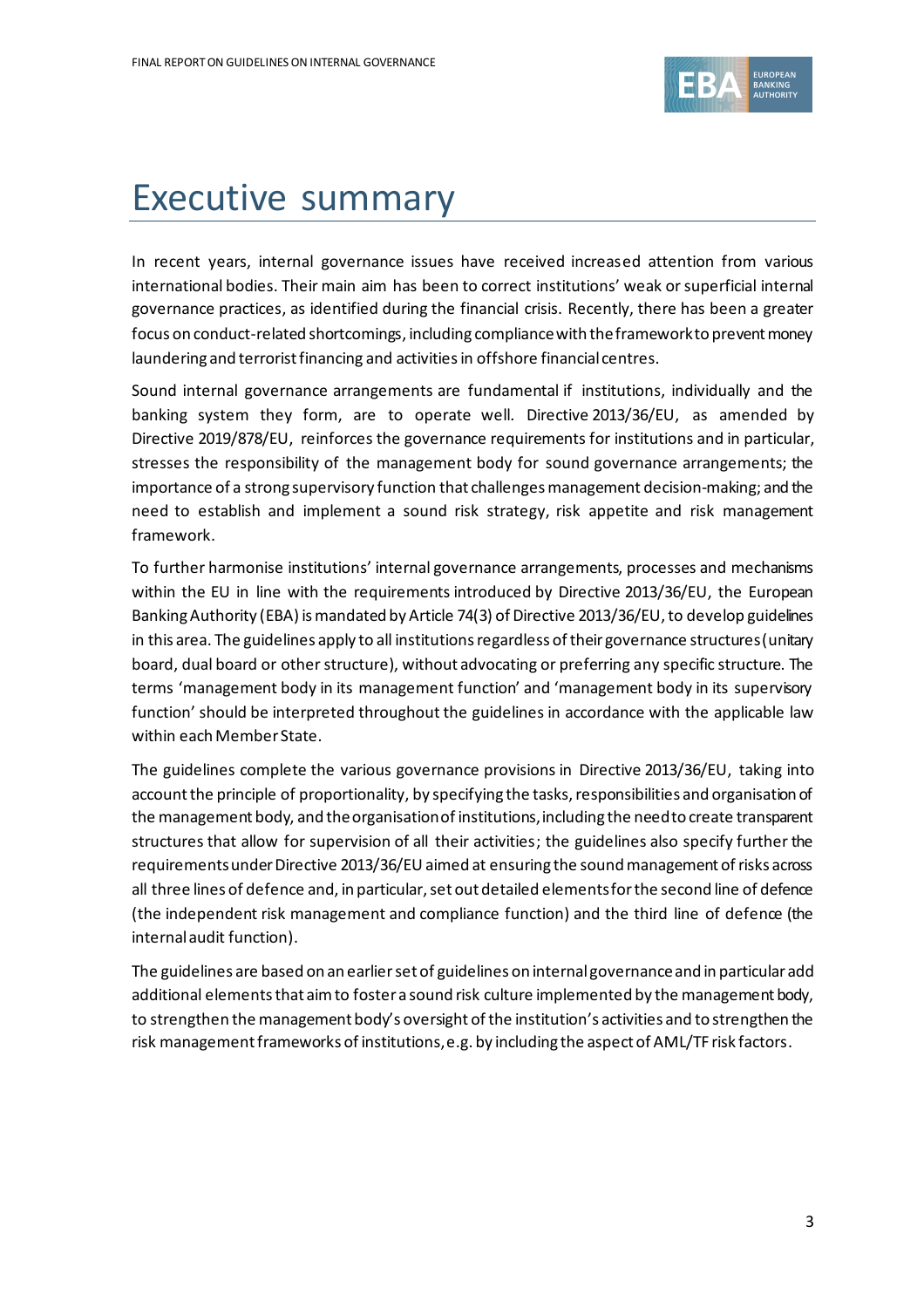# Executive summary

In recent years, internal governance issues have received increased attention from various international bodies. Their main aim has been to correct institutions' weak or superficial internal governance practices, as identified during the financial crisis. Recently, there has been a greater focus on conduct-related shortcomings, including compliance with the framework to prevent money laundering and terrorist financing and activities in offshore financial centres.

Sound internal governance arrangements are fundamental if institutions, individually and the banking system they form, are to operate well. Directive 2013/36/EU, as amended by Directive 2019/878/EU, reinforces the governance requirements for institutions and in particular, stresses the responsibility of the management body for sound governance arrangements; the importance of a strong supervisory function that challenges management decision-making; and the need to establish and implement a sound risk strategy, risk appetite and risk management framework.

To further harmonise institutions' internal governance arrangements, processes and mechanisms within the EU in line with the requirements introduced by Directive 2013/36/EU, the European Banking Authority (EBA) is mandated by Article 74(3) of Directive 2013/36/EU, to develop guidelines in this area. The guidelines apply to all institutions regardless of their governance structures (unitary board, dual board or other structure), without advocating or preferring any specific structure. The terms 'management body in its management function' and 'management body in its supervisory function' should be interpreted throughout the guidelines in accordance with the applicable law within each Member State.

The guidelines complete the various governance provisions in Directive 2013/36/EU, taking into account the principle of proportionality, by specifying the tasks, responsibilities and organisation of the management body, and the organisation of institutions, including the need to create transparent structures that allow for supervision of all their activities; the guidelines also specify further the requirements under Directive 2013/36/EU aimed at ensuring the sound management of risks across all three lines of defence and, in particular, set out detailed elements for the second line of defence (the independent risk management and compliance function) and the third line of defence (the internal audit function).

The guidelines are based on an earlier set of guidelines on internal governance and in particular add additional elements that aim to foster a sound risk culture implemented by the management body, to strengthen the management body's oversight of the institution's activities and to strengthen the risk management frameworks of institutions, e.g. by including the aspect of AML/TF risk factors.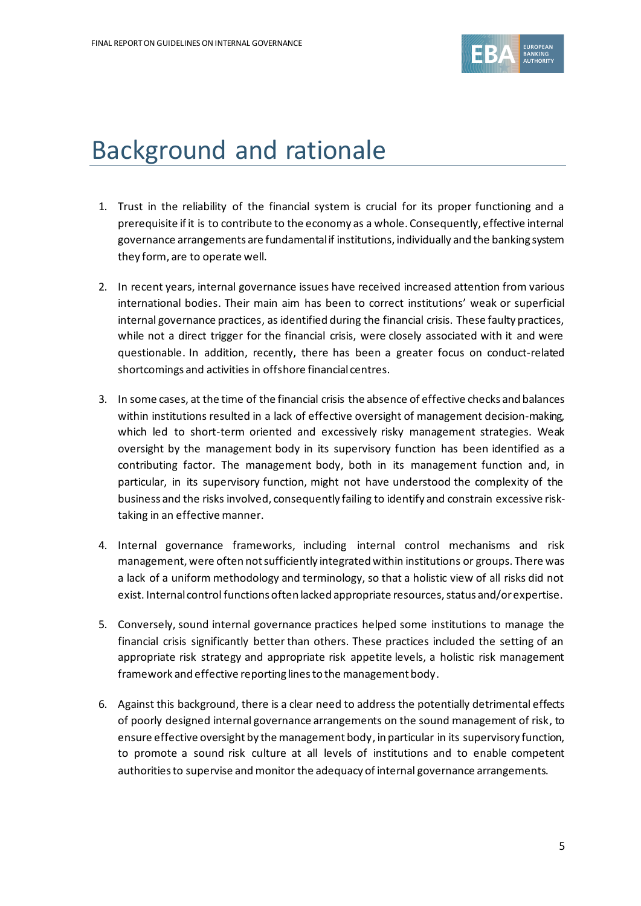# Background and rationale

1. Trust in the reliability of the financial system is crucial for its proper functioning and a prerequisite if it is to contribute to the economy as a whole. Consequently, effective internal governance arrangements are fundamental if institutions, individually and the banking system they form, are to operate well.

2. In recent years, internal governance issues have received increased attention from various international bodies. Their main aim has been to correct institutions' weak or superficial internal governance practices, as identified during the financial crisis. These faulty practices, while not a direct trigger for the financial crisis, were closely associated with it and were questionable. In addition, recently, there has been a greater focus on conduct-related shortcomings and activities in offshore financial centres.

3. In some cases, at the time of the financial crisis the absence of effective checks and balances within institutions resulted in a lack of effective oversight of management decision-making, which led to short-term oriented and excessively risky management strategies. Weak oversight by the management body in its supervisory function has been identified as a contributing factor. The management body, both in its management function and, in particular, in its supervisory function, might not have understood the complexity of the business and the risks involved, consequently failing to identify and constrain excessive risk-taking in an effective manner.

4. Internal governance frameworks, including internal control mechanisms and risk management, were often not sufficiently integrated within institutions or groups. There was a lack of a uniform methodology and terminology, so that a holistic view of all risks did not exist. Internal control functions often lacked appropriate resources, status and/or expertise.

5. Conversely, sound internal governance practices helped some institutions to manage the financial crisis significantly better than others. These practices included the setting of an appropriate risk strategy and appropriate risk appetite levels, a holistic risk management framework and effective reporting lines to the management body.

6. Against this background, there is a clear need to address the potentially detrimental effects of poorly designed internal governance arrangements on the sound management of risk, to ensure effective oversight by the management body, in particular in its supervisory function, to promote a sound risk culture at all levels of institutions and to enable competent authorities to supervise and monitor the adequacy of internal governance arrangements.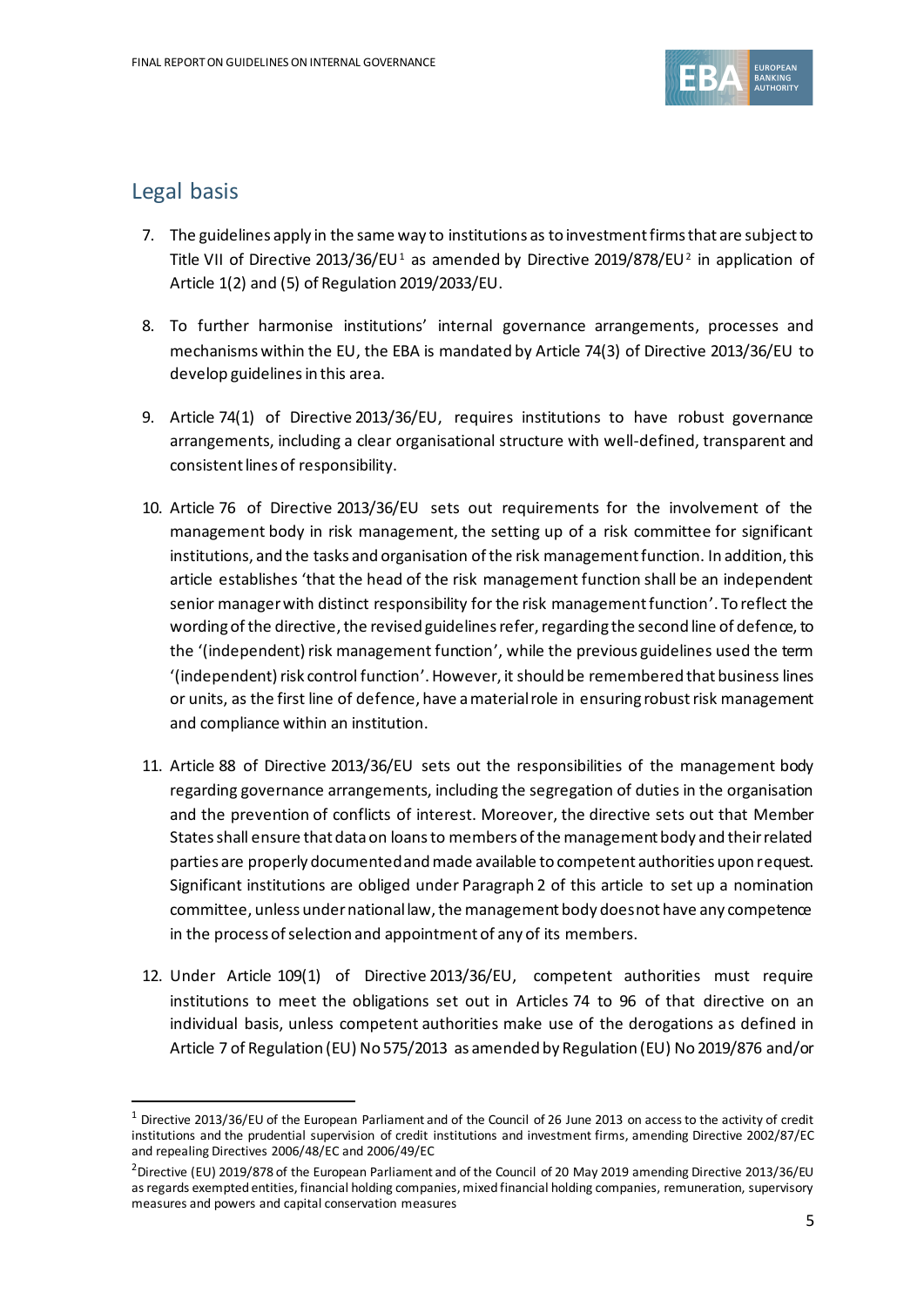## Legal basis

7. The guidelines apply in the same way to institutions as to investment firms that are subject to Title VII of Directive 2013/36/EU[1] as amended by Directive 2019/878/EU[2] in application of Article 1(2) and (5) of Regulation 2019/2033/EU.

8. To further harmonise institutions' internal governance arrangements, processes and mechanisms within the EU, the EBA is mandated by Article 74(3) of Directive 2013/36/EU to develop guidelines in this area.

9. Article 74(1) of Directive 2013/36/EU, requires institutions to have robust governance arrangements, including a clear organisational structure with well-defined, transparent and consistent lines of responsibility.

10. Article 76 of Directive 2013/36/EU sets out requirements for the involvement of the management body in risk management, the setting up of a risk committee for significant institutions, and the tasks and organisation of the risk management function. In addition, this article establishes 'that the head of the risk management function shall be an independent senior manager with distinct responsibility for the risk management function'. To reflect the wording of the directive, the revised guidelines refer, regarding the second line of defence, to the '(independent) risk management function', while the previous guidelines used the term '(independent) risk control function'. However, it should be remembered that business lines or units, as the first line of defence, have a material role in ensuring robust risk management and compliance within an institution.

11. Article 88 of Directive 2013/36/EU sets out the responsibilities of the management body regarding governance arrangements, including the segregation of duties in the organisation and the prevention of conflicts of interest. Moreover, the directive sets out that Member States shall ensure that data on loans to members of the management body and their related parties are properly documented and made available to competent authorities upon request. Significant institutions are obliged under Paragraph 2 of this article to set up a nomination committee, unless under national law, the management body does not have any competence in the process of selection and appointment of any of its members.

12. Under Article 109(1) of Directive 2013/36/EU, competent authorities must require institutions to meet the obligations set out in Articles 74 to 96 of that directive on an individual basis, unless competent authorities make use of the derogations as defined in Article 7 of Regulation (EU) No 575/2013 as amended by Regulation (EU) No 2019/876 and/or

---

[1] Directive 2013/36/EU of the European Parliament and of the Council of 26 June 2013 on access to the activity of credit institutions and the prudential supervision of credit institutions and investment firms, amending Directive 2002/87/EC and repealing Directives 2006/48/EC and 2006/49/EC

[2] Directive (EU) 2019/878 of the European Parliament and of the Council of 20 May 2019 amending Directive 2013/36/EU as regards exempted entities, financial holding companies, mixed financial holding companies, remuneration, supervisory measures and powers and capital conservation measures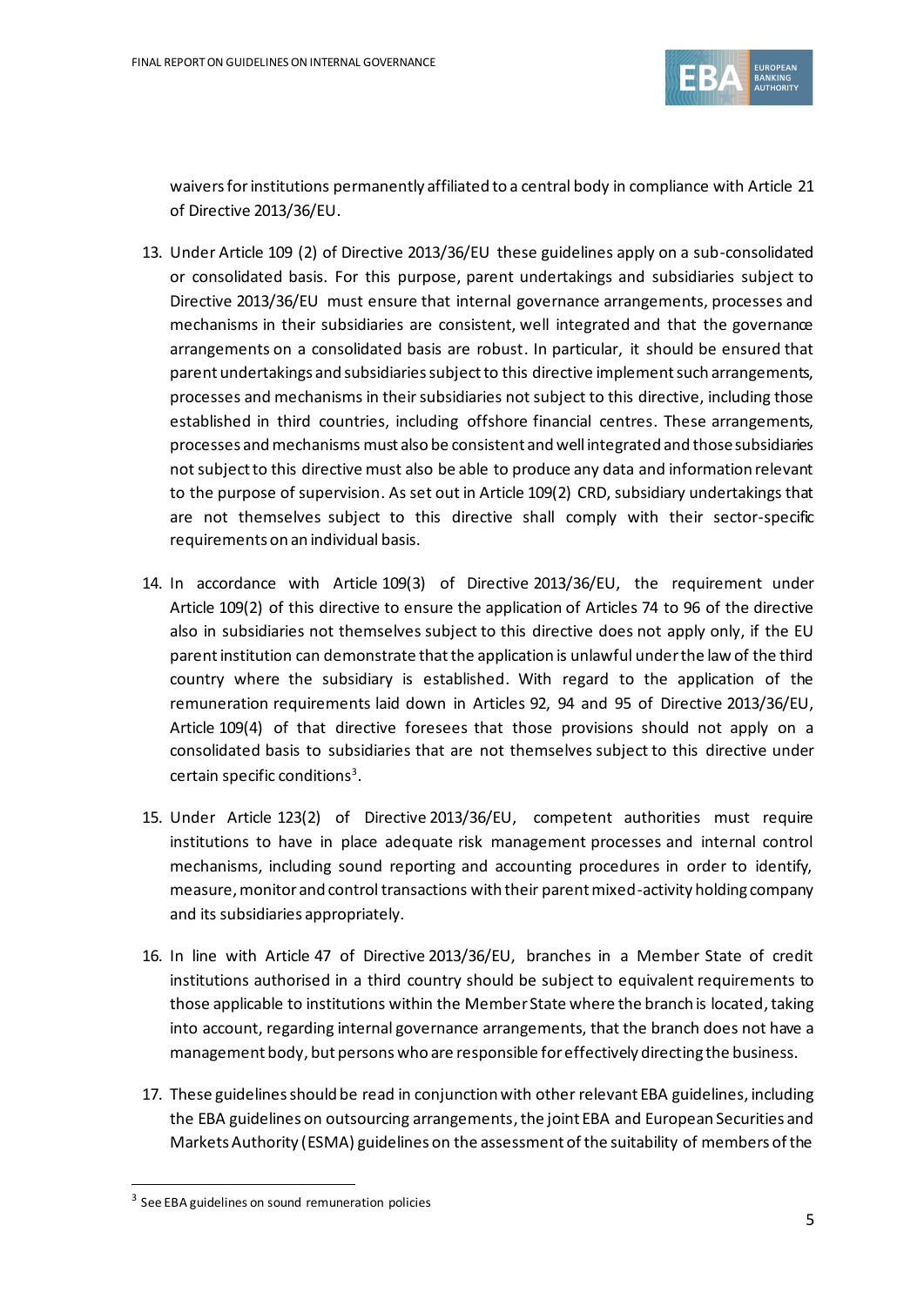waivers for institutions permanently affiliated to a central body in compliance with Article 21 of Directive 2013/36/EU.

13. Under Article 109 (2) of Directive 2013/36/EU these guidelines apply on a sub-consolidated or consolidated basis. For this purpose, parent undertakings and subsidiaries subject to Directive 2013/36/EU must ensure that internal governance arrangements, processes and mechanisms in their subsidiaries are consistent, well integrated and that the governance arrangements on a consolidated basis are robust. In particular, it should be ensured that parent undertakings and subsidiaries subject to this directive implement such arrangements, processes and mechanisms in their subsidiaries not subject to this directive, including those established in third countries, including offshore financial centres. These arrangements, processes and mechanisms must also be consistent and well integrated and those subsidiaries not subject to this directive must also be able to produce any data and information relevant to the purpose of supervision. As set out in Article 109(2) CRD, subsidiary undertakings that are not themselves subject to this directive shall comply with their sector-specific requirements on an individual basis.

14. In accordance with Article 109(3) of Directive 2013/36/EU, the requirement under Article 109(2) of this directive to ensure the application of Articles 74 to 96 of the directive also in subsidiaries not themselves subject to this directive does not apply only, if the EU parent institution can demonstrate that the application is unlawful under the law of the third country where the subsidiary is established. With regard to the application of the remuneration requirements laid down in Articles 92, 94 and 95 of Directive 2013/36/EU, Article 109(4) of that directive foresees that those provisions should not apply on a consolidated basis to subsidiaries that are not themselves subject to this directive under certain specific conditions[3].

15. Under Article 123(2) of Directive 2013/36/EU, competent authorities must require institutions to have in place adequate risk management processes and internal control mechanisms, including sound reporting and accounting procedures in order to identify, measure, monitor and control transactions with their parent mixed-activity holding company and its subsidiaries appropriately.

16. In line with Article 47 of Directive 2013/36/EU, branches in a Member State of credit institutions authorised in a third country should be subject to equivalent requirements to those applicable to institutions within the Member State where the branch is located, taking into account, regarding internal governance arrangements, that the branch does not have a management body, but persons who are responsible for effectively directing the business.

17. These guidelines should be read in conjunction with other relevant EBA guidelines, including the EBA guidelines on outsourcing arrangements, the joint EBA and European Securities and Markets Authority (ESMA) guidelines on the assessment of the suitability of members of the

[3] See EBA guidelines on sound remuneration policies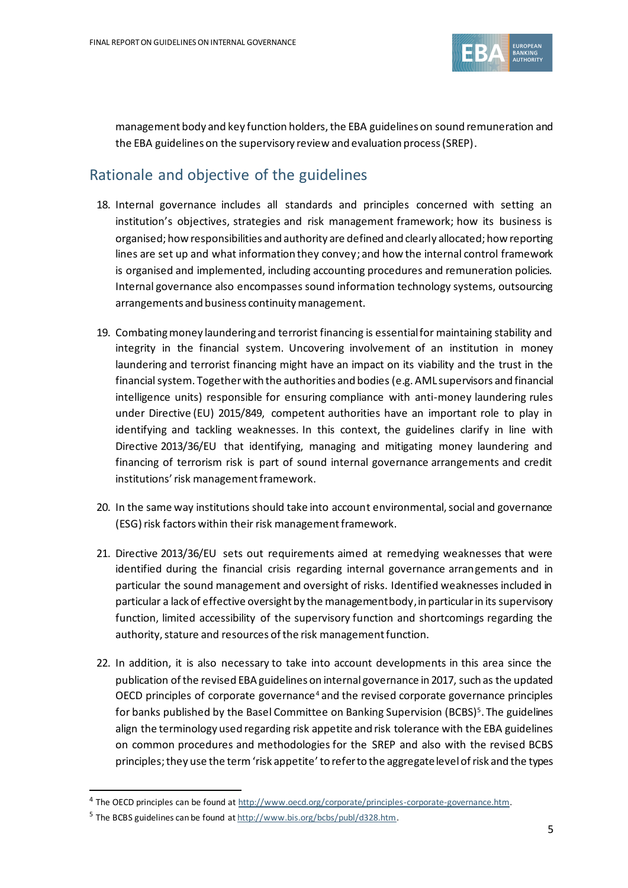management body and key function holders, the EBA guidelines on sound remuneration and the EBA guidelines on the supervisory review and evaluation process (SREP).

## Rationale and objective of the guidelines

18. Internal governance includes all standards and principles concerned with setting an institution's objectives, strategies and risk management framework; how its business is organised; how responsibilities and authority are defined and clearly allocated; how reporting lines are set up and what information they convey; and how the internal control framework is organised and implemented, including accounting procedures and remuneration policies. Internal governance also encompasses sound information technology systems, outsourcing arrangements and business continuity management.

19. Combating money laundering and terrorist financing is essential for maintaining stability and integrity in the financial system. Uncovering involvement of an institution in money laundering and terrorist financing might have an impact on its viability and the trust in the financial system. Together with the authorities and bodies (e.g. AML supervisors and financial intelligence units) responsible for ensuring compliance with anti-money laundering rules under Directive (EU) 2015/849, competent authorities have an important role to play in identifying and tackling weaknesses. In this context, the guidelines clarify in line with Directive 2013/36/EU that identifying, managing and mitigating money laundering and financing of terrorism risk is part of sound internal governance arrangements and credit institutions' risk management framework.

20. In the same way institutions should take into account environmental, social and governance (ESG) risk factors within their risk management framework.

21. Directive 2013/36/EU sets out requirements aimed at remedying weaknesses that were identified during the financial crisis regarding internal governance arrangements and in particular the sound management and oversight of risks. Identified weaknesses included in particular a lack of effective oversight by the management body, in particular in its supervisory function, limited accessibility of the supervisory function and shortcomings regarding the authority, stature and resources of the risk management function.

22. In addition, it is also necessary to take into account developments in this area since the publication of the revised EBA guidelines on internal governance in 2017, such as the updated OECD principles of corporate governance[4] and the revised corporate governance principles for banks published by the Basel Committee on Banking Supervision (BCBS)[5]. The guidelines align the terminology used regarding risk appetite and risk tolerance with the EBA guidelines on common procedures and methodologies for the SREP and also with the revised BCBS principles; they use the term 'risk appetite' to refer to the aggregate level of risk and the types

[4] The OECD principles can be found at http://www.oecd.org/corporate/principles-corporate-governance.htm.

[5] The BCBS guidelines can be found at http://www.bis.org/bcbs/publ/d328.htm.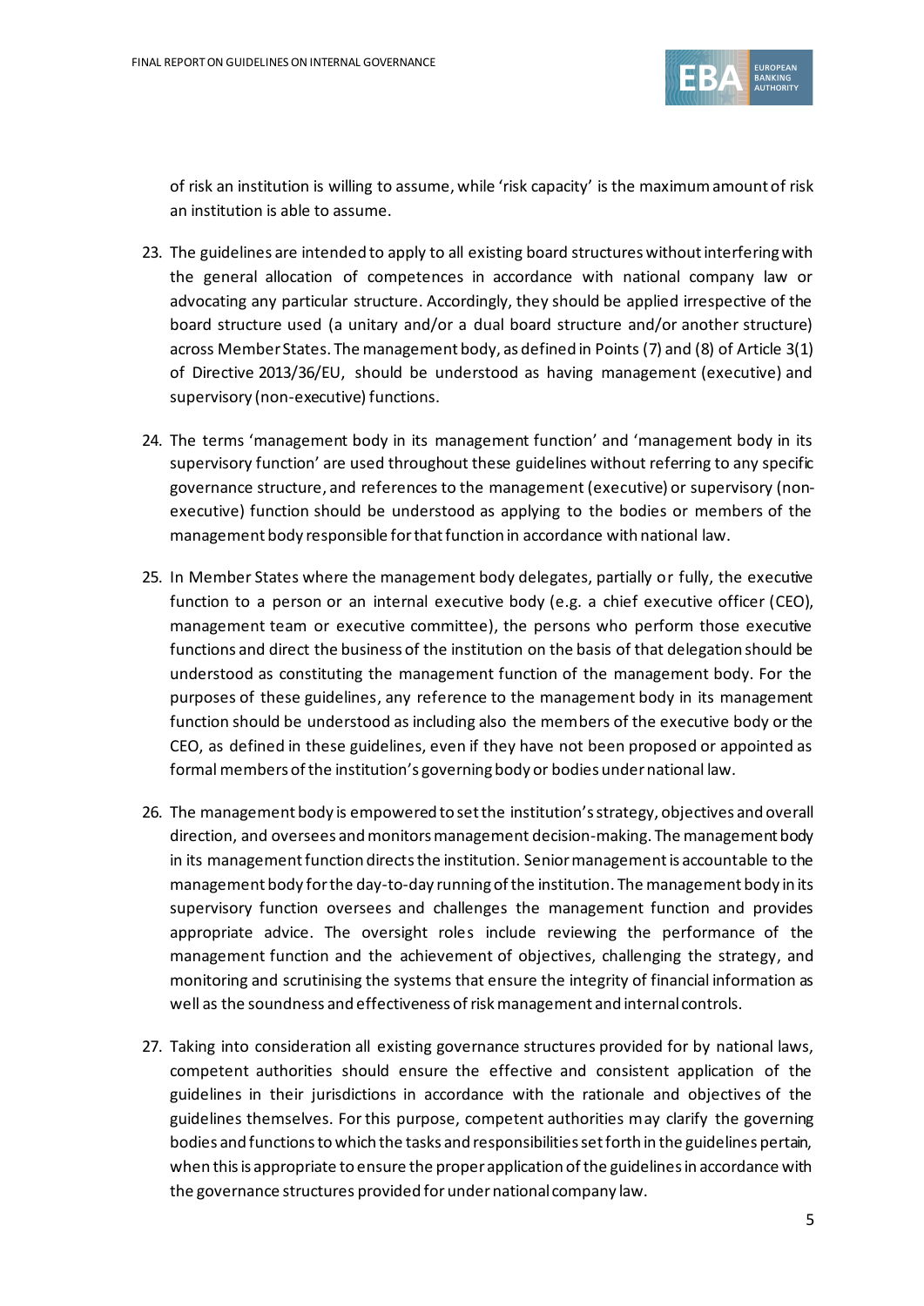of risk an institution is willing to assume, while 'risk capacity' is the maximum amount of risk an institution is able to assume.

23. The guidelines are intended to apply to all existing board structures without interfering with the general allocation of competences in accordance with national company law or advocating any particular structure. Accordingly, they should be applied irrespective of the board structure used (a unitary and/or a dual board structure and/or another structure) across Member States. The management body, as defined in Points (7) and (8) of Article 3(1) of Directive 2013/36/EU, should be understood as having management (executive) and supervisory (non-executive) functions.

24. The terms 'management body in its management function' and 'management body in its supervisory function' are used throughout these guidelines without referring to any specific governance structure, and references to the management (executive) or supervisory (non-executive) function should be understood as applying to the bodies or members of the management body responsible for that function in accordance with national law.

25. In Member States where the management body delegates, partially or fully, the executive function to a person or an internal executive body (e.g. a chief executive officer (CEO), management team or executive committee), the persons who perform those executive functions and direct the business of the institution on the basis of that delegation should be understood as constituting the management function of the management body. For the purposes of these guidelines, any reference to the management body in its management function should be understood as including also the members of the executive body or the CEO, as defined in these guidelines, even if they have not been proposed or appointed as formal members of the institution's governing body or bodies under national law.

26. The management body is empowered to set the institution's strategy, objectives and overall direction, and oversees and monitors management decision-making. The management body in its management function directs the institution. Senior management is accountable to the management body for the day-to-day running of the institution. The management body in its supervisory function oversees and challenges the management function and provides appropriate advice. The oversight roles include reviewing the performance of the management function and the achievement of objectives, challenging the strategy, and monitoring and scrutinising the systems that ensure the integrity of financial information as well as the soundness and effectiveness of risk management and internal controls.

27. Taking into consideration all existing governance structures provided for by national laws, competent authorities should ensure the effective and consistent application of the guidelines in their jurisdictions in accordance with the rationale and objectives of the guidelines themselves. For this purpose, competent authorities may clarify the governing bodies and functions to which the tasks and responsibilities set forth in the guidelines pertain, when this is appropriate to ensure the proper application of the guidelines in accordance with the governance structures provided for under national company law.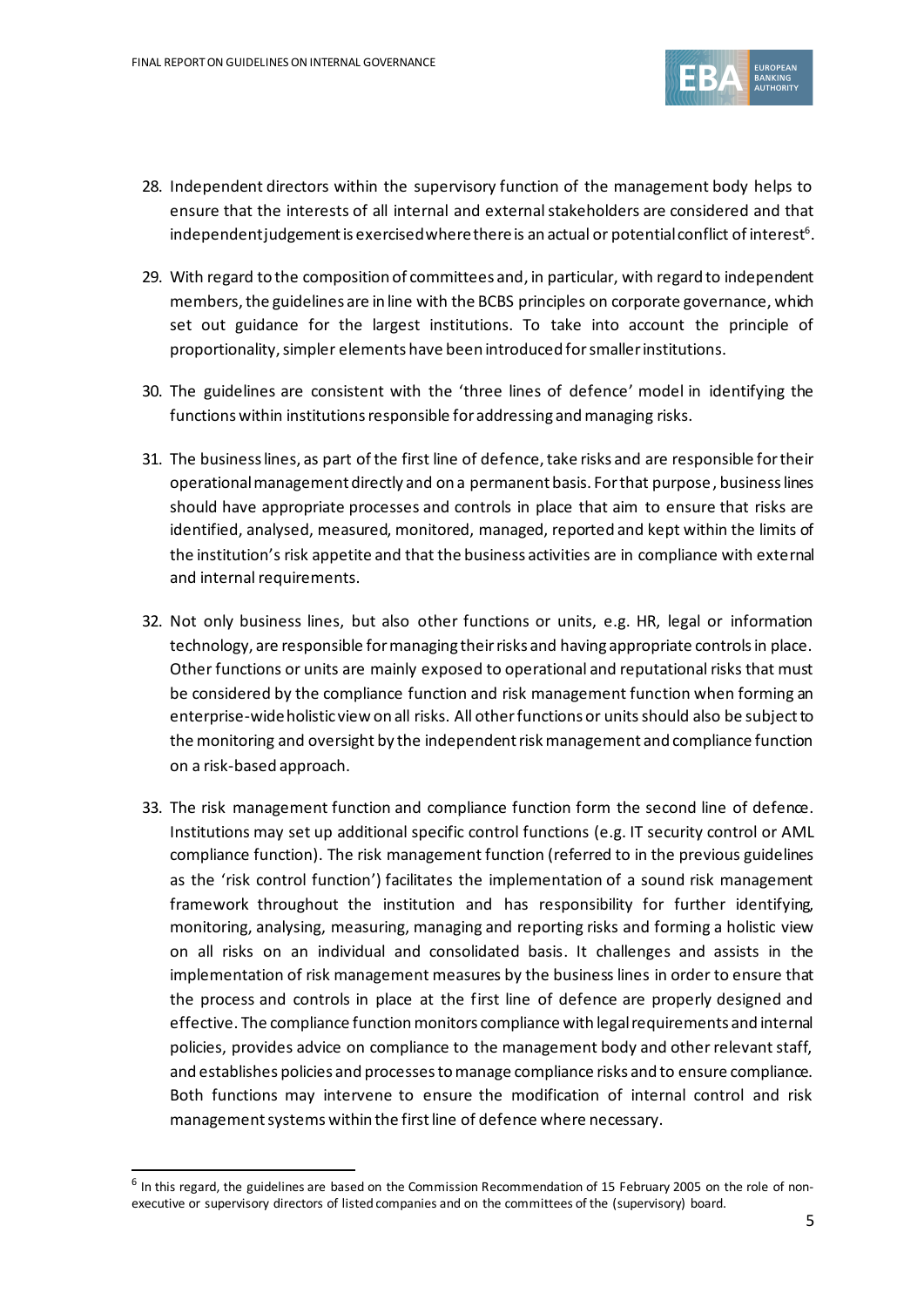28. Independent directors within the supervisory function of the management body helps to ensure that the interests of all internal and external stakeholders are considered and that independent judgement is exercised where there is an actual or potential conflict of interest[6].

29. With regard to the composition of committees and, in particular, with regard to independent members, the guidelines are in line with the BCBS principles on corporate governance, which set out guidance for the largest institutions. To take into account the principle of proportionality, simpler elements have been introduced for smaller institutions.

30. The guidelines are consistent with the 'three lines of defence' model in identifying the functions within institutions responsible for addressing and managing risks.

31. The business lines, as part of the first line of defence, take risks and are responsible for their operational management directly and on a permanent basis. For that purpose, business lines should have appropriate processes and controls in place that aim to ensure that risks are identified, analysed, measured, monitored, managed, reported and kept within the limits of the institution's risk appetite and that the business activities are in compliance with external and internal requirements.

32. Not only business lines, but also other functions or units, e.g. HR, legal or information technology, are responsible for managing their risks and having appropriate controls in place. Other functions or units are mainly exposed to operational and reputational risks that must be considered by the compliance function and risk management function when forming an enterprise-wide holistic view on all risks. All other functions or units should also be subject to the monitoring and oversight by the independent risk management and compliance function on a risk-based approach.

33. The risk management function and compliance function form the second line of defence. Institutions may set up additional specific control functions (e.g. IT security control or AML compliance function). The risk management function (referred to in the previous guidelines as the 'risk control function') facilitates the implementation of a sound risk management framework throughout the institution and has responsibility for further identifying, monitoring, analysing, measuring, managing and reporting risks and forming a holistic view on all risks on an individual and consolidated basis. It challenges and assists in the implementation of risk management measures by the business lines in order to ensure that the process and controls in place at the first line of defence are properly designed and effective. The compliance function monitors compliance with legal requirements and internal policies, provides advice on compliance to the management body and other relevant staff, and establishes policies and processes to manage compliance risks and to ensure compliance. Both functions may intervene to ensure the modification of internal control and risk management systems within the first line of defence where necessary.

[6] In this regard, the guidelines are based on the Commission Recommendation of 15 February 2005 on the role of non-executive or supervisory directors of listed companies and on the committees of the (supervisory) board.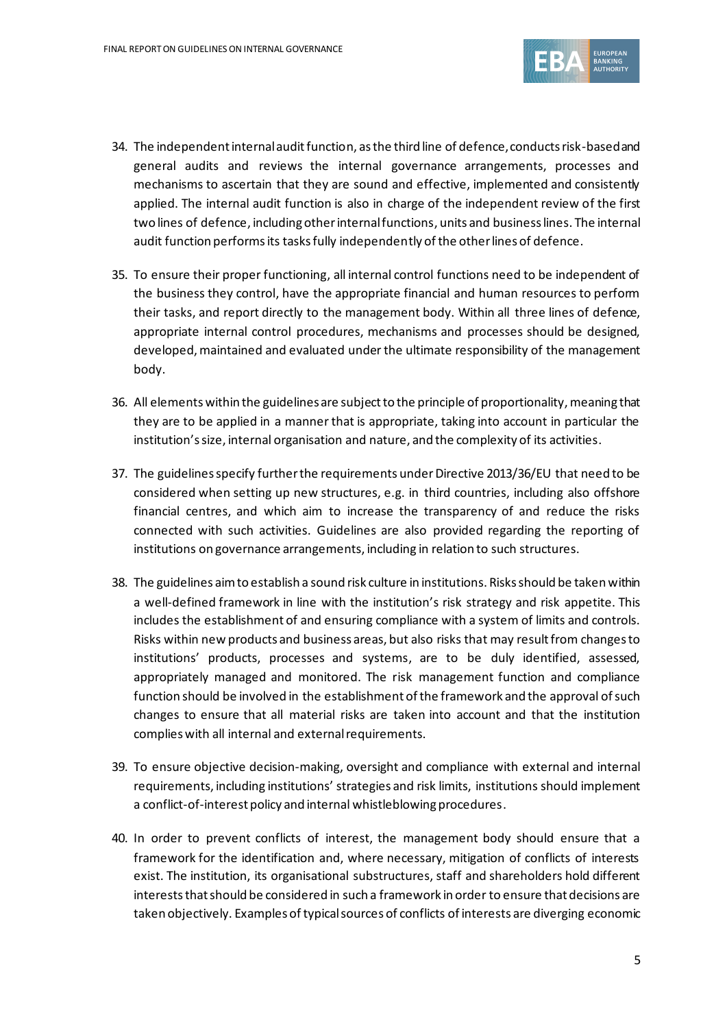34. The independent internal audit function, as the third line of defence, conducts risk-based and general audits and reviews the internal governance arrangements, processes and mechanisms to ascertain that they are sound and effective, implemented and consistently applied. The internal audit function is also in charge of the independent review of the first two lines of defence, including other internal functions, units and business lines. The internal audit function performs its tasks fully independently of the other lines of defence.

35. To ensure their proper functioning, all internal control functions need to be independent of the business they control, have the appropriate financial and human resources to perform their tasks, and report directly to the management body. Within all three lines of defence, appropriate internal control procedures, mechanisms and processes should be designed, developed, maintained and evaluated under the ultimate responsibility of the management body.

36. All elements within the guidelines are subject to the principle of proportionality, meaning that they are to be applied in a manner that is appropriate, taking into account in particular the institution's size, internal organisation and nature, and the complexity of its activities.

37. The guidelines specify further the requirements under Directive 2013/36/EU that need to be considered when setting up new structures, e.g. in third countries, including also offshore financial centres, and which aim to increase the transparency of and reduce the risks connected with such activities. Guidelines are also provided regarding the reporting of institutions on governance arrangements, including in relation to such structures.

38. The guidelines aim to establish a sound risk culture in institutions. Risks should be taken within a well-defined framework in line with the institution's risk strategy and risk appetite. This includes the establishment of and ensuring compliance with a system of limits and controls. Risks within new products and business areas, but also risks that may result from changes to institutions' products, processes and systems, are to be duly identified, assessed, appropriately managed and monitored. The risk management function and compliance function should be involved in the establishment of the framework and the approval of such changes to ensure that all material risks are taken into account and that the institution complies with all internal and external requirements.

39. To ensure objective decision-making, oversight and compliance with external and internal requirements, including institutions' strategies and risk limits, institutions should implement a conflict-of-interest policy and internal whistleblowing procedures.

40. In order to prevent conflicts of interest, the management body should ensure that a framework for the identification and, where necessary, mitigation of conflicts of interests exist. The institution, its organisational substructures, staff and shareholders hold different interests that should be considered in such a framework in order to ensure that decisions are taken objectively. Examples of typical sources of conflicts of interests are diverging economic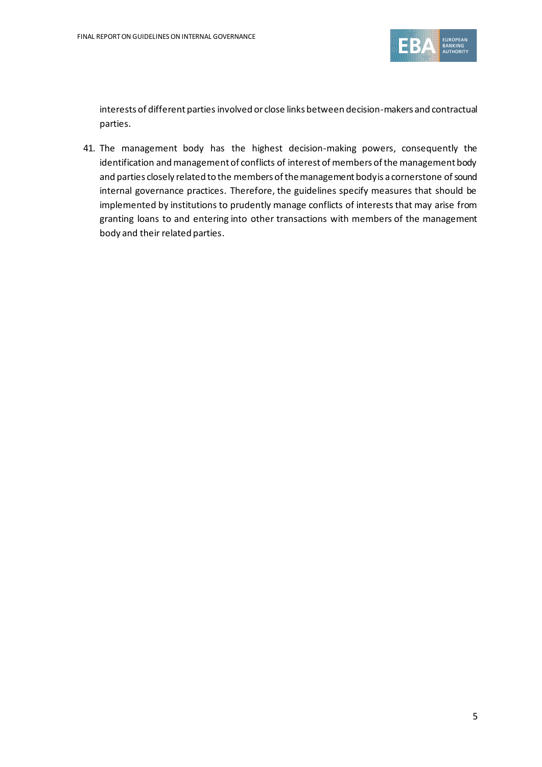interests of different parties involved or close links between decision-makers and contractual parties.

41. The management body has the highest decision-making powers, consequently the identification and management of conflicts of interest of members of the management body and parties closely related to the members of the management body is a cornerstone of sound internal governance practices. Therefore, the guidelines specify measures that should be implemented by institutions to prudently manage conflicts of interests that may arise from granting loans to and entering into other transactions with members of the management body and their related parties.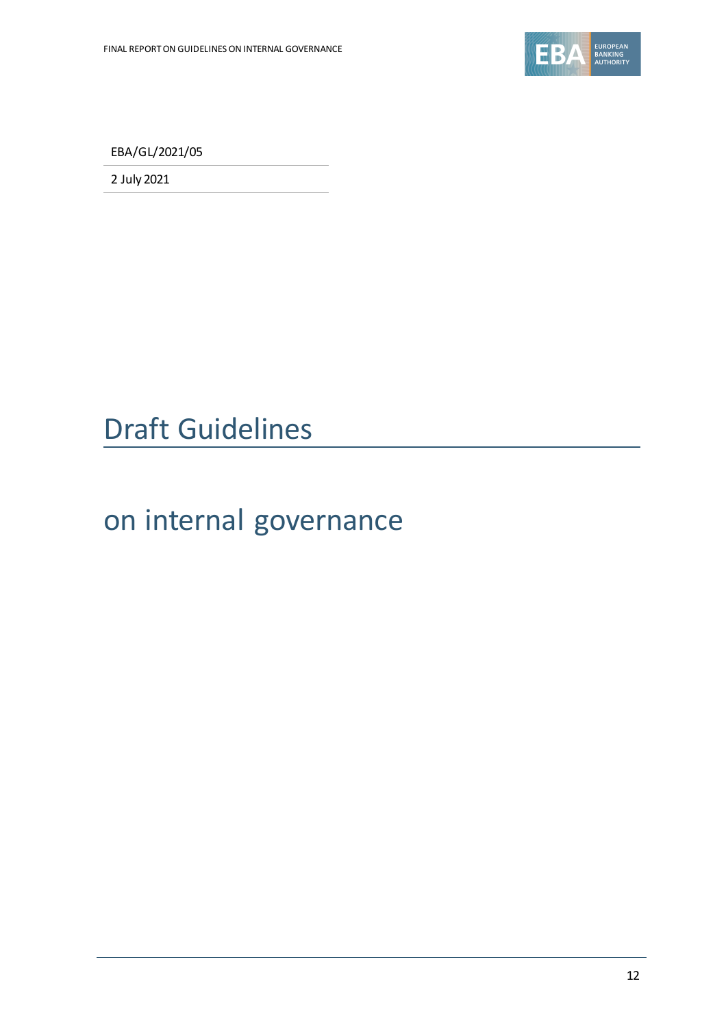EBA/GL/2021/05

2 July 2021

# Draft Guidelines

# on internal governance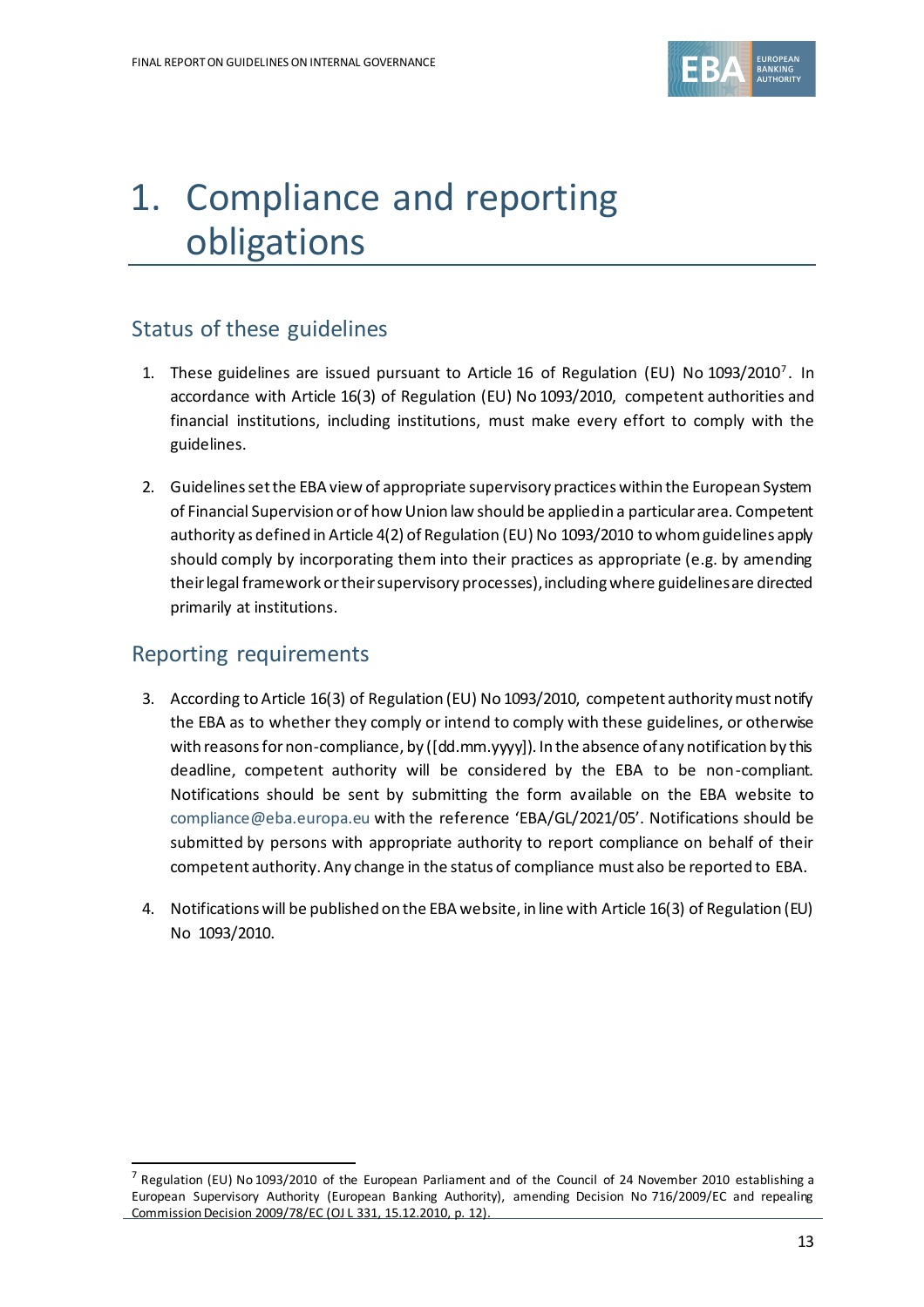# 1. Compliance and reporting obligations

## Status of these guidelines

1. These guidelines are issued pursuant to Article 16 of Regulation (EU) No 1093/2010[7]. In accordance with Article 16(3) of Regulation (EU) No 1093/2010, competent authorities and financial institutions, including institutions, must make every effort to comply with the guidelines.

2. Guidelines set the EBA view of appropriate supervisory practices within the European System of Financial Supervision or of how Union law should be applied in a particular area. Competent authority as defined in Article 4(2) of Regulation (EU) No 1093/2010 to whom guidelines apply should comply by incorporating them into their practices as appropriate (e.g. by amending their legal framework or their supervisory processes), including where guidelines are directed primarily at institutions.

## Reporting requirements

3. According to Article 16(3) of Regulation (EU) No 1093/2010, competent authority must notify the EBA as to whether they comply or intend to comply with these guidelines, or otherwise with reasons for non-compliance, by ([dd.mm.yyyy]). In the absence of any notification by this deadline, competent authority will be considered by the EBA to be non-compliant. Notifications should be sent by submitting the form available on the EBA website to compliance@eba.europa.eu with the reference 'EBA/GL/2021/05'. Notifications should be submitted by persons with appropriate authority to report compliance on behalf of their competent authority. Any change in the status of compliance must also be reported to EBA.

4. Notifications will be published on the EBA website, in line with Article 16(3) of Regulation (EU) No 1093/2010.

---

[7] Regulation (EU) No 1093/2010 of the European Parliament and of the Council of 24 November 2010 establishing a European Supervisory Authority (European Banking Authority), amending Decision No 716/2009/EC and repealing Commission Decision 2009/78/EC (OJ L 331, 15.12.2010, p. 12).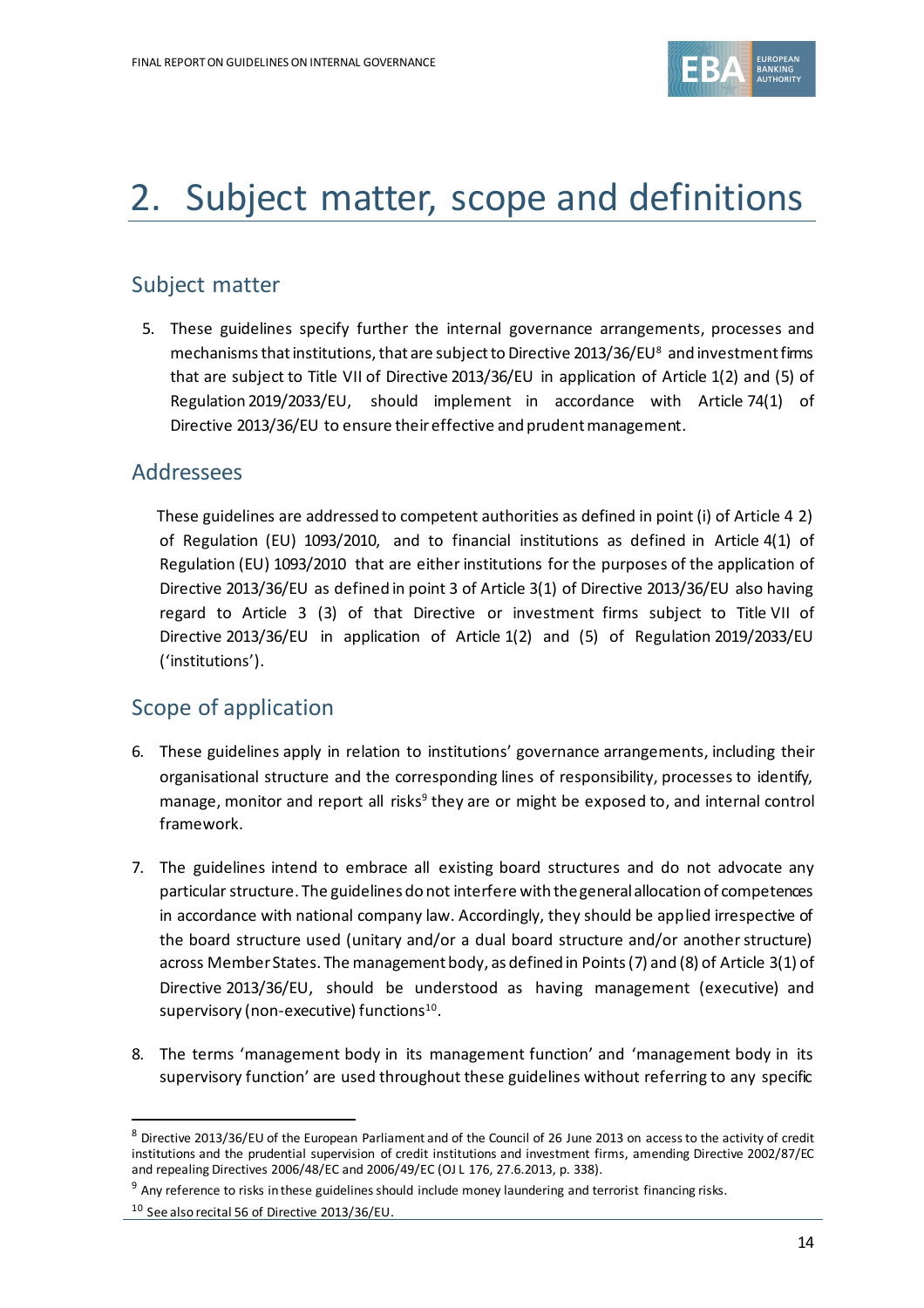# 2. Subject matter, scope and definitions

## Subject matter

5. These guidelines specify further the internal governance arrangements, processes and mechanisms that institutions, that are subject to Directive 2013/36/EU[8] and investment firms that are subject to Title VII of Directive 2013/36/EU in application of Article 1(2) and (5) of Regulation 2019/2033/EU, should implement in accordance with Article 74(1) of Directive 2013/36/EU to ensure their effective and prudent management.

## Addressees

These guidelines are addressed to competent authorities as defined in point (i) of Article 4 2) of Regulation (EU) 1093/2010, and to financial institutions as defined in Article 4(1) of Regulation (EU) 1093/2010 that are either institutions for the purposes of the application of Directive 2013/36/EU as defined in point 3 of Article 3(1) of Directive 2013/36/EU also having regard to Article 3 (3) of that Directive or investment firms subject to Title VII of Directive 2013/36/EU in application of Article 1(2) and (5) of Regulation 2019/2033/EU ('institutions').

## Scope of application

6. These guidelines apply in relation to institutions' governance arrangements, including their organisational structure and the corresponding lines of responsibility, processes to identify, manage, monitor and report all risks[9] they are or might be exposed to, and internal control framework.

7. The guidelines intend to embrace all existing board structures and do not advocate any particular structure. The guidelines do not interfere with the general allocation of competences in accordance with national company law. Accordingly, they should be applied irrespective of the board structure used (unitary and/or a dual board structure and/or another structure) across Member States. The management body, as defined in Points (7) and (8) of Article 3(1) of Directive 2013/36/EU, should be understood as having management (executive) and supervisory (non-executive) functions[10].

8. The terms 'management body in its management function' and 'management body in its supervisory function' are used throughout these guidelines without referring to any specific

---

[8] Directive 2013/36/EU of the European Parliament and of the Council of 26 June 2013 on access to the activity of credit institutions and the prudential supervision of credit institutions and investment firms, amending Directive 2002/87/EC and repealing Directives 2006/48/EC and 2006/49/EC (OJ L 176, 27.6.2013, p. 338).

[9] Any reference to risks in these guidelines should include money laundering and terrorist financing risks.

[10] See also recital 56 of Directive 2013/36/EU.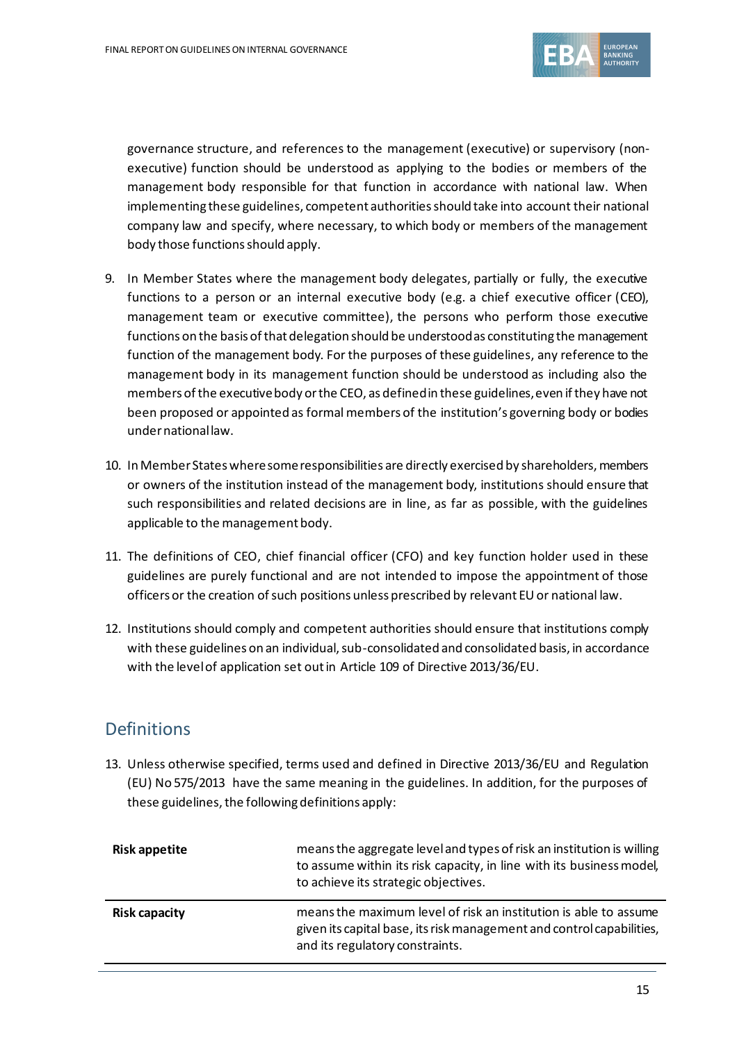governance structure, and references to the management (executive) or supervisory (non-executive) function should be understood as applying to the bodies or members of the management body responsible for that function in accordance with national law. When implementing these guidelines, competent authorities should take into account their national company law and specify, where necessary, to which body or members of the management body those functions should apply.

9. In Member States where the management body delegates, partially or fully, the executive functions to a person or an internal executive body (e.g. a chief executive officer (CEO), management team or executive committee), the persons who perform those executive functions on the basis of that delegation should be understood as constituting the management function of the management body. For the purposes of these guidelines, any reference to the management body in its management function should be understood as including also the members of the executive body or the CEO, as defined in these guidelines, even if they have not been proposed or appointed as formal members of the institution's governing body or bodies under national law.

10. In Member States where some responsibilities are directly exercised by shareholders, members or owners of the institution instead of the management body, institutions should ensure that such responsibilities and related decisions are in line, as far as possible, with the guidelines applicable to the management body.

11. The definitions of CEO, chief financial officer (CFO) and key function holder used in these guidelines are purely functional and are not intended to impose the appointment of those officers or the creation of such positions unless prescribed by relevant EU or national law.

12. Institutions should comply and competent authorities should ensure that institutions comply with these guidelines on an individual, sub-consolidated and consolidated basis, in accordance with the level of application set out in Article 109 of Directive 2013/36/EU.

## Definitions

13. Unless otherwise specified, terms used and defined in Directive 2013/36/EU and Regulation (EU) No 575/2013 have the same meaning in the guidelines. In addition, for the purposes of these guidelines, the following definitions apply:

| | |
|---|---|
| **Risk appetite** | means the aggregate level and types of risk an institution is willing to assume within its risk capacity, in line with its business model, to achieve its strategic objectives. |
| **Risk capacity** | means the maximum level of risk an institution is able to assume given its capital base, its risk management and control capabilities, and its regulatory constraints. |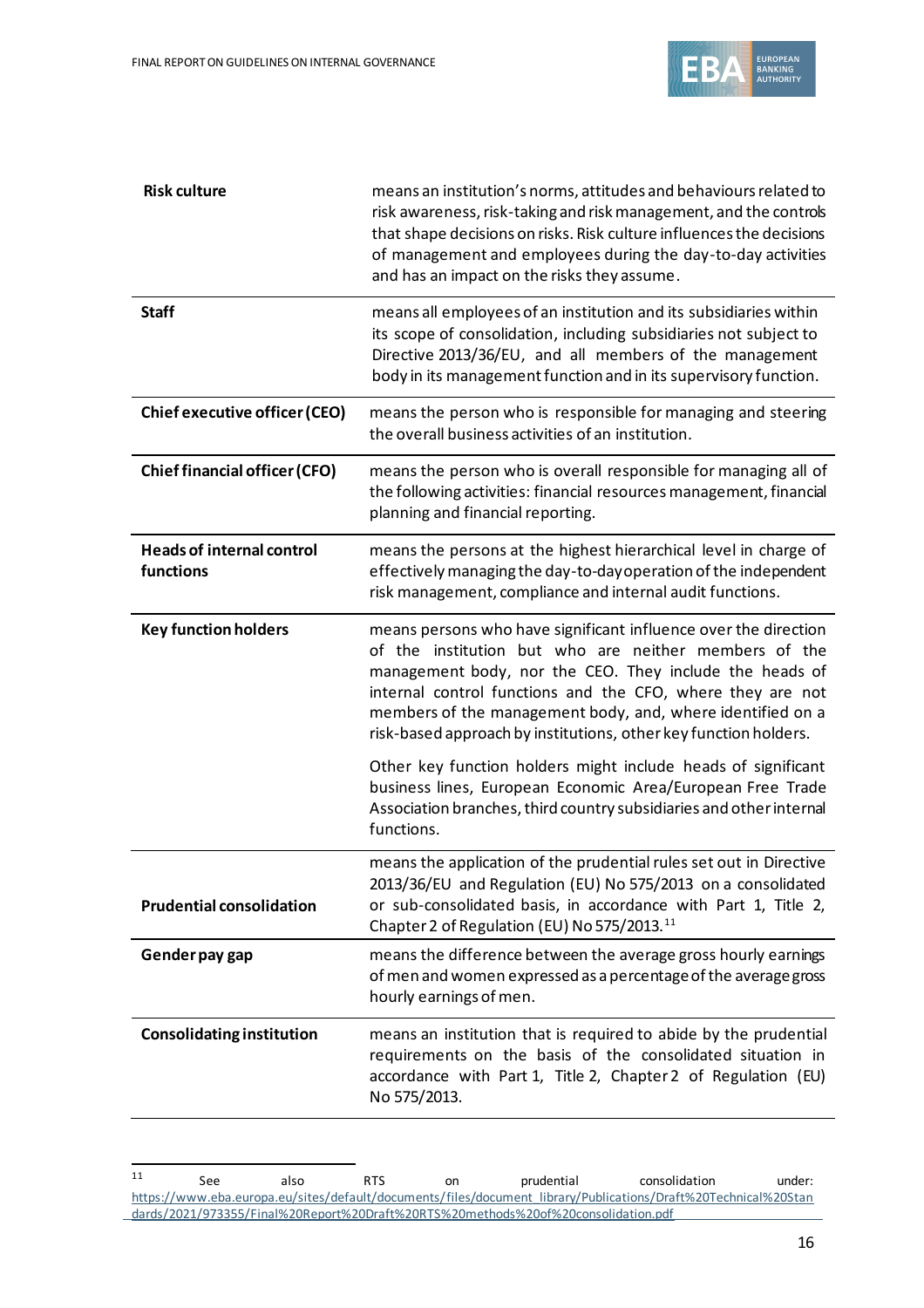| | |
|---|---|
| **Risk culture** | means an institution's norms, attitudes and behaviours related to risk awareness, risk-taking and risk management, and the controls that shape decisions on risks. Risk culture influences the decisions of management and employees during the day-to-day activities and has an impact on the risks they assume. |
| **Staff** | means all employees of an institution and its subsidiaries within its scope of consolidation, including subsidiaries not subject to Directive 2013/36/EU, and all members of the management body in its management function and in its supervisory function. |
| **Chief executive officer (CEO)** | means the person who is responsible for managing and steering the overall business activities of an institution. |
| **Chief financial officer (CFO)** | means the person who is overall responsible for managing all of the following activities: financial resources management, financial planning and financial reporting. |
| **Heads of internal control functions** | means the persons at the highest hierarchical level in charge of effectively managing the day-to-day operation of the independent risk management, compliance and internal audit functions. |
| **Key function holders** | means persons who have significant influence over the direction of the institution but who are neither members of the management body, nor the CEO. They include the heads of internal control functions and the CFO, where they are not members of the management body, and, where identified on a risk-based approach by institutions, other key function holders.<br><br>Other key function holders might include heads of significant business lines, European Economic Area/European Free Trade Association branches, third country subsidiaries and other internal functions. |
| **Prudential consolidation** | means the application of the prudential rules set out in Directive 2013/36/EU and Regulation (EU) No 575/2013 on a consolidated or sub-consolidated basis, in accordance with Part 1, Title 2, Chapter 2 of Regulation (EU) No 575/2013.[11] |
| **Gender pay gap** | means the difference between the average gross hourly earnings of men and women expressed as a percentage of the average gross hourly earnings of men. |
| **Consolidating institution** | means an institution that is required to abide by the prudential requirements on the basis of the consolidated situation in accordance with Part 1, Title 2, Chapter 2 of Regulation (EU) No 575/2013. |

[11] See also RTS on prudential consolidation under: https://www.eba.europa.eu/sites/default/documents/files/document_library/Publications/Draft%20Technical%20Standards/2021/973355/Final%20Report%20Draft%20RTS%20methods%20of%20consolidation.pdf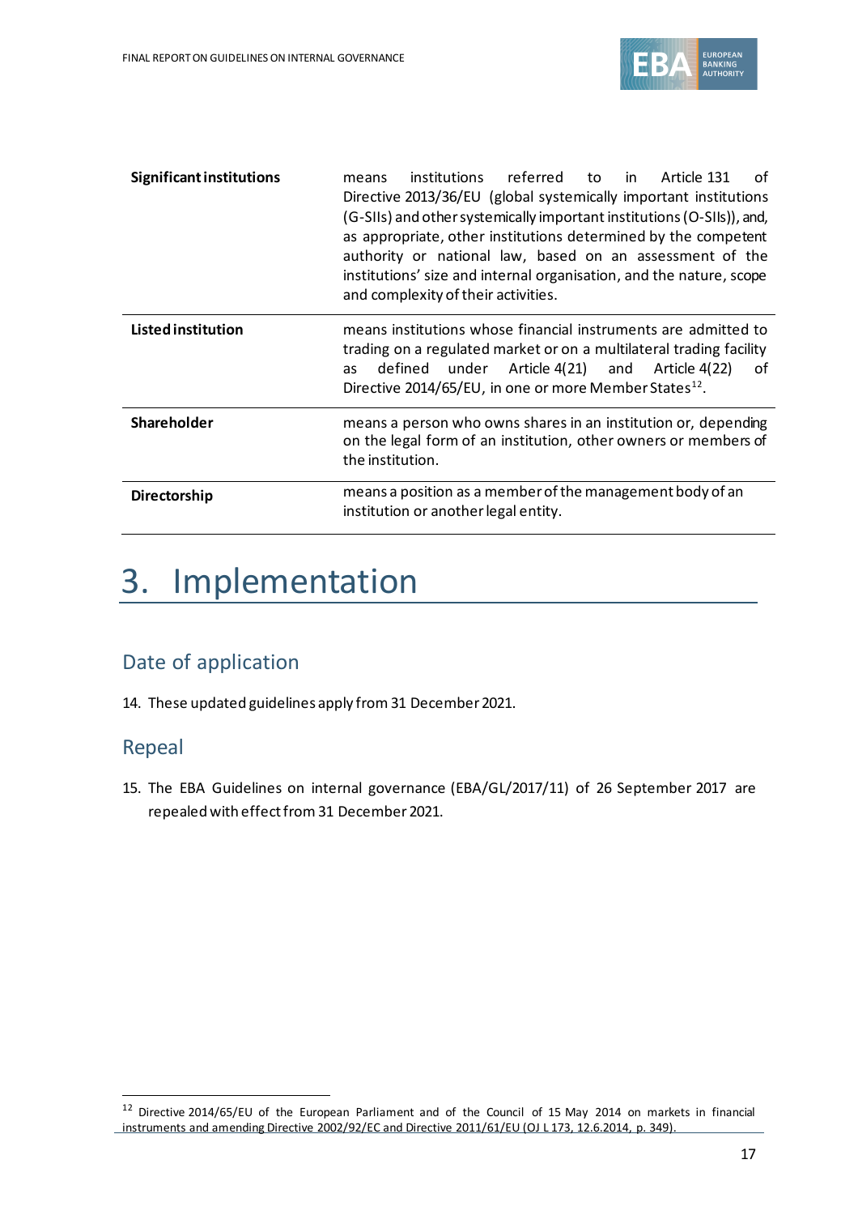| | |
|---|---|
| **Significant institutions** | means institutions referred to in Article 131 of Directive 2013/36/EU (global systemically important institutions (G-SIIs) and other systemically important institutions (O-SIIs)), and, as appropriate, other institutions determined by the competent authority or national law, based on an assessment of the institutions' size and internal organisation, and the nature, scope and complexity of their activities. |
| **Listed institution** | means institutions whose financial instruments are admitted to trading on a regulated market or on a multilateral trading facility as defined under Article 4(21) and Article 4(22) of Directive 2014/65/EU, in one or more Member States[12]. |
| **Shareholder** | means a person who owns shares in an institution or, depending on the legal form of an institution, other owners or members of the institution. |
| **Directorship** | means a position as a member of the management body of an institution or another legal entity. |

# 3. Implementation

## Date of application

14. These updated guidelines apply from 31 December 2021.

## Repeal

15. The EBA Guidelines on internal governance (EBA/GL/2017/11) of 26 September 2017 are repealed with effect from 31 December 2021.

[12] Directive 2014/65/EU of the European Parliament and of the Council of 15 May 2014 on markets in financial instruments and amending Directive 2002/92/EC and Directive 2011/61/EU (OJ L 173, 12.6.2014, p. 349).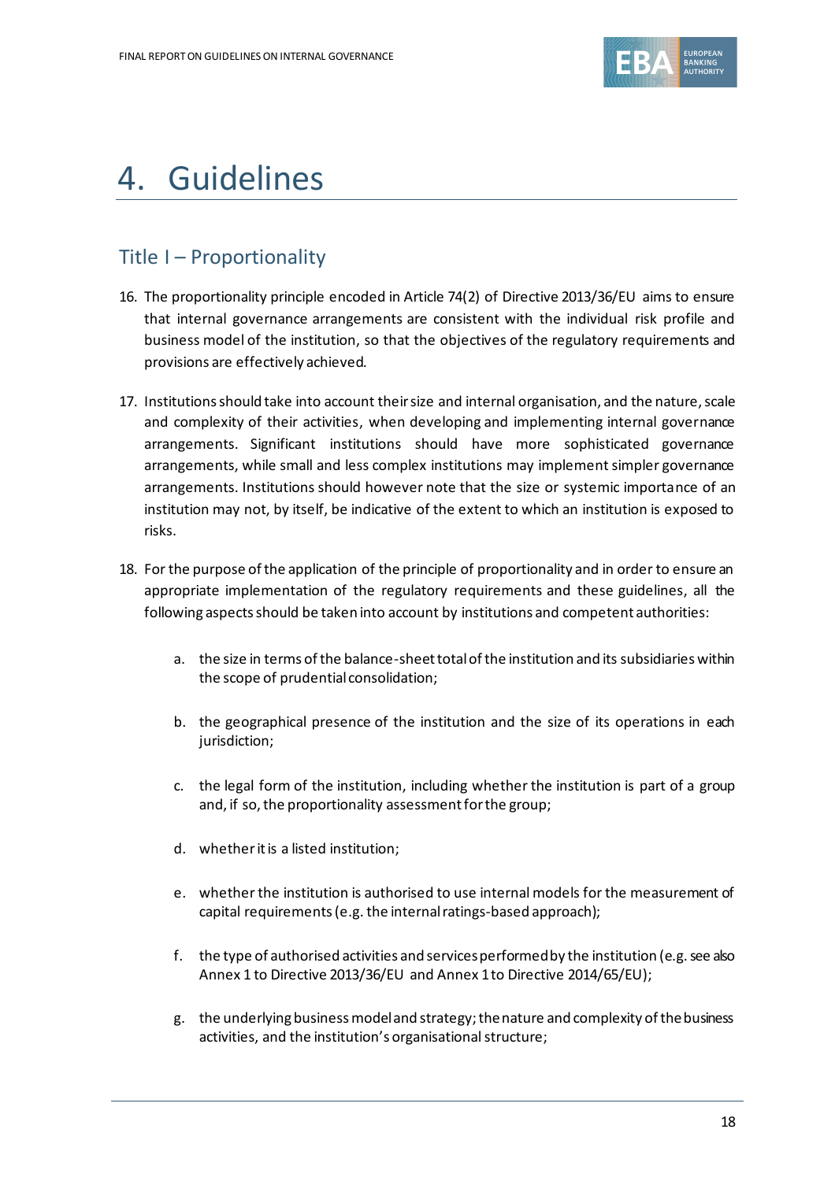# 4. Guidelines

## Title I – Proportionality

16. The proportionality principle encoded in Article 74(2) of Directive 2013/36/EU aims to ensure that internal governance arrangements are consistent with the individual risk profile and business model of the institution, so that the objectives of the regulatory requirements and provisions are effectively achieved.

17. Institutions should take into account their size and internal organisation, and the nature, scale and complexity of their activities, when developing and implementing internal governance arrangements. Significant institutions should have more sophisticated governance arrangements, while small and less complex institutions may implement simpler governance arrangements. Institutions should however note that the size or systemic importance of an institution may not, by itself, be indicative of the extent to which an institution is exposed to risks.

18. For the purpose of the application of the principle of proportionality and in order to ensure an appropriate implementation of the regulatory requirements and these guidelines, all the following aspects should be taken into account by institutions and competent authorities:

    a. the size in terms of the balance-sheet total of the institution and its subsidiaries within the scope of prudential consolidation;

    b. the geographical presence of the institution and the size of its operations in each jurisdiction;

    c. the legal form of the institution, including whether the institution is part of a group and, if so, the proportionality assessment for the group;

    d. whether it is a listed institution;

    e. whether the institution is authorised to use internal models for the measurement of capital requirements (e.g. the internal ratings-based approach);

    f. the type of authorised activities and services performed by the institution (e.g. see also Annex 1 to Directive 2013/36/EU and Annex 1 to Directive 2014/65/EU);

    g. the underlying business model and strategy; the nature and complexity of the business activities, and the institution's organisational structure;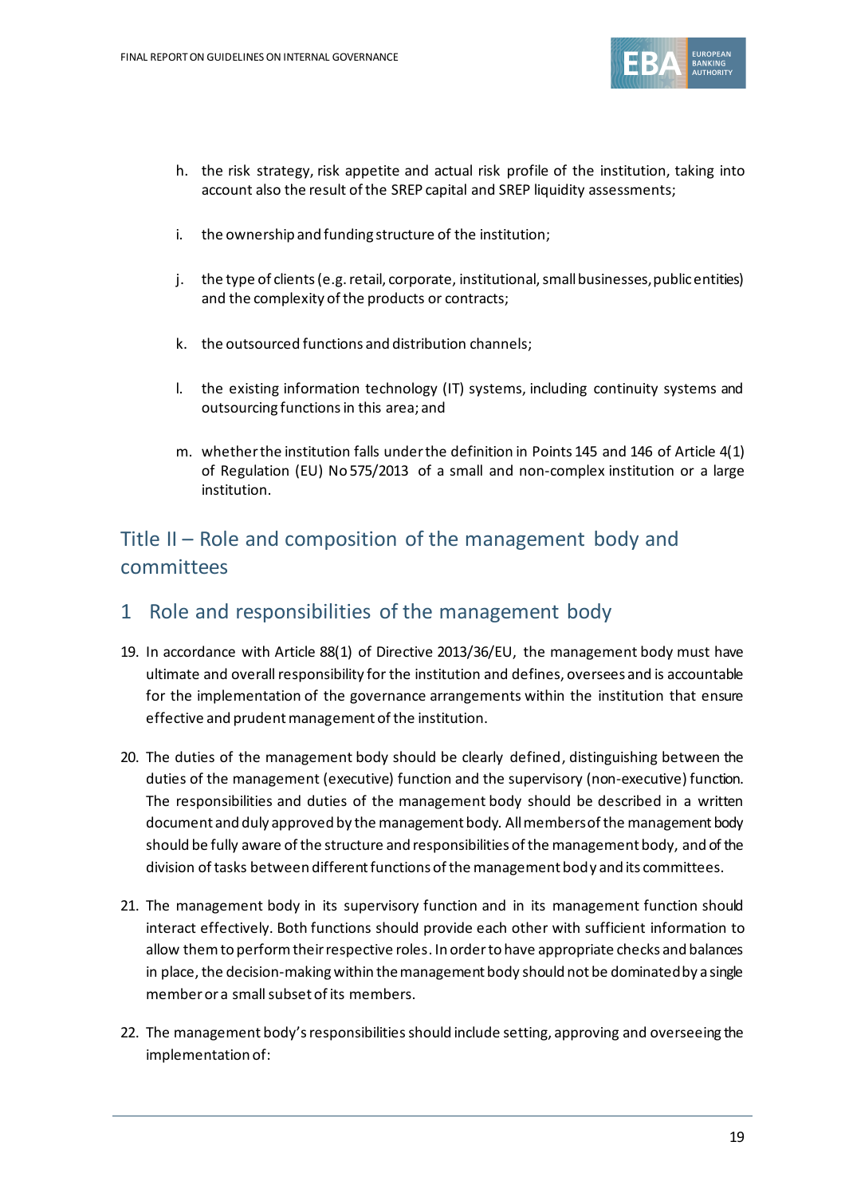h. the risk strategy, risk appetite and actual risk profile of the institution, taking into account also the result of the SREP capital and SREP liquidity assessments;

i. the ownership and funding structure of the institution;

j. the type of clients (e.g. retail, corporate, institutional, small businesses, public entities) and the complexity of the products or contracts;

k. the outsourced functions and distribution channels;

l. the existing information technology (IT) systems, including continuity systems and outsourcing functions in this area; and

m. whether the institution falls under the definition in Points 145 and 146 of Article 4(1) of Regulation (EU) No 575/2013 of a small and non-complex institution or a large institution.

## Title II – Role and composition of the management body and committees

### 1 Role and responsibilities of the management body

19. In accordance with Article 88(1) of Directive 2013/36/EU, the management body must have ultimate and overall responsibility for the institution and defines, oversees and is accountable for the implementation of the governance arrangements within the institution that ensure effective and prudent management of the institution.

20. The duties of the management body should be clearly defined, distinguishing between the duties of the management (executive) function and the supervisory (non-executive) function. The responsibilities and duties of the management body should be described in a written document and duly approved by the management body. All members of the management body should be fully aware of the structure and responsibilities of the management body, and of the division of tasks between different functions of the management body and its committees.

21. The management body in its supervisory function and in its management function should interact effectively. Both functions should provide each other with sufficient information to allow them to perform their respective roles. In order to have appropriate checks and balances in place, the decision-making within the management body should not be dominated by a single member or a small subset of its members.

22. The management body's responsibilities should include setting, approving and overseeing the implementation of: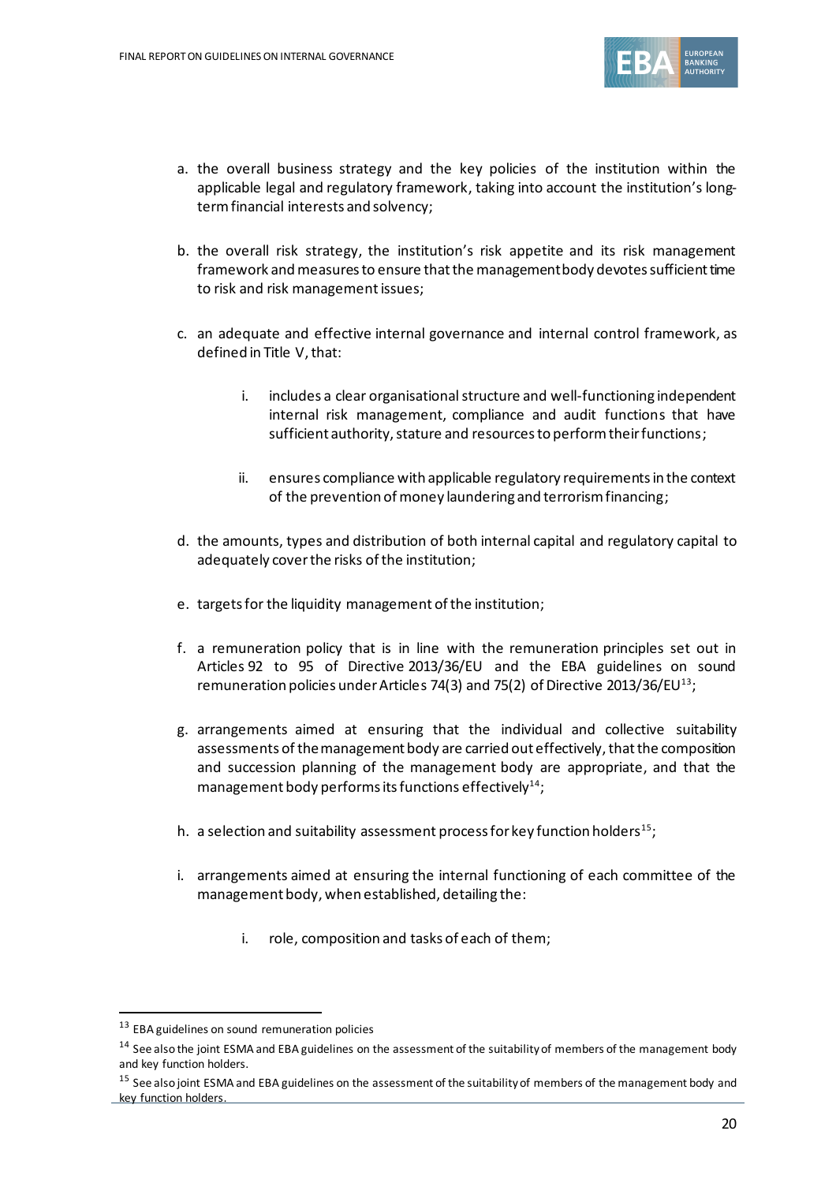a. the overall business strategy and the key policies of the institution within the applicable legal and regulatory framework, taking into account the institution's long-term financial interests and solvency;

b. the overall risk strategy, the institution's risk appetite and its risk management framework and measures to ensure that the management body devotes sufficient time to risk and risk management issues;

c. an adequate and effective internal governance and internal control framework, as defined in Title V, that:

   i. includes a clear organisational structure and well-functioning independent internal risk management, compliance and audit functions that have sufficient authority, stature and resources to perform their functions;

   ii. ensures compliance with applicable regulatory requirements in the context of the prevention of money laundering and terrorism financing;

d. the amounts, types and distribution of both internal capital and regulatory capital to adequately cover the risks of the institution;

e. targets for the liquidity management of the institution;

f. a remuneration policy that is in line with the remuneration principles set out in Articles 92 to 95 of Directive 2013/36/EU and the EBA guidelines on sound remuneration policies under Articles 74(3) and 75(2) of Directive 2013/36/EU[13];

g. arrangements aimed at ensuring that the individual and collective suitability assessments of the management body are carried out effectively, that the composition and succession planning of the management body are appropriate, and that the management body performs its functions effectively[14];

h. a selection and suitability assessment process for key function holders[15];

i. arrangements aimed at ensuring the internal functioning of each committee of the management body, when established, detailing the:

   i. role, composition and tasks of each of them;

---

[13] EBA guidelines on sound remuneration policies

[14] See also the joint ESMA and EBA guidelines on the assessment of the suitability of members of the management body and key function holders.

[15] See also joint ESMA and EBA guidelines on the assessment of the suitability of members of the management body and key function holders.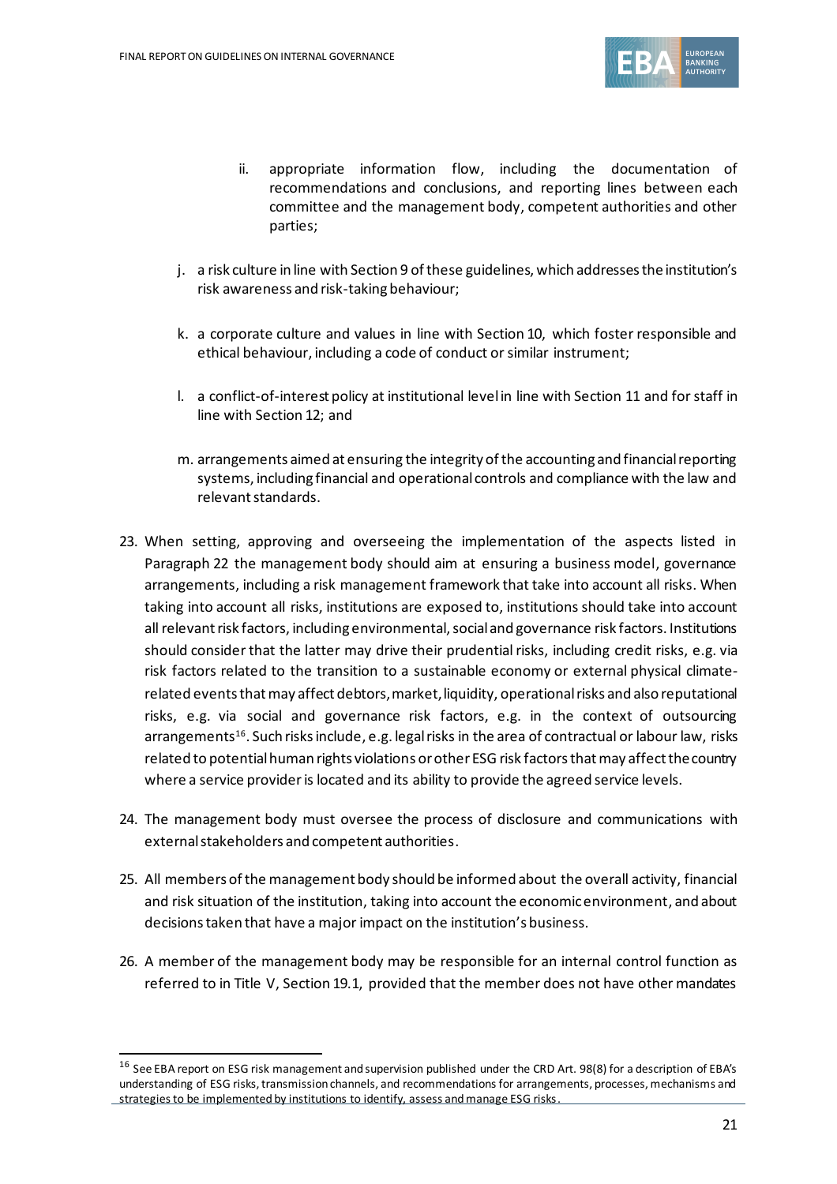ii. appropriate information flow, including the documentation of recommendations and conclusions, and reporting lines between each committee and the management body, competent authorities and other parties;

j. a risk culture in line with Section 9 of these guidelines, which addresses the institution's risk awareness and risk-taking behaviour;

k. a corporate culture and values in line with Section 10, which foster responsible and ethical behaviour, including a code of conduct or similar instrument;

l. a conflict-of-interest policy at institutional level in line with Section 11 and for staff in line with Section 12; and

m. arrangements aimed at ensuring the integrity of the accounting and financial reporting systems, including financial and operational controls and compliance with the law and relevant standards.

23. When setting, approving and overseeing the implementation of the aspects listed in Paragraph 22 the management body should aim at ensuring a business model, governance arrangements, including a risk management framework that take into account all risks. When taking into account all risks, institutions are exposed to, institutions should take into account all relevant risk factors, including environmental, social and governance risk factors. Institutions should consider that the latter may drive their prudential risks, including credit risks, e.g. via risk factors related to the transition to a sustainable economy or external physical climate-related events that may affect debtors, market, liquidity, operational risks and also reputational risks, e.g. via social and governance risk factors, e.g. in the context of outsourcing arrangements[16]. Such risks include, e.g. legal risks in the area of contractual or labour law, risks related to potential human rights violations or other ESG risk factors that may affect the country where a service provider is located and its ability to provide the agreed service levels.

24. The management body must oversee the process of disclosure and communications with external stakeholders and competent authorities.

25. All members of the management body should be informed about the overall activity, financial and risk situation of the institution, taking into account the economic environment, and about decisions taken that have a major impact on the institution's business.

26. A member of the management body may be responsible for an internal control function as referred to in Title V, Section 19.1, provided that the member does not have other mandates

[16] See EBA report on ESG risk management and supervision published under the CRD Art. 98(8) for a description of EBA's understanding of ESG risks, transmission channels, and recommendations for arrangements, processes, mechanisms and strategies to be implemented by institutions to identify, assess and manage ESG risks.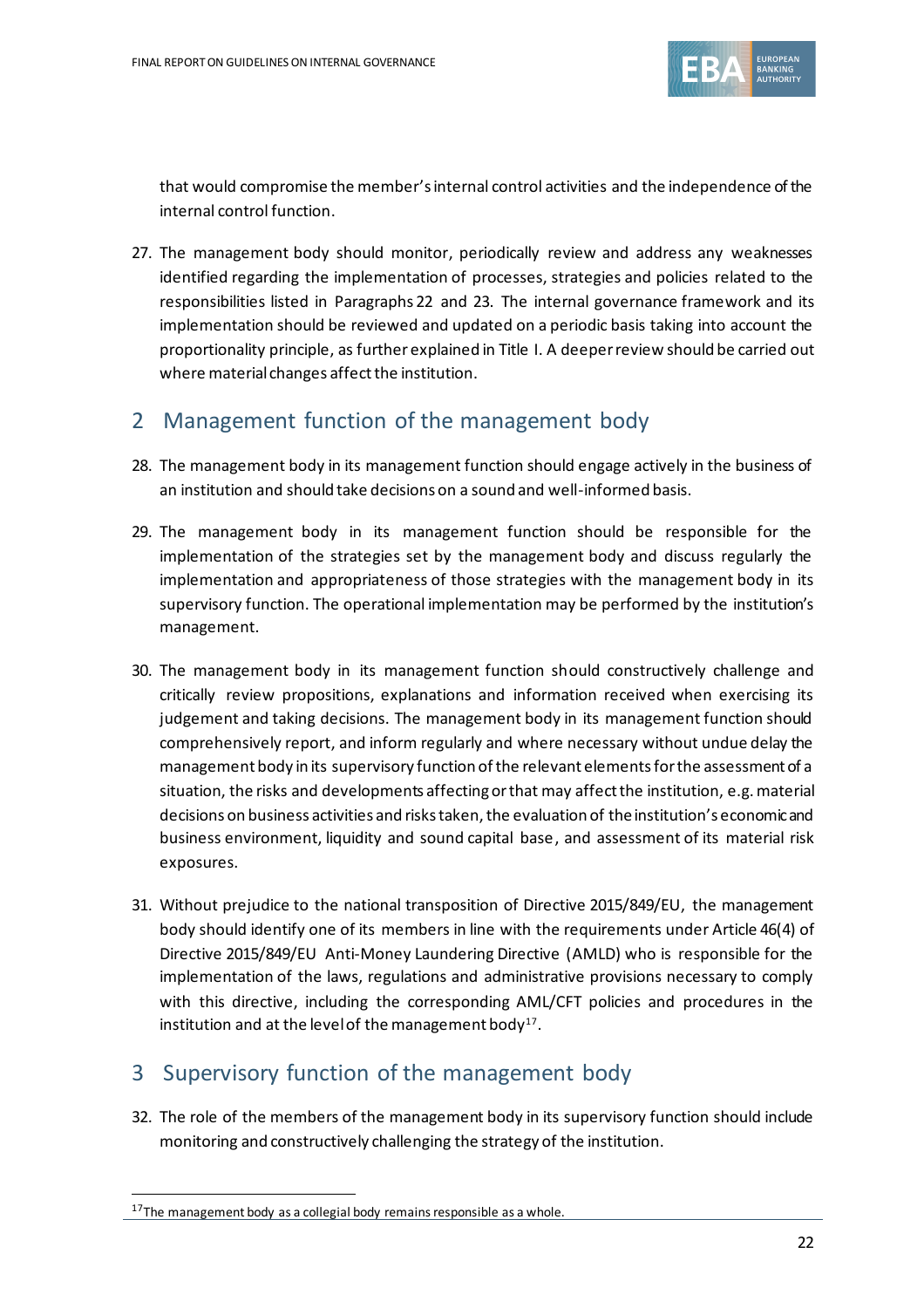that would compromise the member's internal control activities and the independence of the internal control function.

27. The management body should monitor, periodically review and address any weaknesses identified regarding the implementation of processes, strategies and policies related to the responsibilities listed in Paragraphs 22 and 23. The internal governance framework and its implementation should be reviewed and updated on a periodic basis taking into account the proportionality principle, as further explained in Title I. A deeper review should be carried out where material changes affect the institution.

## 2 Management function of the management body

28. The management body in its management function should engage actively in the business of an institution and should take decisions on a sound and well-informed basis.

29. The management body in its management function should be responsible for the implementation of the strategies set by the management body and discuss regularly the implementation and appropriateness of those strategies with the management body in its supervisory function. The operational implementation may be performed by the institution's management.

30. The management body in its management function should constructively challenge and critically review propositions, explanations and information received when exercising its judgement and taking decisions. The management body in its management function should comprehensively report, and inform regularly and where necessary without undue delay the management body in its supervisory function of the relevant elements for the assessment of a situation, the risks and developments affecting or that may affect the institution, e.g. material decisions on business activities and risks taken, the evaluation of the institution's economic and business environment, liquidity and sound capital base, and assessment of its material risk exposures.

31. Without prejudice to the national transposition of Directive 2015/849/EU, the management body should identify one of its members in line with the requirements under Article 46(4) of Directive 2015/849/EU Anti-Money Laundering Directive (AMLD) who is responsible for the implementation of the laws, regulations and administrative provisions necessary to comply with this directive, including the corresponding AML/CFT policies and procedures in the institution and at the level of the management body[17].

## 3 Supervisory function of the management body

32. The role of the members of the management body in its supervisory function should include monitoring and constructively challenging the strategy of the institution.

[17] The management body as a collegial body remains responsible as a whole.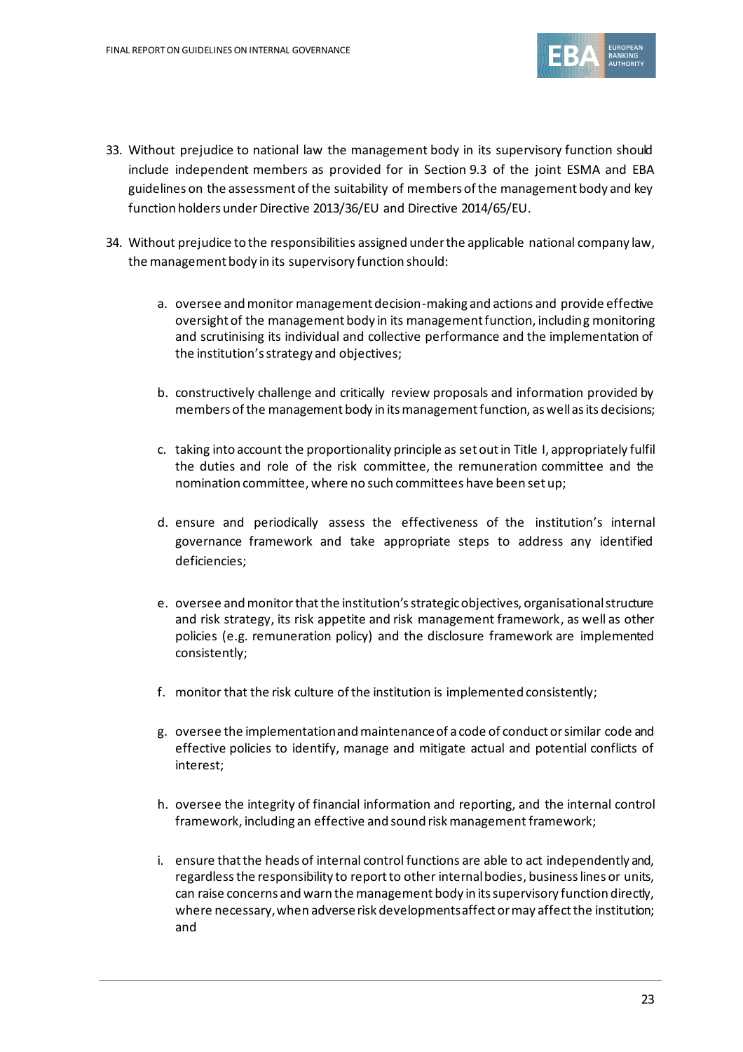33. Without prejudice to national law the management body in its supervisory function should include independent members as provided for in Section 9.3 of the joint ESMA and EBA guidelines on the assessment of the suitability of members of the management body and key function holders under Directive 2013/36/EU and Directive 2014/65/EU.

34. Without prejudice to the responsibilities assigned under the applicable national company law, the management body in its supervisory function should:

    a. oversee and monitor management decision-making and actions and provide effective oversight of the management body in its management function, including monitoring and scrutinising its individual and collective performance and the implementation of the institution's strategy and objectives;

    b. constructively challenge and critically review proposals and information provided by members of the management body in its management function, as well as its decisions;

    c. taking into account the proportionality principle as set out in Title I, appropriately fulfil the duties and role of the risk committee, the remuneration committee and the nomination committee, where no such committees have been set up;

    d. ensure and periodically assess the effectiveness of the institution's internal governance framework and take appropriate steps to address any identified deficiencies;

    e. oversee and monitor that the institution's strategic objectives, organisational structure and risk strategy, its risk appetite and risk management framework, as well as other policies (e.g. remuneration policy) and the disclosure framework are implemented consistently;

    f. monitor that the risk culture of the institution is implemented consistently;

    g. oversee the implementation and maintenance of a code of conduct or similar code and effective policies to identify, manage and mitigate actual and potential conflicts of interest;

    h. oversee the integrity of financial information and reporting, and the internal control framework, including an effective and sound risk management framework;

    i. ensure that the heads of internal control functions are able to act independently and, regardless the responsibility to report to other internal bodies, business lines or units, can raise concerns and warn the management body in its supervisory function directly, where necessary, when adverse risk developments affect or may affect the institution; and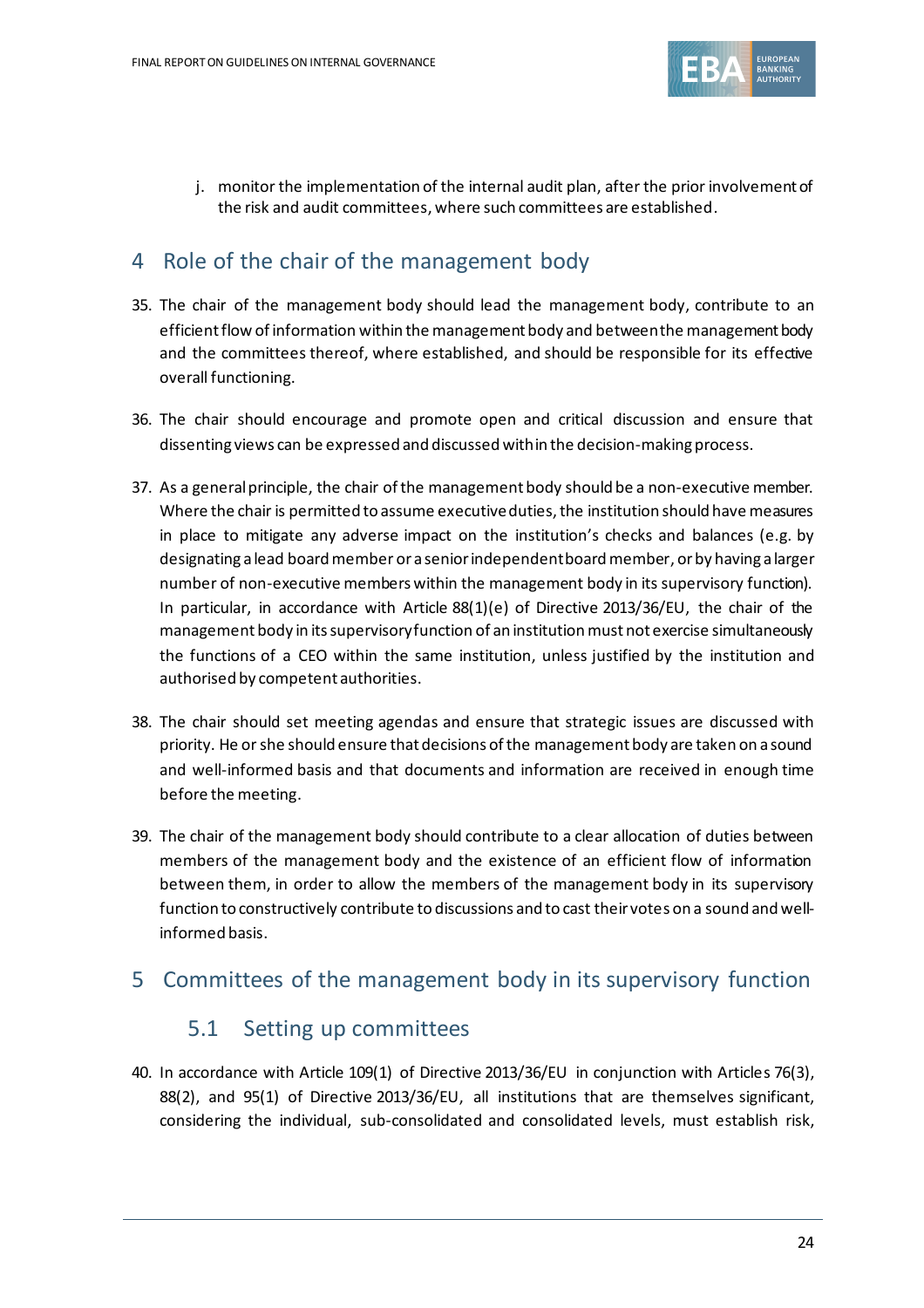j. monitor the implementation of the internal audit plan, after the prior involvement of the risk and audit committees, where such committees are established.

# 4 Role of the chair of the management body

35. The chair of the management body should lead the management body, contribute to an efficient flow of information within the management body and between the management body and the committees thereof, where established, and should be responsible for its effective overall functioning.

36. The chair should encourage and promote open and critical discussion and ensure that dissenting views can be expressed and discussed within the decision-making process.

37. As a general principle, the chair of the management body should be a non-executive member. Where the chair is permitted to assume executive duties, the institution should have measures in place to mitigate any adverse impact on the institution's checks and balances (e.g. by designating a lead board member or a senior independent board member, or by having a larger number of non-executive members within the management body in its supervisory function). In particular, in accordance with Article 88(1)(e) of Directive 2013/36/EU, the chair of the management body in its supervisory function of an institution must not exercise simultaneously the functions of a CEO within the same institution, unless justified by the institution and authorised by competent authorities.

38. The chair should set meeting agendas and ensure that strategic issues are discussed with priority. He or she should ensure that decisions of the management body are taken on a sound and well-informed basis and that documents and information are received in enough time before the meeting.

39. The chair of the management body should contribute to a clear allocation of duties between members of the management body and the existence of an efficient flow of information between them, in order to allow the members of the management body in its supervisory function to constructively contribute to discussions and to cast their votes on a sound and well-informed basis.

# 5 Committees of the management body in its supervisory function

## 5.1 Setting up committees

40. In accordance with Article 109(1) of Directive 2013/36/EU in conjunction with Articles 76(3), 88(2), and 95(1) of Directive 2013/36/EU, all institutions that are themselves significant, considering the individual, sub-consolidated and consolidated levels, must establish risk,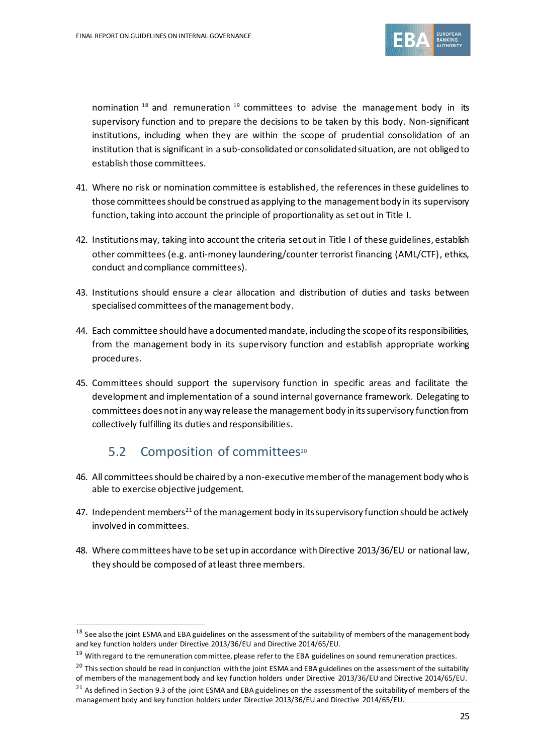nomination [18] and remuneration [19] committees to advise the management body in its supervisory function and to prepare the decisions to be taken by this body. Non-significant institutions, including when they are within the scope of prudential consolidation of an institution that is significant in a sub-consolidated or consolidated situation, are not obliged to establish those committees.

41. Where no risk or nomination committee is established, the references in these guidelines to those committees should be construed as applying to the management body in its supervisory function, taking into account the principle of proportionality as set out in Title I.

42. Institutions may, taking into account the criteria set out in Title I of these guidelines, establish other committees (e.g. anti-money laundering/counter terrorist financing (AML/CTF), ethics, conduct and compliance committees).

43. Institutions should ensure a clear allocation and distribution of duties and tasks between specialised committees of the management body.

44. Each committee should have a documented mandate, including the scope of its responsibilities, from the management body in its supervisory function and establish appropriate working procedures.

45. Committees should support the supervisory function in specific areas and facilitate the development and implementation of a sound internal governance framework. Delegating to committees does not in any way release the management body in its supervisory function from collectively fulfilling its duties and responsibilities.

## 5.2 Composition of committees[20]

46. All committees should be chaired by a non-executive member of the management body who is able to exercise objective judgement.

47. Independent members[21] of the management body in its supervisory function should be actively involved in committees.

48. Where committees have to be set up in accordance with Directive 2013/36/EU or national law, they should be composed of at least three members.

---

[18] See also the joint ESMA and EBA guidelines on the assessment of the suitability of members of the management body and key function holders under Directive 2013/36/EU and Directive 2014/65/EU.

[19] With regard to the remuneration committee, please refer to the EBA guidelines on sound remuneration practices.

[20] This section should be read in conjunction with the joint ESMA and EBA guidelines on the assessment of the suitability of members of the management body and key function holders under Directive 2013/36/EU and Directive 2014/65/EU.

[21] As defined in Section 9.3 of the joint ESMA and EBA guidelines on the assessment of the suitability of members of the management body and key function holders under Directive 2013/36/EU and Directive 2014/65/EU.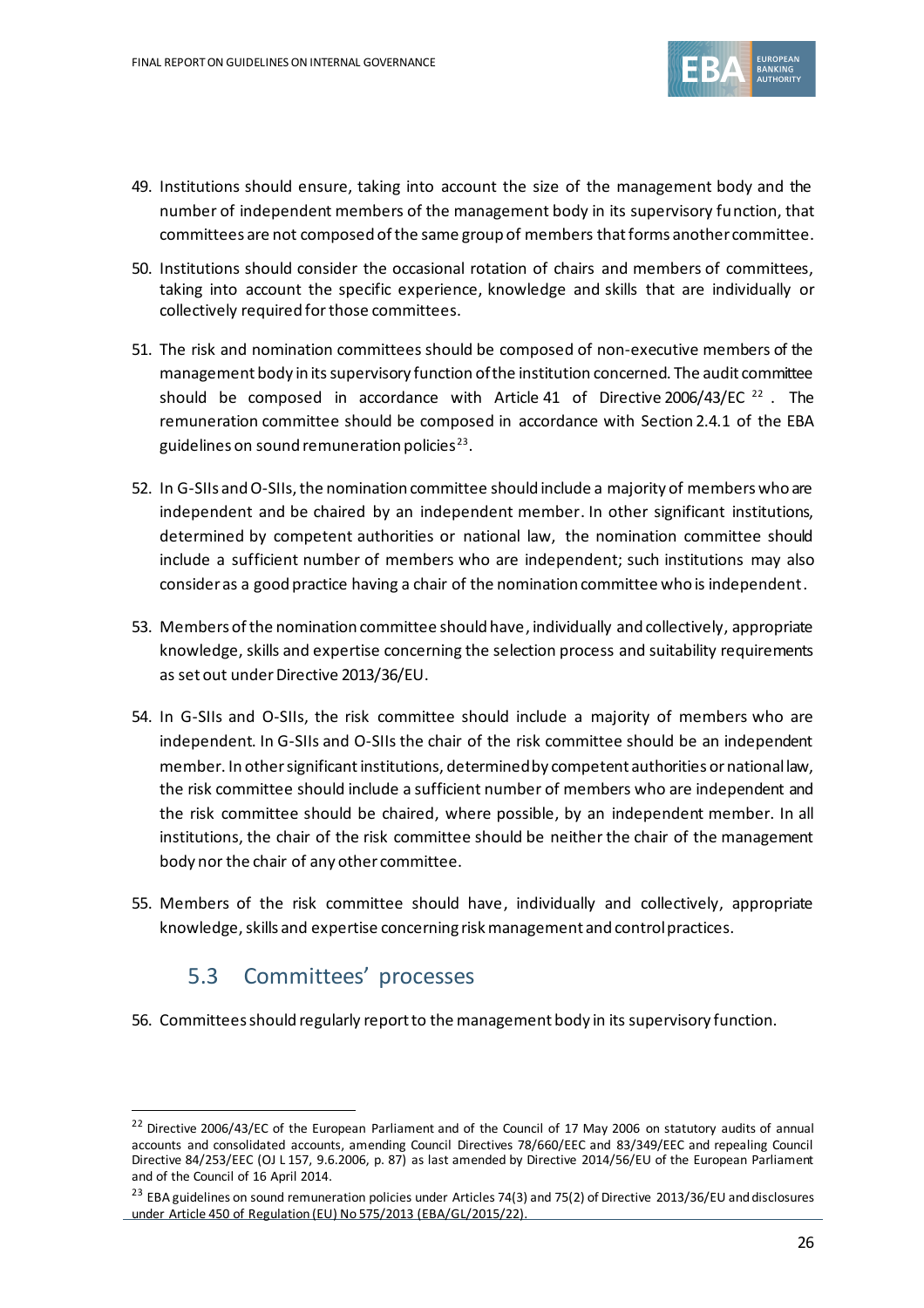49. Institutions should ensure, taking into account the size of the management body and the number of independent members of the management body in its supervisory function, that committees are not composed of the same group of members that forms another committee.

50. Institutions should consider the occasional rotation of chairs and members of committees, taking into account the specific experience, knowledge and skills that are individually or collectively required for those committees.

51. The risk and nomination committees should be composed of non-executive members of the management body in its supervisory function of the institution concerned. The audit committee should be composed in accordance with Article 41 of Directive 2006/43/EC [22]. The remuneration committee should be composed in accordance with Section 2.4.1 of the EBA guidelines on sound remuneration policies[23].

52. In G-SIIs and O-SIIs, the nomination committee should include a majority of members who are independent and be chaired by an independent member. In other significant institutions, determined by competent authorities or national law, the nomination committee should include a sufficient number of members who are independent; such institutions may also consider as a good practice having a chair of the nomination committee who is independent.

53. Members of the nomination committee should have, individually and collectively, appropriate knowledge, skills and expertise concerning the selection process and suitability requirements as set out under Directive 2013/36/EU.

54. In G-SIIs and O-SIIs, the risk committee should include a majority of members who are independent. In G-SIIs and O-SIIs the chair of the risk committee should be an independent member. In other significant institutions, determined by competent authorities or national law, the risk committee should include a sufficient number of members who are independent and the risk committee should be chaired, where possible, by an independent member. In all institutions, the chair of the risk committee should be neither the chair of the management body nor the chair of any other committee.

55. Members of the risk committee should have, individually and collectively, appropriate knowledge, skills and expertise concerning risk management and control practices.

## 5.3 Committees' processes

56. Committees should regularly report to the management body in its supervisory function.

---

[22] Directive 2006/43/EC of the European Parliament and of the Council of 17 May 2006 on statutory audits of annual accounts and consolidated accounts, amending Council Directives 78/660/EEC and 83/349/EEC and repealing Council Directive 84/253/EEC (OJ L 157, 9.6.2006, p. 87) as last amended by Directive 2014/56/EU of the European Parliament and of the Council of 16 April 2014.

[23] EBA guidelines on sound remuneration policies under Articles 74(3) and 75(2) of Directive 2013/36/EU and disclosures under Article 450 of Regulation (EU) No 575/2013 (EBA/GL/2015/22).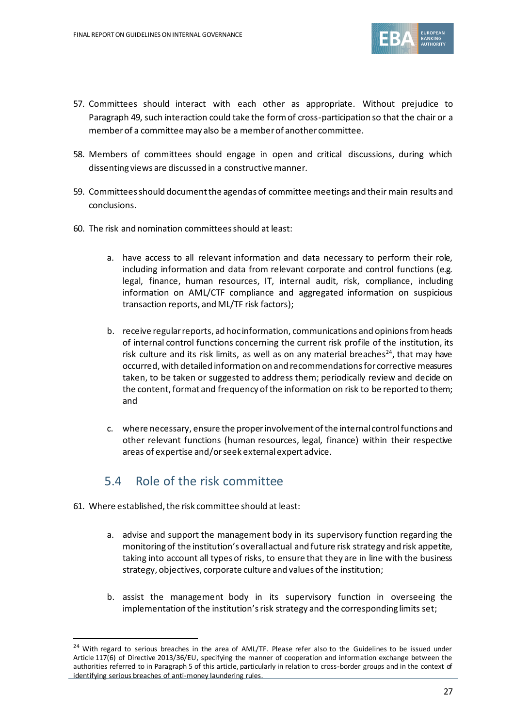57. Committees should interact with each other as appropriate. Without prejudice to Paragraph 49, such interaction could take the form of cross-participation so that the chair or a member of a committee may also be a member of another committee.

58. Members of committees should engage in open and critical discussions, during which dissenting views are discussed in a constructive manner.

59. Committees should document the agendas of committee meetings and their main results and conclusions.

60. The risk and nomination committees should at least:

    a. have access to all relevant information and data necessary to perform their role, including information and data from relevant corporate and control functions (e.g. legal, finance, human resources, IT, internal audit, risk, compliance, including information on AML/CTF compliance and aggregated information on suspicious transaction reports, and ML/TF risk factors);

    b. receive regular reports, ad hoc information, communications and opinions from heads of internal control functions concerning the current risk profile of the institution, its risk culture and its risk limits, as well as on any material breaches[24], that may have occurred, with detailed information on and recommendations for corrective measures taken, to be taken or suggested to address them; periodically review and decide on the content, format and frequency of the information on risk to be reported to them; and

    c. where necessary, ensure the proper involvement of the internal control functions and other relevant functions (human resources, legal, finance) within their respective areas of expertise and/or seek external expert advice.

## 5.4 Role of the risk committee

61. Where established, the risk committee should at least:

    a. advise and support the management body in its supervisory function regarding the monitoring of the institution's overall actual and future risk strategy and risk appetite, taking into account all types of risks, to ensure that they are in line with the business strategy, objectives, corporate culture and values of the institution;

    b. assist the management body in its supervisory function in overseeing the implementation of the institution's risk strategy and the corresponding limits set;

[24] With regard to serious breaches in the area of AML/TF. Please refer also to the Guidelines to be issued under Article 117(6) of Directive 2013/36/EU, specifying the manner of cooperation and information exchange between the authorities referred to in Paragraph 5 of this article, particularly in relation to cross-border groups and in the context of identifying serious breaches of anti-money laundering rules.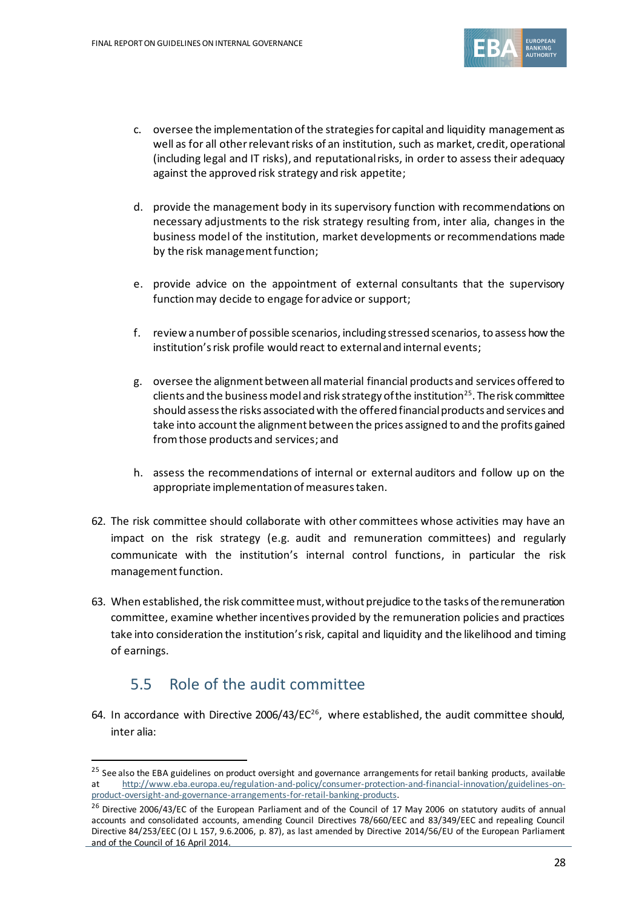c. oversee the implementation of the strategies for capital and liquidity management as well as for all other relevant risks of an institution, such as market, credit, operational (including legal and IT risks), and reputational risks, in order to assess their adequacy against the approved risk strategy and risk appetite;

d. provide the management body in its supervisory function with recommendations on necessary adjustments to the risk strategy resulting from, inter alia, changes in the business model of the institution, market developments or recommendations made by the risk management function;

e. provide advice on the appointment of external consultants that the supervisory function may decide to engage for advice or support;

f. review a number of possible scenarios, including stressed scenarios, to assess how the institution's risk profile would react to external and internal events;

g. oversee the alignment between all material financial products and services offered to clients and the business model and risk strategy of the institution[25]. The risk committee should assess the risks associated with the offered financial products and services and take into account the alignment between the prices assigned to and the profits gained from those products and services; and

h. assess the recommendations of internal or external auditors and follow up on the appropriate implementation of measures taken.

62. The risk committee should collaborate with other committees whose activities may have an impact on the risk strategy (e.g. audit and remuneration committees) and regularly communicate with the institution's internal control functions, in particular the risk management function.

63. When established, the risk committee must, without prejudice to the tasks of the remuneration committee, examine whether incentives provided by the remuneration policies and practices take into consideration the institution's risk, capital and liquidity and the likelihood and timing of earnings.

## 5.5 Role of the audit committee

64. In accordance with Directive 2006/43/EC[26], where established, the audit committee should, inter alia:

---

[25] See also the EBA guidelines on product oversight and governance arrangements for retail banking products, available at http://www.eba.europa.eu/regulation-and-policy/consumer-protection-and-financial-innovation/guidelines-on-product-oversight-and-governance-arrangements-for-retail-banking-products.

[26] Directive 2006/43/EC of the European Parliament and of the Council of 17 May 2006 on statutory audits of annual accounts and consolidated accounts, amending Council Directives 78/660/EEC and 83/349/EEC and repealing Council Directive 84/253/EEC (OJ L 157, 9.6.2006, p. 87), as last amended by Directive 2014/56/EU of the European Parliament and of the Council of 16 April 2014.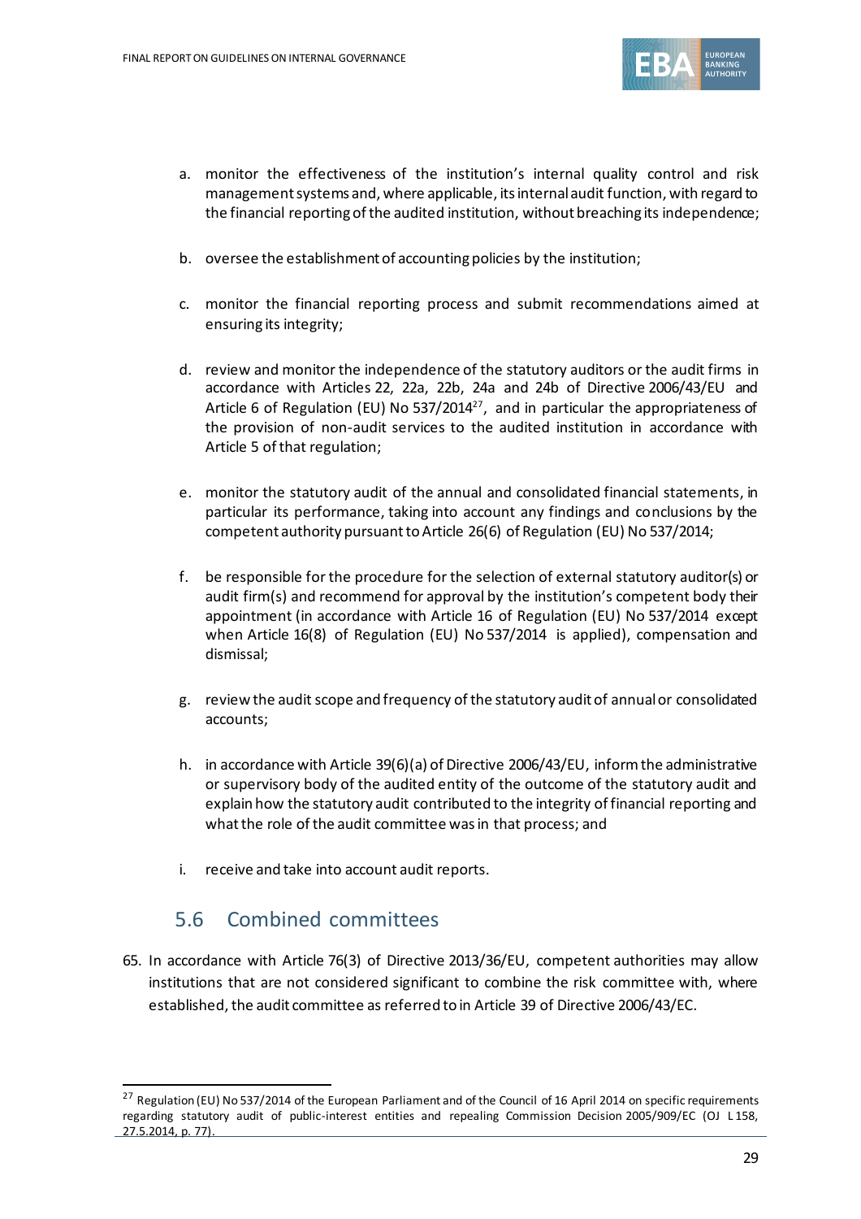a. monitor the effectiveness of the institution's internal quality control and risk management systems and, where applicable, its internal audit function, with regard to the financial reporting of the audited institution, without breaching its independence;

b. oversee the establishment of accounting policies by the institution;

c. monitor the financial reporting process and submit recommendations aimed at ensuring its integrity;

d. review and monitor the independence of the statutory auditors or the audit firms in accordance with Articles 22, 22a, 22b, 24a and 24b of Directive 2006/43/EU and Article 6 of Regulation (EU) No 537/2014[27], and in particular the appropriateness of the provision of non-audit services to the audited institution in accordance with Article 5 of that regulation;

e. monitor the statutory audit of the annual and consolidated financial statements, in particular its performance, taking into account any findings and conclusions by the competent authority pursuant to Article 26(6) of Regulation (EU) No 537/2014;

f. be responsible for the procedure for the selection of external statutory auditor(s) or audit firm(s) and recommend for approval by the institution's competent body their appointment (in accordance with Article 16 of Regulation (EU) No 537/2014 except when Article 16(8) of Regulation (EU) No 537/2014 is applied), compensation and dismissal;

g. review the audit scope and frequency of the statutory audit of annual or consolidated accounts;

h. in accordance with Article 39(6)(a) of Directive 2006/43/EU, inform the administrative or supervisory body of the audited entity of the outcome of the statutory audit and explain how the statutory audit contributed to the integrity of financial reporting and what the role of the audit committee was in that process; and

i. receive and take into account audit reports.

## 5.6 Combined committees

65. In accordance with Article 76(3) of Directive 2013/36/EU, competent authorities may allow institutions that are not considered significant to combine the risk committee with, where established, the audit committee as referred to in Article 39 of Directive 2006/43/EC.

[27] Regulation (EU) No 537/2014 of the European Parliament and of the Council of 16 April 2014 on specific requirements regarding statutory audit of public-interest entities and repealing Commission Decision 2005/909/EC (OJ L 158, 27.5.2014, p. 77).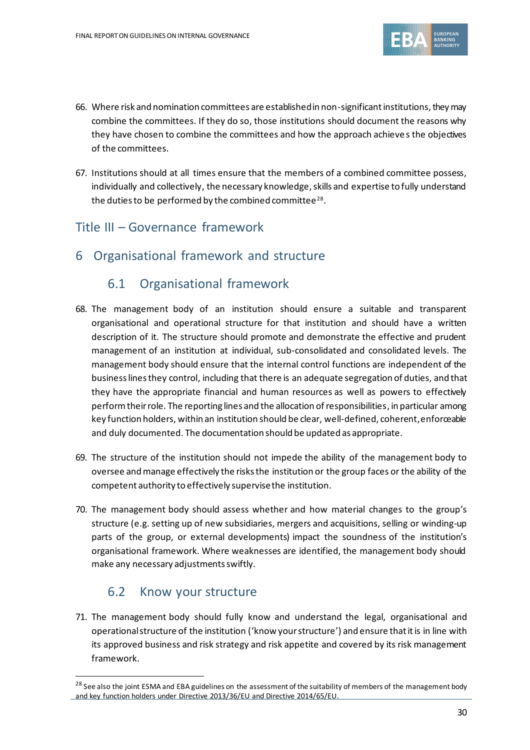66. Where risk and nomination committees are established in non-significant institutions, they may combine the committees. If they do so, those institutions should document the reasons why they have chosen to combine the committees and how the approach achieves the objectives of the committees.

67. Institutions should at all times ensure that the members of a combined committee possess, individually and collectively, the necessary knowledge, skills and expertise to fully understand the duties to be performed by the combined committee[28].

# Title III – Governance framework

## 6 Organisational framework and structure

### 6.1 Organisational framework

68. The management body of an institution should ensure a suitable and transparent organisational and operational structure for that institution and should have a written description of it. The structure should promote and demonstrate the effective and prudent management of an institution at individual, sub-consolidated and consolidated levels. The management body should ensure that the internal control functions are independent of the business lines they control, including that there is an adequate segregation of duties, and that they have the appropriate financial and human resources as well as powers to effectively perform their role. The reporting lines and the allocation of responsibilities, in particular among key function holders, within an institution should be clear, well-defined, coherent, enforceable and duly documented. The documentation should be updated as appropriate.

69. The structure of the institution should not impede the ability of the management body to oversee and manage effectively the risks the institution or the group faces or the ability of the competent authority to effectively supervise the institution.

70. The management body should assess whether and how material changes to the group's structure (e.g. setting up of new subsidiaries, mergers and acquisitions, selling or winding-up parts of the group, or external developments) impact the soundness of the institution's organisational framework. Where weaknesses are identified, the management body should make any necessary adjustments swiftly.

### 6.2 Know your structure

71. The management body should fully know and understand the legal, organisational and operational structure of the institution ('know your structure') and ensure that it is in line with its approved business and risk strategy and risk appetite and covered by its risk management framework.

---

[28] See also the joint ESMA and EBA guidelines on the assessment of the suitability of members of the management body and key function holders under Directive 2013/36/EU and Directive 2014/65/EU.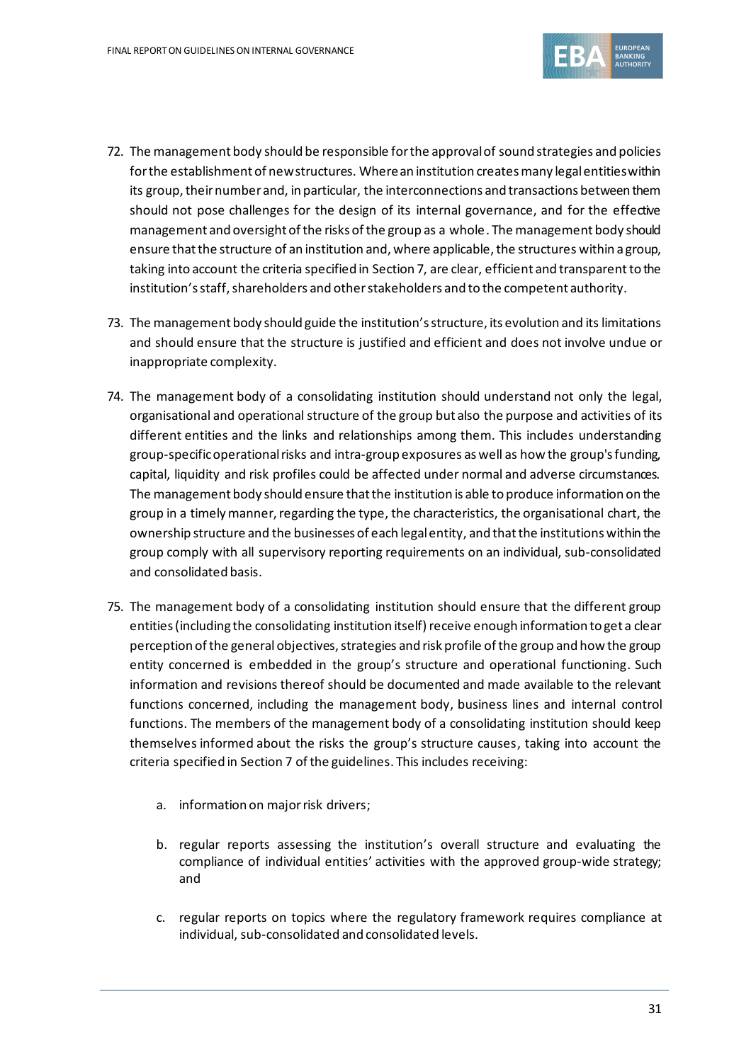72. The management body should be responsible for the approval of sound strategies and policies for the establishment of new structures. Where an institution creates many legal entities within its group, their number and, in particular, the interconnections and transactions between them should not pose challenges for the design of its internal governance, and for the effective management and oversight of the risks of the group as a whole. The management body should ensure that the structure of an institution and, where applicable, the structures within a group, taking into account the criteria specified in Section 7, are clear, efficient and transparent to the institution's staff, shareholders and other stakeholders and to the competent authority.

73. The management body should guide the institution's structure, its evolution and its limitations and should ensure that the structure is justified and efficient and does not involve undue or inappropriate complexity.

74. The management body of a consolidating institution should understand not only the legal, organisational and operational structure of the group but also the purpose and activities of its different entities and the links and relationships among them. This includes understanding group-specific operational risks and intra-group exposures as well as how the group's funding, capital, liquidity and risk profiles could be affected under normal and adverse circumstances. The management body should ensure that the institution is able to produce information on the group in a timely manner, regarding the type, the characteristics, the organisational chart, the ownership structure and the businesses of each legal entity, and that the institutions within the group comply with all supervisory reporting requirements on an individual, sub-consolidated and consolidated basis.

75. The management body of a consolidating institution should ensure that the different group entities (including the consolidating institution itself) receive enough information to get a clear perception of the general objectives, strategies and risk profile of the group and how the group entity concerned is embedded in the group's structure and operational functioning. Such information and revisions thereof should be documented and made available to the relevant functions concerned, including the management body, business lines and internal control functions. The members of the management body of a consolidating institution should keep themselves informed about the risks the group's structure causes, taking into account the criteria specified in Section 7 of the guidelines. This includes receiving:

    a. information on major risk drivers;

    b. regular reports assessing the institution's overall structure and evaluating the compliance of individual entities' activities with the approved group-wide strategy; and

    c. regular reports on topics where the regulatory framework requires compliance at individual, sub-consolidated and consolidated levels.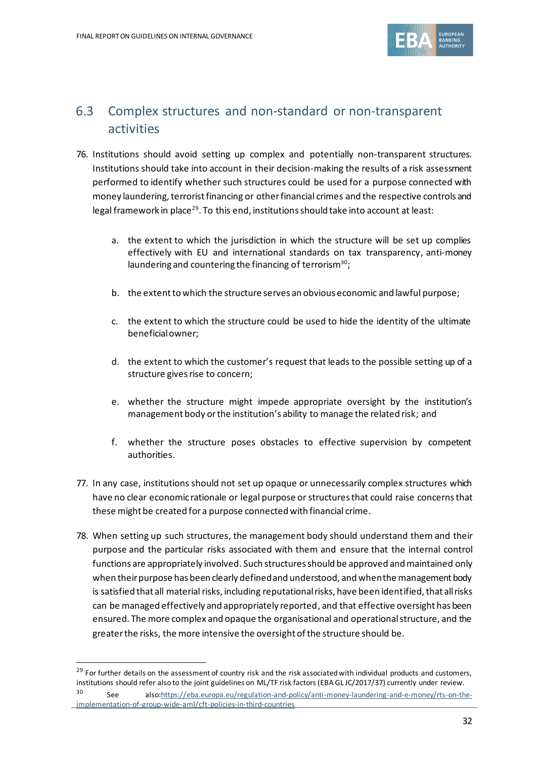## 6.3 Complex structures and non-standard or non-transparent activities

76. Institutions should avoid setting up complex and potentially non-transparent structures. Institutions should take into account in their decision-making the results of a risk assessment performed to identify whether such structures could be used for a purpose connected with money laundering, terrorist financing or other financial crimes and the respective controls and legal framework in place[29]. To this end, institutions should take into account at least:

    a. the extent to which the jurisdiction in which the structure will be set up complies effectively with EU and international standards on tax transparency, anti-money laundering and countering the financing of terrorism[30];

    b. the extent to which the structure serves an obvious economic and lawful purpose;

    c. the extent to which the structure could be used to hide the identity of the ultimate beneficial owner;

    d. the extent to which the customer's request that leads to the possible setting up of a structure gives rise to concern;

    e. whether the structure might impede appropriate oversight by the institution's management body or the institution's ability to manage the related risk; and

    f. whether the structure poses obstacles to effective supervision by competent authorities.

77. In any case, institutions should not set up opaque or unnecessarily complex structures which have no clear economic rationale or legal purpose or structures that could raise concerns that these might be created for a purpose connected with financial crime.

78. When setting up such structures, the management body should understand them and their purpose and the particular risks associated with them and ensure that the internal control functions are appropriately involved. Such structures should be approved and maintained only when their purpose has been clearly defined and understood, and when the management body is satisfied that all material risks, including reputational risks, have been identified, that all risks can be managed effectively and appropriately reported, and that effective oversight has been ensured. The more complex and opaque the organisational and operational structure, and the greater the risks, the more intensive the oversight of the structure should be.

---

[29] For further details on the assessment of country risk and the risk associated with individual products and customers, institutions should refer also to the joint guidelines on ML/TF risk factors (EBA GL JC/2017/37) currently under review.

[30] See also: https://eba.europa.eu/regulation-and-policy/anti-money-laundering-and-e-money/rts-on-the-implementation-of-group-wide-aml/cft-policies-in-third-countries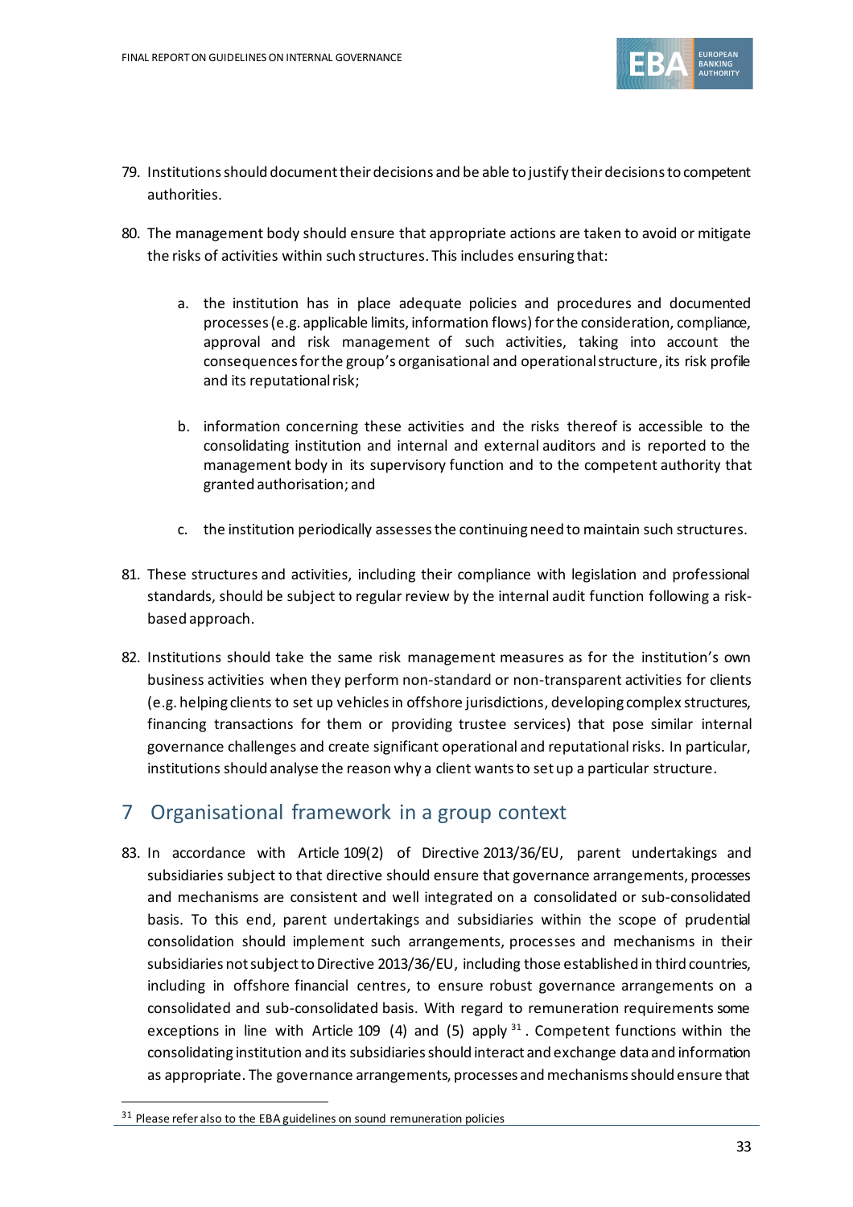79. Institutions should document their decisions and be able to justify their decisions to competent authorities.

80. The management body should ensure that appropriate actions are taken to avoid or mitigate the risks of activities within such structures. This includes ensuring that:

    a. the institution has in place adequate policies and procedures and documented processes (e.g. applicable limits, information flows) for the consideration, compliance, approval and risk management of such activities, taking into account the consequences for the group's organisational and operational structure, its risk profile and its reputational risk;

    b. information concerning these activities and the risks thereof is accessible to the consolidating institution and internal and external auditors and is reported to the management body in its supervisory function and to the competent authority that granted authorisation; and

    c. the institution periodically assesses the continuing need to maintain such structures.

81. These structures and activities, including their compliance with legislation and professional standards, should be subject to regular review by the internal audit function following a risk-based approach.

82. Institutions should take the same risk management measures as for the institution's own business activities when they perform non-standard or non-transparent activities for clients (e.g. helping clients to set up vehicles in offshore jurisdictions, developing complex structures, financing transactions for them or providing trustee services) that pose similar internal governance challenges and create significant operational and reputational risks. In particular, institutions should analyse the reason why a client wants to set up a particular structure.

# 7 Organisational framework in a group context

83. In accordance with Article 109(2) of Directive 2013/36/EU, parent undertakings and subsidiaries subject to that directive should ensure that governance arrangements, processes and mechanisms are consistent and well integrated on a consolidated or sub-consolidated basis. To this end, parent undertakings and subsidiaries within the scope of prudential consolidation should implement such arrangements, processes and mechanisms in their subsidiaries not subject to Directive 2013/36/EU, including those established in third countries, including in offshore financial centres, to ensure robust governance arrangements on a consolidated and sub-consolidated basis. With regard to remuneration requirements some exceptions in line with Article 109 (4) and (5) apply [31]. Competent functions within the consolidating institution and its subsidiaries should interact and exchange data and information as appropriate. The governance arrangements, processes and mechanisms should ensure that

[31] Please refer also to the EBA guidelines on sound remuneration policies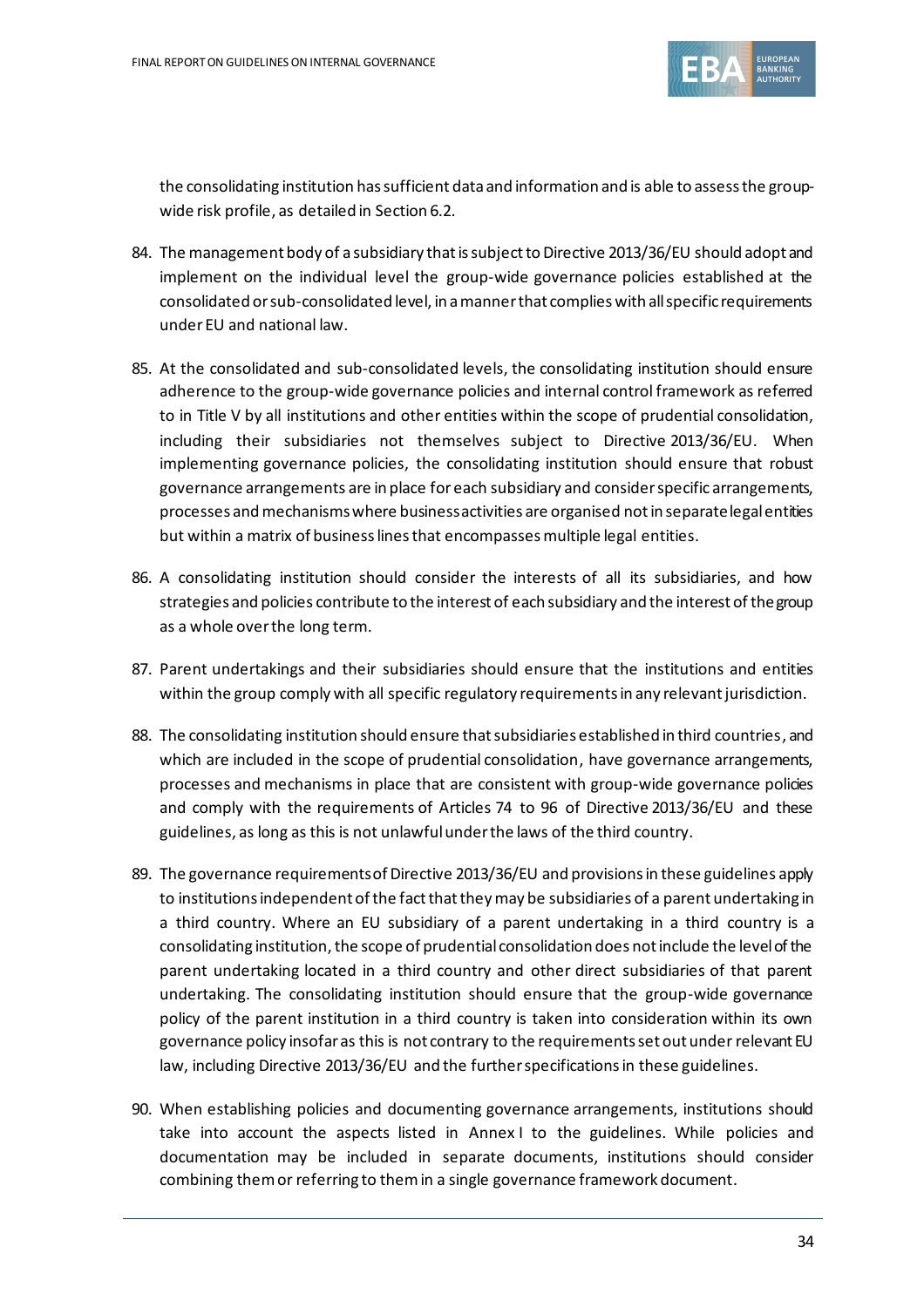the consolidating institution has sufficient data and information and is able to assess the group-wide risk profile, as detailed in Section 6.2.

84. The management body of a subsidiary that is subject to Directive 2013/36/EU should adopt and implement on the individual level the group-wide governance policies established at the consolidated or sub-consolidated level, in a manner that complies with all specific requirements under EU and national law.

85. At the consolidated and sub-consolidated levels, the consolidating institution should ensure adherence to the group-wide governance policies and internal control framework as referred to in Title V by all institutions and other entities within the scope of prudential consolidation, including their subsidiaries not themselves subject to Directive 2013/36/EU. When implementing governance policies, the consolidating institution should ensure that robust governance arrangements are in place for each subsidiary and consider specific arrangements, processes and mechanisms where business activities are organised not in separate legal entities but within a matrix of business lines that encompasses multiple legal entities.

86. A consolidating institution should consider the interests of all its subsidiaries, and how strategies and policies contribute to the interest of each subsidiary and the interest of the group as a whole over the long term.

87. Parent undertakings and their subsidiaries should ensure that the institutions and entities within the group comply with all specific regulatory requirements in any relevant jurisdiction.

88. The consolidating institution should ensure that subsidiaries established in third countries, and which are included in the scope of prudential consolidation, have governance arrangements, processes and mechanisms in place that are consistent with group-wide governance policies and comply with the requirements of Articles 74 to 96 of Directive 2013/36/EU and these guidelines, as long as this is not unlawful under the laws of the third country.

89. The governance requirements of Directive 2013/36/EU and provisions in these guidelines apply to institutions independent of the fact that they may be subsidiaries of a parent undertaking in a third country. Where an EU subsidiary of a parent undertaking in a third country is a consolidating institution, the scope of prudential consolidation does not include the level of the parent undertaking located in a third country and other direct subsidiaries of that parent undertaking. The consolidating institution should ensure that the group-wide governance policy of the parent institution in a third country is taken into consideration within its own governance policy insofar as this is not contrary to the requirements set out under relevant EU law, including Directive 2013/36/EU and the further specifications in these guidelines.

90. When establishing policies and documenting governance arrangements, institutions should take into account the aspects listed in Annex I to the guidelines. While policies and documentation may be included in separate documents, institutions should consider combining them or referring to them in a single governance framework document.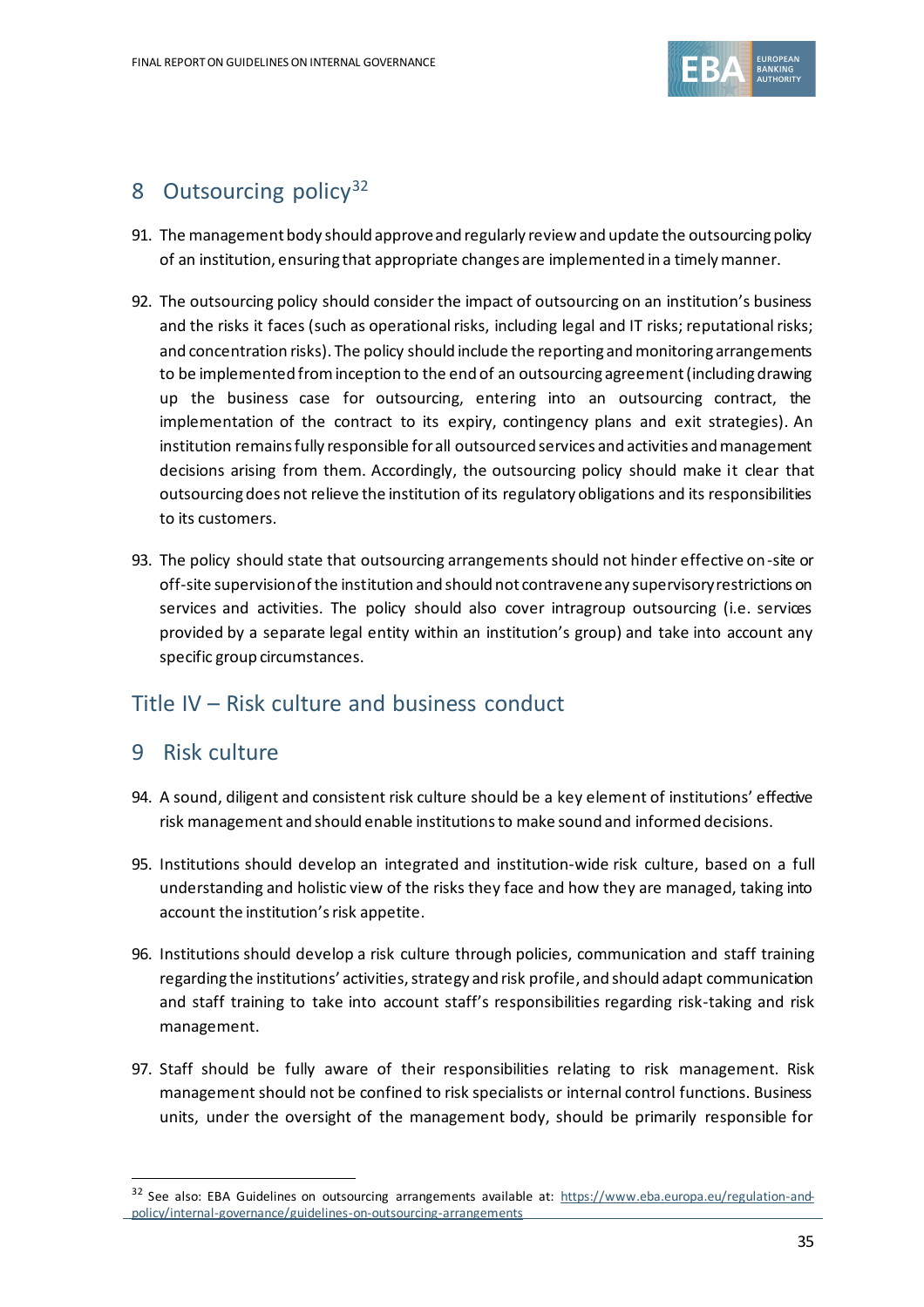## 8 Outsourcing policy[32]

91. The management body should approve and regularly review and update the outsourcing policy of an institution, ensuring that appropriate changes are implemented in a timely manner.

92. The outsourcing policy should consider the impact of outsourcing on an institution's business and the risks it faces (such as operational risks, including legal and IT risks; reputational risks; and concentration risks). The policy should include the reporting and monitoring arrangements to be implemented from inception to the end of an outsourcing agreement (including drawing up the business case for outsourcing, entering into an outsourcing contract, the implementation of the contract to its expiry, contingency plans and exit strategies). An institution remains fully responsible for all outsourced services and activities and management decisions arising from them. Accordingly, the outsourcing policy should make it clear that outsourcing does not relieve the institution of its regulatory obligations and its responsibilities to its customers.

93. The policy should state that outsourcing arrangements should not hinder effective on-site or off-site supervision of the institution and should not contravene any supervisory restrictions on services and activities. The policy should also cover intragroup outsourcing (i.e. services provided by a separate legal entity within an institution's group) and take into account any specific group circumstances.

# Title IV – Risk culture and business conduct

## 9 Risk culture

94. A sound, diligent and consistent risk culture should be a key element of institutions' effective risk management and should enable institutions to make sound and informed decisions.

95. Institutions should develop an integrated and institution-wide risk culture, based on a full understanding and holistic view of the risks they face and how they are managed, taking into account the institution's risk appetite.

96. Institutions should develop a risk culture through policies, communication and staff training regarding the institutions' activities, strategy and risk profile, and should adapt communication and staff training to take into account staff's responsibilities regarding risk-taking and risk management.

97. Staff should be fully aware of their responsibilities relating to risk management. Risk management should not be confined to risk specialists or internal control functions. Business units, under the oversight of the management body, should be primarily responsible for

---

[32] See also: EBA Guidelines on outsourcing arrangements available at: https://www.eba.europa.eu/regulation-and-policy/internal-governance/guidelines-on-outsourcing-arrangements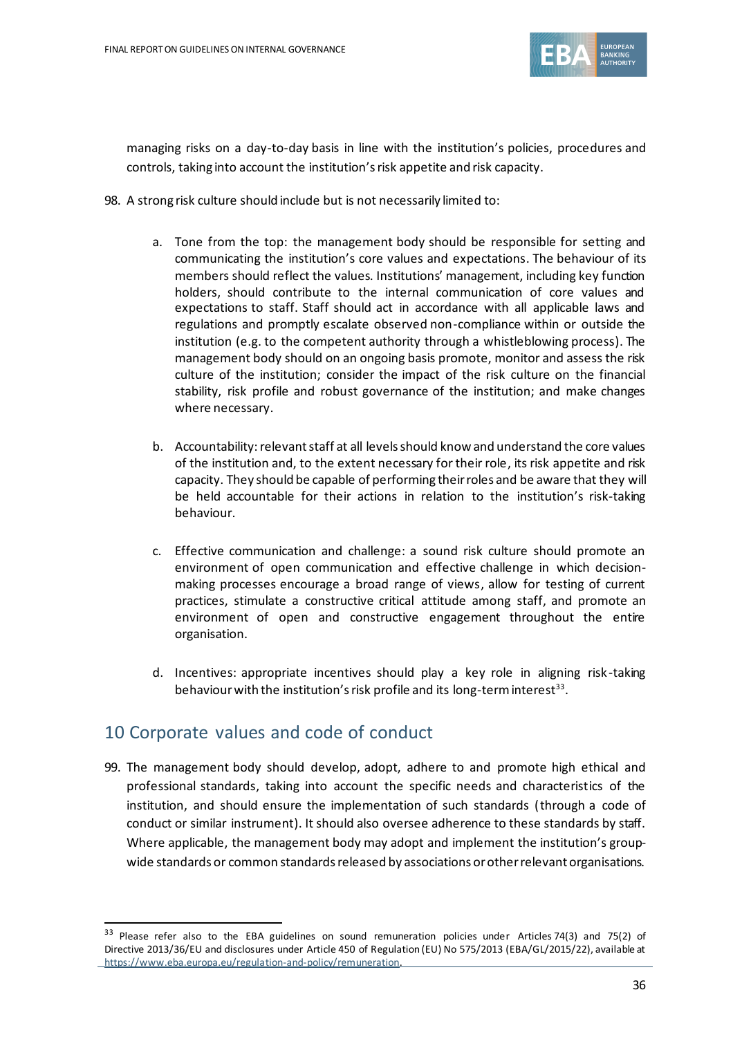managing risks on a day-to-day basis in line with the institution's policies, procedures and controls, taking into account the institution's risk appetite and risk capacity.

98. A strong risk culture should include but is not necessarily limited to:

    a. Tone from the top: the management body should be responsible for setting and communicating the institution's core values and expectations. The behaviour of its members should reflect the values. Institutions' management, including key function holders, should contribute to the internal communication of core values and expectations to staff. Staff should act in accordance with all applicable laws and regulations and promptly escalate observed non-compliance within or outside the institution (e.g. to the competent authority through a whistleblowing process). The management body should on an ongoing basis promote, monitor and assess the risk culture of the institution; consider the impact of the risk culture on the financial stability, risk profile and robust governance of the institution; and make changes where necessary.

    b. Accountability: relevant staff at all levels should know and understand the core values of the institution and, to the extent necessary for their role, its risk appetite and risk capacity. They should be capable of performing their roles and be aware that they will be held accountable for their actions in relation to the institution's risk-taking behaviour.

    c. Effective communication and challenge: a sound risk culture should promote an environment of open communication and effective challenge in which decision-making processes encourage a broad range of views, allow for testing of current practices, stimulate a constructive critical attitude among staff, and promote an environment of open and constructive engagement throughout the entire organisation.

    d. Incentives: appropriate incentives should play a key role in aligning risk-taking behaviour with the institution's risk profile and its long-term interest[33].

## 10 Corporate values and code of conduct

99. The management body should develop, adopt, adhere to and promote high ethical and professional standards, taking into account the specific needs and characteristics of the institution, and should ensure the implementation of such standards (through a code of conduct or similar instrument). It should also oversee adherence to these standards by staff. Where applicable, the management body may adopt and implement the institution's group-wide standards or common standards released by associations or other relevant organisations.

---

[33] Please refer also to the EBA guidelines on sound remuneration policies under Articles 74(3) and 75(2) of Directive 2013/36/EU and disclosures under Article 450 of Regulation (EU) No 575/2013 (EBA/GL/2015/22), available at https://www.eba.europa.eu/regulation-and-policy/remuneration.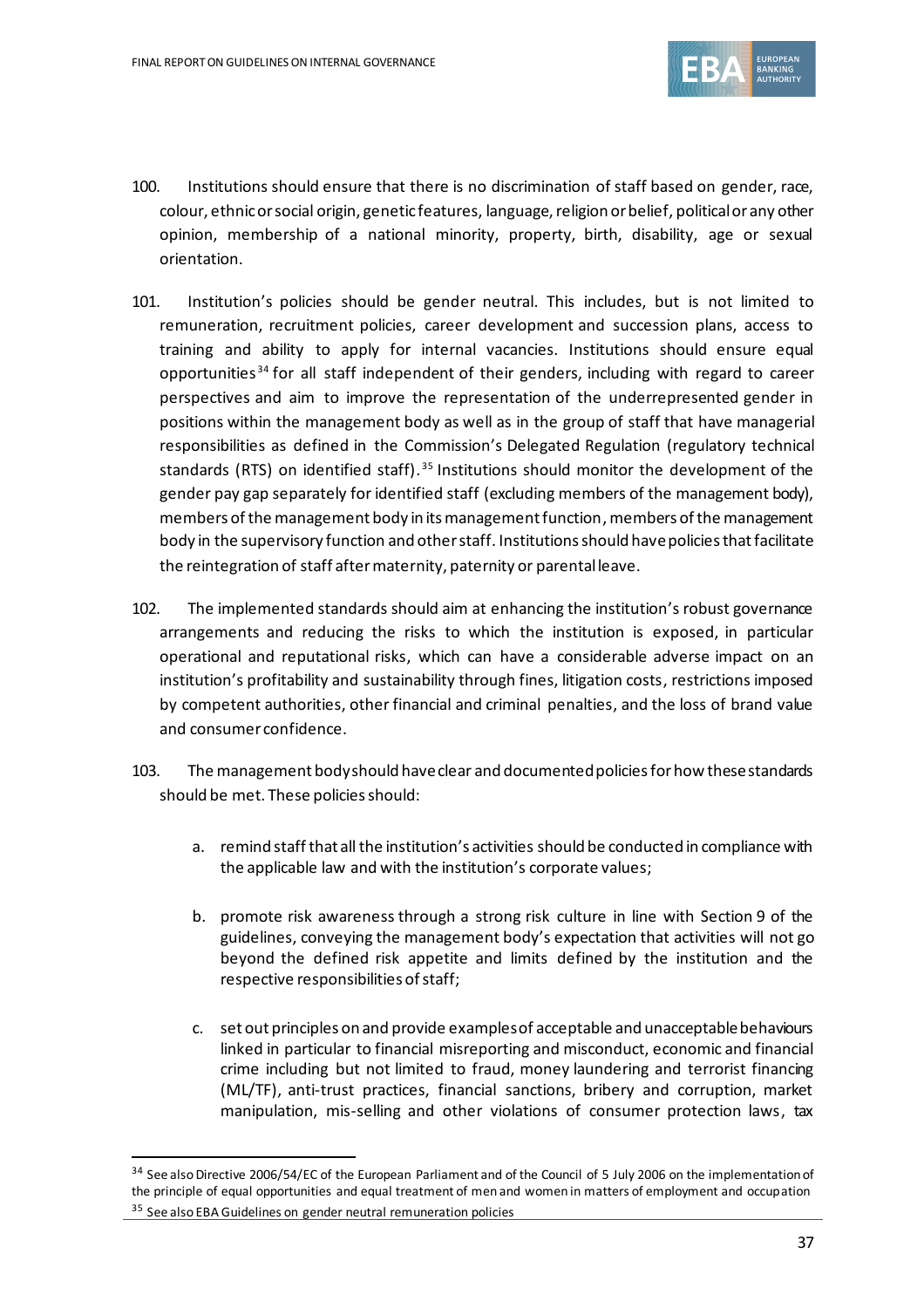100. Institutions should ensure that there is no discrimination of staff based on gender, race, colour, ethnic or social origin, genetic features, language, religion or belief, political or any other opinion, membership of a national minority, property, birth, disability, age or sexual orientation.

101. Institution's policies should be gender neutral. This includes, but is not limited to remuneration, recruitment policies, career development and succession plans, access to training and ability to apply for internal vacancies. Institutions should ensure equal opportunities[34] for all staff independent of their genders, including with regard to career perspectives and aim to improve the representation of the underrepresented gender in positions within the management body as well as in the group of staff that have managerial responsibilities as defined in the Commission's Delegated Regulation (regulatory technical standards (RTS) on identified staff).[35] Institutions should monitor the development of the gender pay gap separately for identified staff (excluding members of the management body), members of the management body in its management function, members of the management body in the supervisory function and other staff. Institutions should have policies that facilitate the reintegration of staff after maternity, paternity or parental leave.

102. The implemented standards should aim at enhancing the institution's robust governance arrangements and reducing the risks to which the institution is exposed, in particular operational and reputational risks, which can have a considerable adverse impact on an institution's profitability and sustainability through fines, litigation costs, restrictions imposed by competent authorities, other financial and criminal penalties, and the loss of brand value and consumer confidence.

103. The management body should have clear and documented policies for how these standards should be met. These policies should:

   a. remind staff that all the institution's activities should be conducted in compliance with the applicable law and with the institution's corporate values;

   b. promote risk awareness through a strong risk culture in line with Section 9 of the guidelines, conveying the management body's expectation that activities will not go beyond the defined risk appetite and limits defined by the institution and the respective responsibilities of staff;

   c. set out principles on and provide examples of acceptable and unacceptable behaviours linked in particular to financial misreporting and misconduct, economic and financial crime including but not limited to fraud, money laundering and terrorist financing (ML/TF), anti-trust practices, financial sanctions, bribery and corruption, market manipulation, mis-selling and other violations of consumer protection laws, tax

---

[34] See also Directive 2006/54/EC of the European Parliament and of the Council of 5 July 2006 on the implementation of the principle of equal opportunities and equal treatment of men and women in matters of employment and occupation

[35] See also EBA Guidelines on gender neutral remuneration policies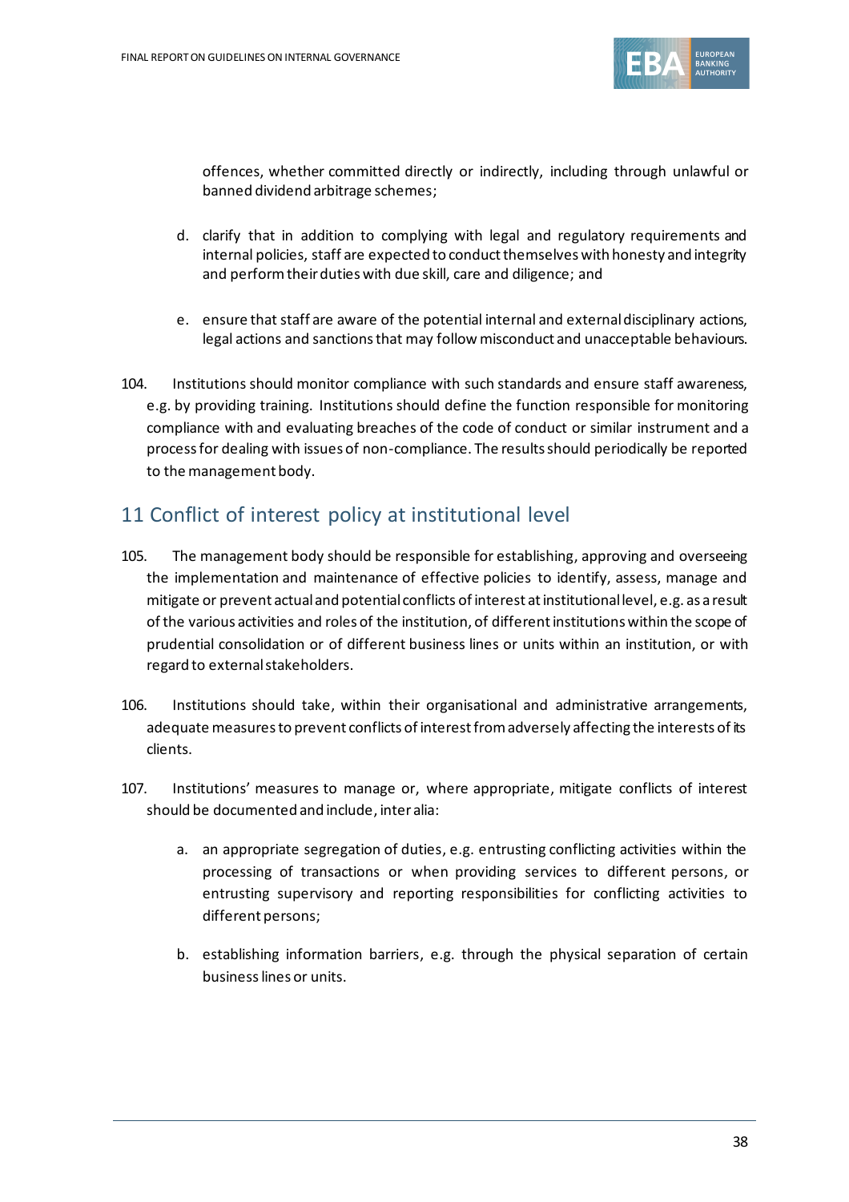offences, whether committed directly or indirectly, including through unlawful or banned dividend arbitrage schemes;

d. clarify that in addition to complying with legal and regulatory requirements and internal policies, staff are expected to conduct themselves with honesty and integrity and perform their duties with due skill, care and diligence; and

e. ensure that staff are aware of the potential internal and external disciplinary actions, legal actions and sanctions that may follow misconduct and unacceptable behaviours.

104. Institutions should monitor compliance with such standards and ensure staff awareness, e.g. by providing training. Institutions should define the function responsible for monitoring compliance with and evaluating breaches of the code of conduct or similar instrument and a process for dealing with issues of non-compliance. The results should periodically be reported to the management body.

## 11 Conflict of interest policy at institutional level

105. The management body should be responsible for establishing, approving and overseeing the implementation and maintenance of effective policies to identify, assess, manage and mitigate or prevent actual and potential conflicts of interest at institutional level, e.g. as a result of the various activities and roles of the institution, of different institutions within the scope of prudential consolidation or of different business lines or units within an institution, or with regard to external stakeholders.

106. Institutions should take, within their organisational and administrative arrangements, adequate measures to prevent conflicts of interest from adversely affecting the interests of its clients.

107. Institutions' measures to manage or, where appropriate, mitigate conflicts of interest should be documented and include, inter alia:

a. an appropriate segregation of duties, e.g. entrusting conflicting activities within the processing of transactions or when providing services to different persons, or entrusting supervisory and reporting responsibilities for conflicting activities to different persons;

b. establishing information barriers, e.g. through the physical separation of certain business lines or units.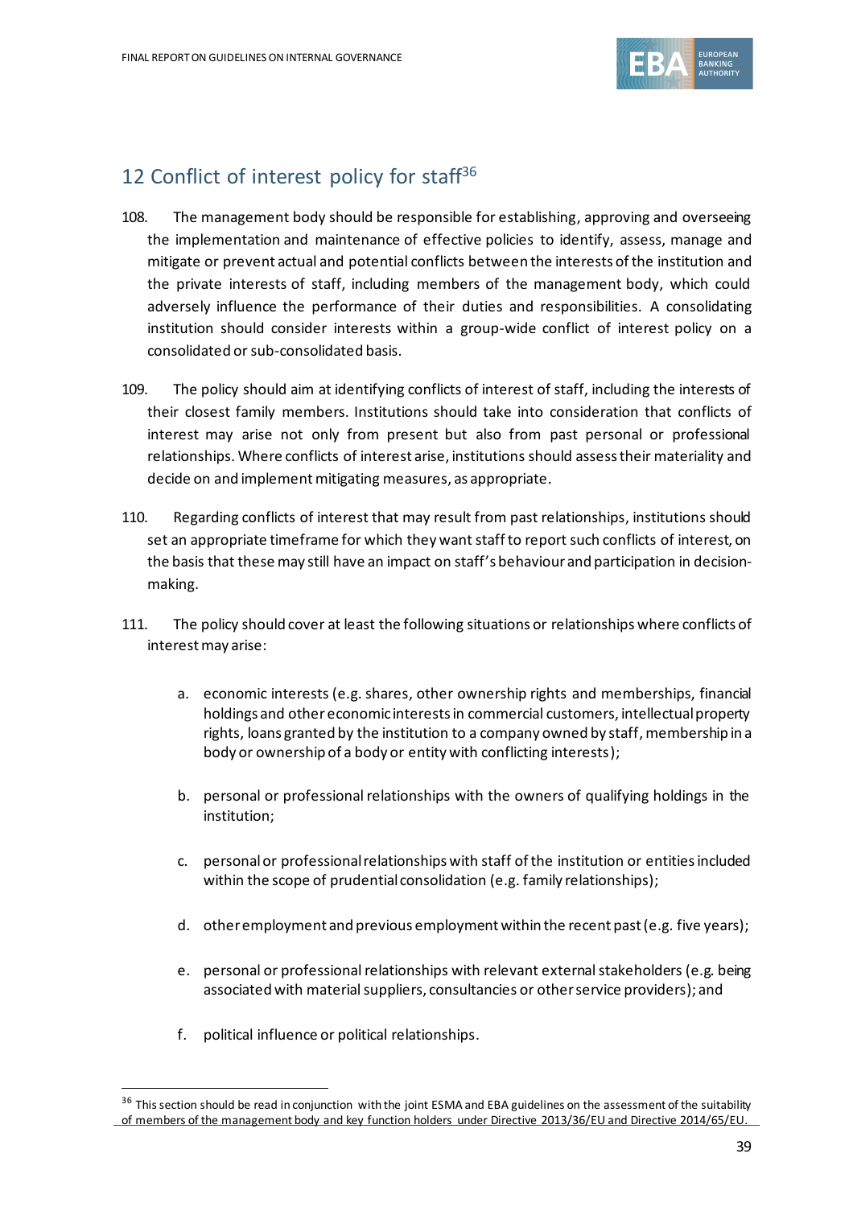## 12 Conflict of interest policy for staff[36]

108. The management body should be responsible for establishing, approving and overseeing the implementation and maintenance of effective policies to identify, assess, manage and mitigate or prevent actual and potential conflicts between the interests of the institution and the private interests of staff, including members of the management body, which could adversely influence the performance of their duties and responsibilities. A consolidating institution should consider interests within a group-wide conflict of interest policy on a consolidated or sub-consolidated basis.

109. The policy should aim at identifying conflicts of interest of staff, including the interests of their closest family members. Institutions should take into consideration that conflicts of interest may arise not only from present but also from past personal or professional relationships. Where conflicts of interest arise, institutions should assess their materiality and decide on and implement mitigating measures, as appropriate.

110. Regarding conflicts of interest that may result from past relationships, institutions should set an appropriate timeframe for which they want staff to report such conflicts of interest, on the basis that these may still have an impact on staff's behaviour and participation in decision-making.

111. The policy should cover at least the following situations or relationships where conflicts of interest may arise:

   a. economic interests (e.g. shares, other ownership rights and memberships, financial holdings and other economic interests in commercial customers, intellectual property rights, loans granted by the institution to a company owned by staff, membership in a body or ownership of a body or entity with conflicting interests);

   b. personal or professional relationships with the owners of qualifying holdings in the institution;

   c. personal or professional relationships with staff of the institution or entities included within the scope of prudential consolidation (e.g. family relationships);

   d. other employment and previous employment within the recent past (e.g. five years);

   e. personal or professional relationships with relevant external stakeholders (e.g. being associated with material suppliers, consultancies or other service providers); and

   f. political influence or political relationships.

[36] This section should be read in conjunction with the joint ESMA and EBA guidelines on the assessment of the suitability of members of the management body and key function holders under Directive 2013/36/EU and Directive 2014/65/EU.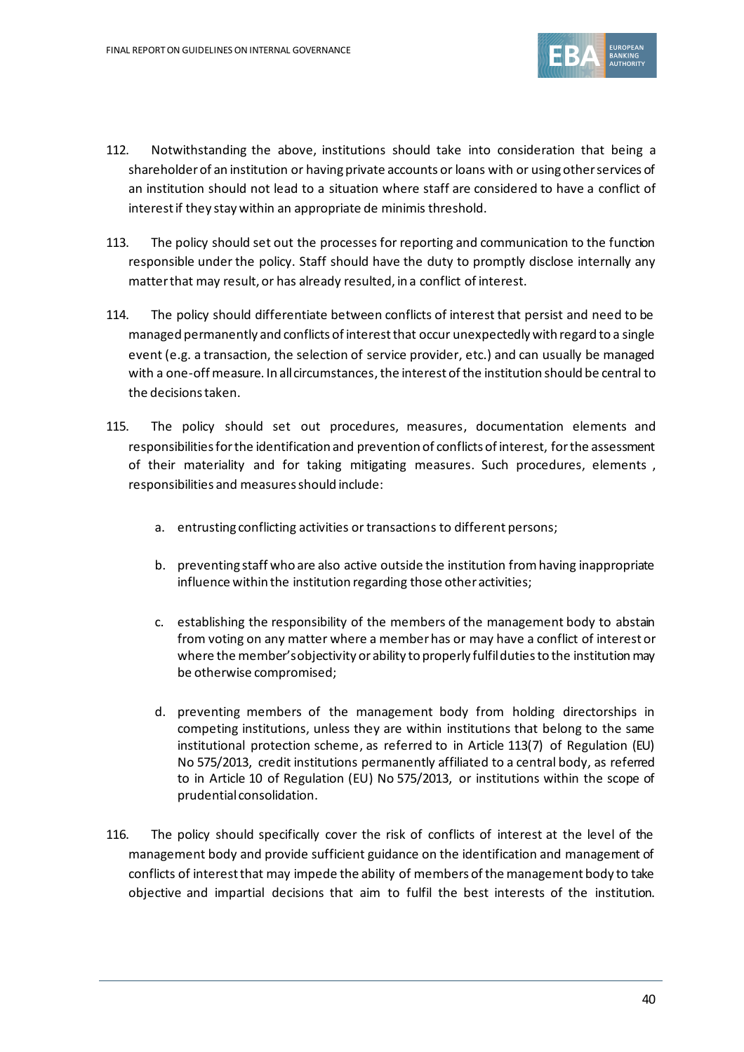112. Notwithstanding the above, institutions should take into consideration that being a shareholder of an institution or having private accounts or loans with or using other services of an institution should not lead to a situation where staff are considered to have a conflict of interest if they stay within an appropriate de minimis threshold.

113. The policy should set out the processes for reporting and communication to the function responsible under the policy. Staff should have the duty to promptly disclose internally any matter that may result, or has already resulted, in a conflict of interest.

114. The policy should differentiate between conflicts of interest that persist and need to be managed permanently and conflicts of interest that occur unexpectedly with regard to a single event (e.g. a transaction, the selection of service provider, etc.) and can usually be managed with a one-off measure. In all circumstances, the interest of the institution should be central to the decisions taken.

115. The policy should set out procedures, measures, documentation elements and responsibilities for the identification and prevention of conflicts of interest, for the assessment of their materiality and for taking mitigating measures. Such procedures, elements , responsibilities and measures should include:

   a. entrusting conflicting activities or transactions to different persons;

   b. preventing staff who are also active outside the institution from having inappropriate influence within the institution regarding those other activities;

   c. establishing the responsibility of the members of the management body to abstain from voting on any matter where a member has or may have a conflict of interest or where the member's objectivity or ability to properly fulfil duties to the institution may be otherwise compromised;

   d. preventing members of the management body from holding directorships in competing institutions, unless they are within institutions that belong to the same institutional protection scheme, as referred to in Article 113(7) of Regulation (EU) No 575/2013, credit institutions permanently affiliated to a central body, as referred to in Article 10 of Regulation (EU) No 575/2013, or institutions within the scope of prudential consolidation.

116. The policy should specifically cover the risk of conflicts of interest at the level of the management body and provide sufficient guidance on the identification and management of conflicts of interest that may impede the ability of members of the management body to take objective and impartial decisions that aim to fulfil the best interests of the institution.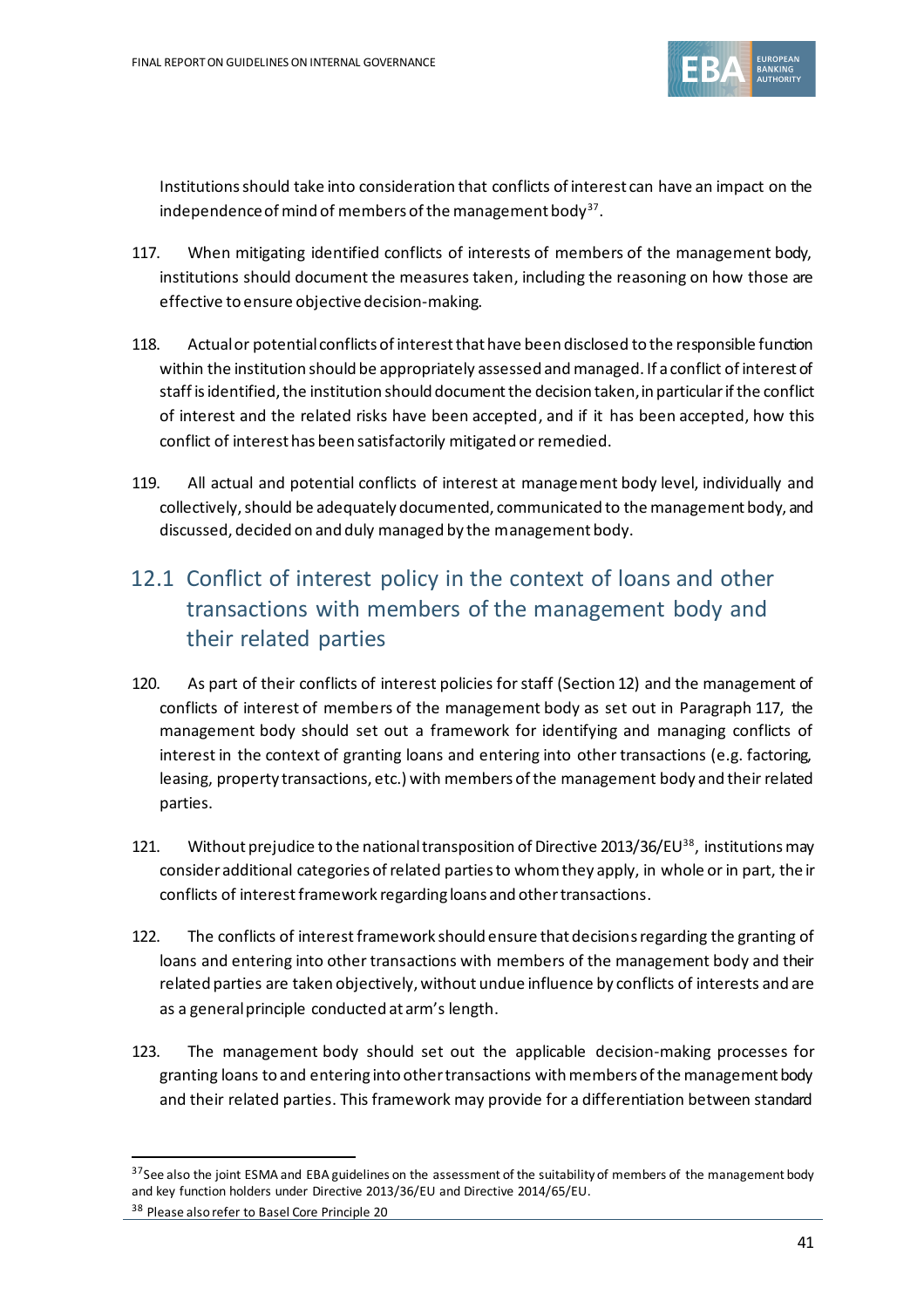Institutions should take into consideration that conflicts of interest can have an impact on the independence of mind of members of the management body[37].

117. When mitigating identified conflicts of interests of members of the management body, institutions should document the measures taken, including the reasoning on how those are effective to ensure objective decision-making.

118. Actual or potential conflicts of interest that have been disclosed to the responsible function within the institution should be appropriately assessed and managed. If a conflict of interest of staff is identified, the institution should document the decision taken, in particular if the conflict of interest and the related risks have been accepted, and if it has been accepted, how this conflict of interest has been satisfactorily mitigated or remedied.

119. All actual and potential conflicts of interest at management body level, individually and collectively, should be adequately documented, communicated to the management body, and discussed, decided on and duly managed by the management body.

## 12.1 Conflict of interest policy in the context of loans and other transactions with members of the management body and their related parties

120. As part of their conflicts of interest policies for staff (Section 12) and the management of conflicts of interest of members of the management body as set out in Paragraph 117, the management body should set out a framework for identifying and managing conflicts of interest in the context of granting loans and entering into other transactions (e.g. factoring, leasing, property transactions, etc.) with members of the management body and their related parties.

121. Without prejudice to the national transposition of Directive 2013/36/EU[38], institutions may consider additional categories of related parties to whom they apply, in whole or in part, their conflicts of interest framework regarding loans and other transactions.

122. The conflicts of interest framework should ensure that decisions regarding the granting of loans and entering into other transactions with members of the management body and their related parties are taken objectively, without undue influence by conflicts of interests and are as a general principle conducted at arm's length.

123. The management body should set out the applicable decision-making processes for granting loans to and entering into other transactions with members of the management body and their related parties. This framework may provide for a differentiation between standard

---

[37] See also the joint ESMA and EBA guidelines on the assessment of the suitability of members of the management body and key function holders under Directive 2013/36/EU and Directive 2014/65/EU.

[38] Please also refer to Basel Core Principle 20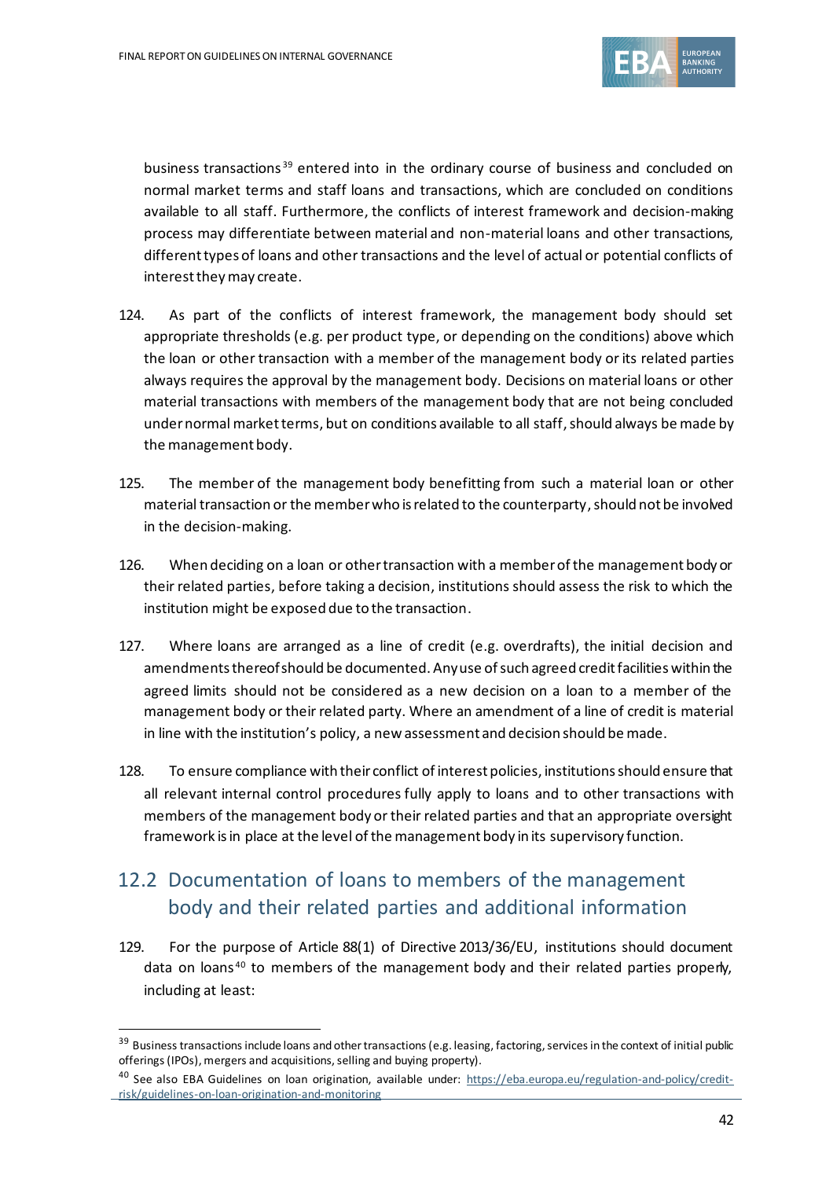business transactions[39] entered into in the ordinary course of business and concluded on normal market terms and staff loans and transactions, which are concluded on conditions available to all staff. Furthermore, the conflicts of interest framework and decision-making process may differentiate between material and non-material loans and other transactions, different types of loans and other transactions and the level of actual or potential conflicts of interest they may create.

124. As part of the conflicts of interest framework, the management body should set appropriate thresholds (e.g. per product type, or depending on the conditions) above which the loan or other transaction with a member of the management body or its related parties always requires the approval by the management body. Decisions on material loans or other material transactions with members of the management body that are not being concluded under normal market terms, but on conditions available to all staff, should always be made by the management body.

125. The member of the management body benefitting from such a material loan or other material transaction or the member who is related to the counterparty, should not be involved in the decision-making.

126. When deciding on a loan or other transaction with a member of the management body or their related parties, before taking a decision, institutions should assess the risk to which the institution might be exposed due to the transaction.

127. Where loans are arranged as a line of credit (e.g. overdrafts), the initial decision and amendments thereof should be documented. Any use of such agreed credit facilities within the agreed limits should not be considered as a new decision on a loan to a member of the management body or their related party. Where an amendment of a line of credit is material in line with the institution's policy, a new assessment and decision should be made.

128. To ensure compliance with their conflict of interest policies, institutions should ensure that all relevant internal control procedures fully apply to loans and to other transactions with members of the management body or their related parties and that an appropriate oversight framework is in place at the level of the management body in its supervisory function.

## 12.2 Documentation of loans to members of the management body and their related parties and additional information

129. For the purpose of Article 88(1) of Directive 2013/36/EU, institutions should document data on loans[40] to members of the management body and their related parties properly, including at least:

---

[39] Business transactions include loans and other transactions (e.g. leasing, factoring, services in the context of initial public offerings (IPOs), mergers and acquisitions, selling and buying property).

[40] See also EBA Guidelines on loan origination, available under: https://eba.europa.eu/regulation-and-policy/credit-risk/guidelines-on-loan-origination-and-monitoring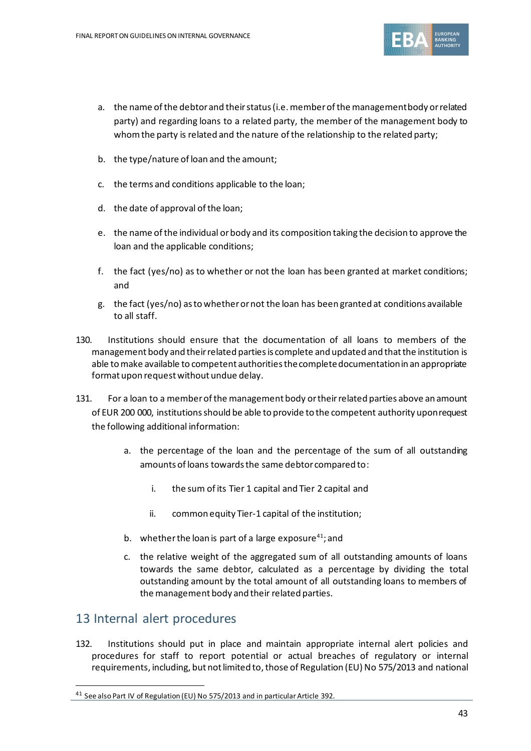a. the name of the debtor and their status (i.e. member of the management body or related party) and regarding loans to a related party, the member of the management body to whom the party is related and the nature of the relationship to the related party;

b. the type/nature of loan and the amount;

c. the terms and conditions applicable to the loan;

d. the date of approval of the loan;

e. the name of the individual or body and its composition taking the decision to approve the loan and the applicable conditions;

f. the fact (yes/no) as to whether or not the loan has been granted at market conditions; and

g. the fact (yes/no) as to whether or not the loan has been granted at conditions available to all staff.

130. Institutions should ensure that the documentation of all loans to members of the management body and their related parties is complete and updated and that the institution is able to make available to competent authorities the complete documentation in an appropriate format upon request without undue delay.

131. For a loan to a member of the management body or their related parties above an amount of EUR 200 000, institutions should be able to provide to the competent authority upon request the following additional information:

a. the percentage of the loan and the percentage of the sum of all outstanding amounts of loans towards the same debtor compared to:

   i. the sum of its Tier 1 capital and Tier 2 capital and

   ii. common equity Tier-1 capital of the institution;

b. whether the loan is part of a large exposure[41]; and

c. the relative weight of the aggregated sum of all outstanding amounts of loans towards the same debtor, calculated as a percentage by dividing the total outstanding amount by the total amount of all outstanding loans to members of the management body and their related parties.

## 13 Internal alert procedures

132. Institutions should put in place and maintain appropriate internal alert policies and procedures for staff to report potential or actual breaches of regulatory or internal requirements, including, but not limited to, those of Regulation (EU) No 575/2013 and national

[41] See also Part IV of Regulation (EU) No 575/2013 and in particular Article 392.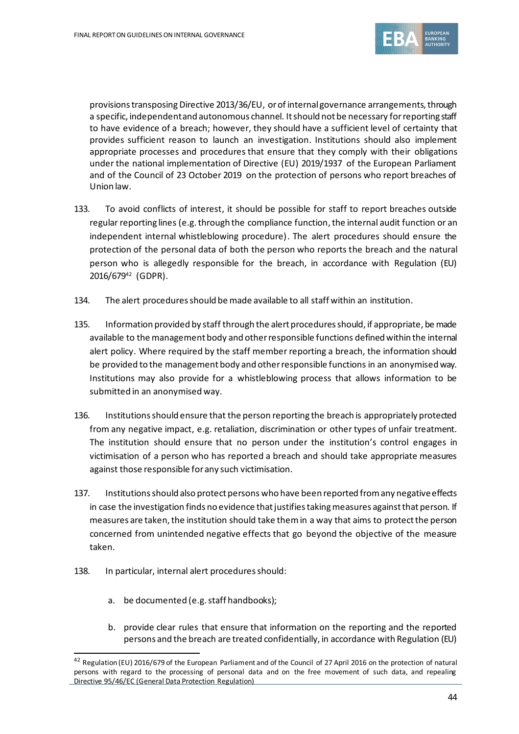provisions transposing Directive 2013/36/EU, or of internal governance arrangements, through a specific, independent and autonomous channel. It should not be necessary for reporting staff to have evidence of a breach; however, they should have a sufficient level of certainty that provides sufficient reason to launch an investigation. Institutions should also implement appropriate processes and procedures that ensure that they comply with their obligations under the national implementation of Directive (EU) 2019/1937 of the European Parliament and of the Council of 23 October 2019 on the protection of persons who report breaches of Union law.

133. To avoid conflicts of interest, it should be possible for staff to report breaches outside regular reporting lines (e.g. through the compliance function, the internal audit function or an independent internal whistleblowing procedure). The alert procedures should ensure the protection of the personal data of both the person who reports the breach and the natural person who is allegedly responsible for the breach, in accordance with Regulation (EU) 2016/679[42] (GDPR).

134. The alert procedures should be made available to all staff within an institution.

135. Information provided by staff through the alert procedures should, if appropriate, be made available to the management body and other responsible functions defined within the internal alert policy. Where required by the staff member reporting a breach, the information should be provided to the management body and other responsible functions in an anonymised way. Institutions may also provide for a whistleblowing process that allows information to be submitted in an anonymised way.

136. Institutions should ensure that the person reporting the breach is appropriately protected from any negative impact, e.g. retaliation, discrimination or other types of unfair treatment. The institution should ensure that no person under the institution's control engages in victimisation of a person who has reported a breach and should take appropriate measures against those responsible for any such victimisation.

137. Institutions should also protect persons who have been reported from any negative effects in case the investigation finds no evidence that justifies taking measures against that person. If measures are taken, the institution should take them in a way that aims to protect the person concerned from unintended negative effects that go beyond the objective of the measure taken.

138. In particular, internal alert procedures should:

a. be documented (e.g. staff handbooks);

b. provide clear rules that ensure that information on the reporting and the reported persons and the breach are treated confidentially, in accordance with Regulation (EU)

---

[42] Regulation (EU) 2016/679 of the European Parliament and of the Council of 27 April 2016 on the protection of natural persons with regard to the processing of personal data and on the free movement of such data, and repealing Directive 95/46/EC (General Data Protection Regulation)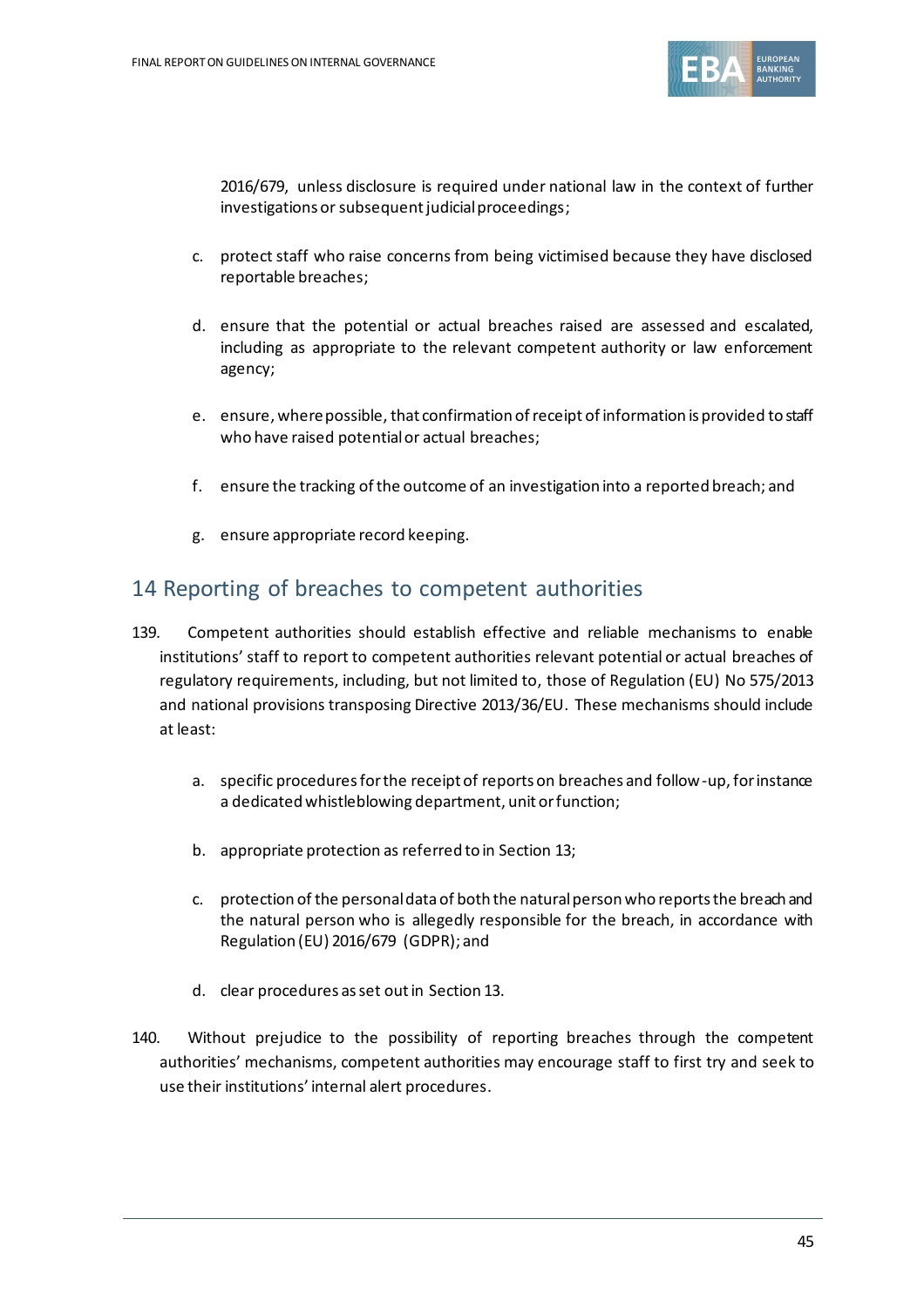2016/679, unless disclosure is required under national law in the context of further investigations or subsequent judicial proceedings;

c. protect staff who raise concerns from being victimised because they have disclosed reportable breaches;

d. ensure that the potential or actual breaches raised are assessed and escalated, including as appropriate to the relevant competent authority or law enforcement agency;

e. ensure, where possible, that confirmation of receipt of information is provided to staff who have raised potential or actual breaches;

f. ensure the tracking of the outcome of an investigation into a reported breach; and

g. ensure appropriate record keeping.

## 14 Reporting of breaches to competent authorities

139. Competent authorities should establish effective and reliable mechanisms to enable institutions' staff to report to competent authorities relevant potential or actual breaches of regulatory requirements, including, but not limited to, those of Regulation (EU) No 575/2013 and national provisions transposing Directive 2013/36/EU. These mechanisms should include at least:

a. specific procedures for the receipt of reports on breaches and follow-up, for instance a dedicated whistleblowing department, unit or function;

b. appropriate protection as referred to in Section 13;

c. protection of the personal data of both the natural person who reports the breach and the natural person who is allegedly responsible for the breach, in accordance with Regulation (EU) 2016/679 (GDPR); and

d. clear procedures as set out in Section 13.

140. Without prejudice to the possibility of reporting breaches through the competent authorities' mechanisms, competent authorities may encourage staff to first try and seek to use their institutions' internal alert procedures.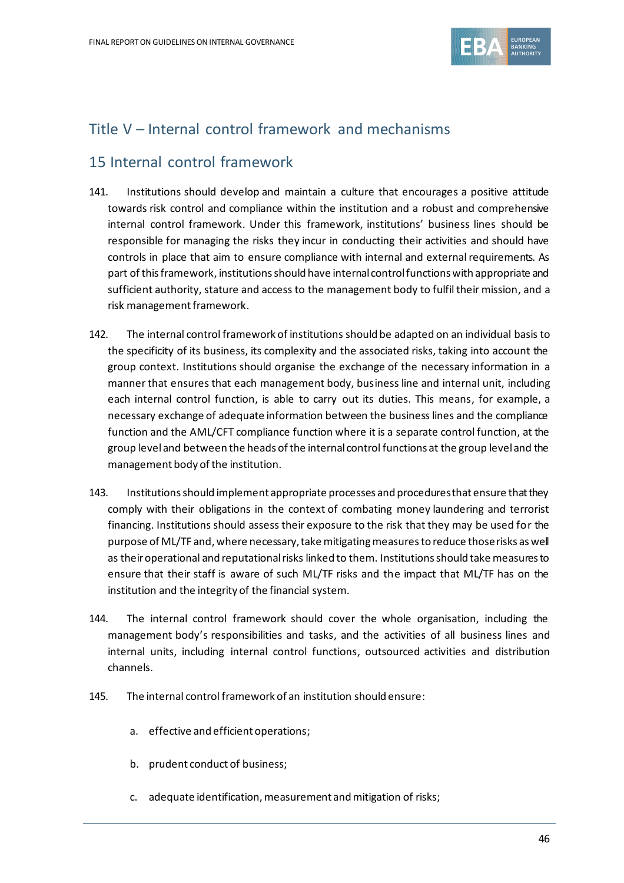## Title V – Internal control framework and mechanisms

## 15 Internal control framework

141. Institutions should develop and maintain a culture that encourages a positive attitude towards risk control and compliance within the institution and a robust and comprehensive internal control framework. Under this framework, institutions' business lines should be responsible for managing the risks they incur in conducting their activities and should have controls in place that aim to ensure compliance with internal and external requirements. As part of this framework, institutions should have internal control functions with appropriate and sufficient authority, stature and access to the management body to fulfil their mission, and a risk management framework.

142. The internal control framework of institutions should be adapted on an individual basis to the specificity of its business, its complexity and the associated risks, taking into account the group context. Institutions should organise the exchange of the necessary information in a manner that ensures that each management body, business line and internal unit, including each internal control function, is able to carry out its duties. This means, for example, a necessary exchange of adequate information between the business lines and the compliance function and the AML/CFT compliance function where it is a separate control function, at the group level and between the heads of the internal control functions at the group level and the management body of the institution.

143. Institutions should implement appropriate processes and procedures that ensure that they comply with their obligations in the context of combating money laundering and terrorist financing. Institutions should assess their exposure to the risk that they may be used for the purpose of ML/TF and, where necessary, take mitigating measures to reduce those risks as well as their operational and reputational risks linked to them. Institutions should take measures to ensure that their staff is aware of such ML/TF risks and the impact that ML/TF has on the institution and the integrity of the financial system.

144. The internal control framework should cover the whole organisation, including the management body's responsibilities and tasks, and the activities of all business lines and internal units, including internal control functions, outsourced activities and distribution channels.

145. The internal control framework of an institution should ensure:

   a. effective and efficient operations;

   b. prudent conduct of business;

   c. adequate identification, measurement and mitigation of risks;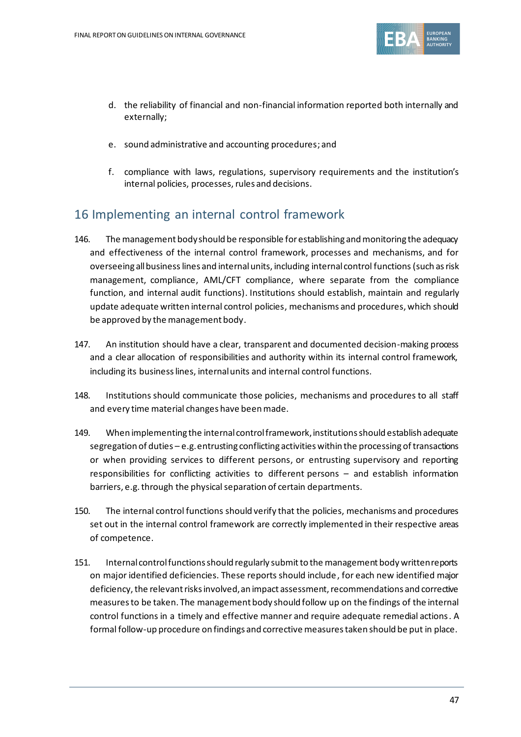d. the reliability of financial and non-financial information reported both internally and externally;

e. sound administrative and accounting procedures; and

f. compliance with laws, regulations, supervisory requirements and the institution's internal policies, processes, rules and decisions.

## 16 Implementing an internal control framework

146. The management body should be responsible for establishing and monitoring the adequacy and effectiveness of the internal control framework, processes and mechanisms, and for overseeing all business lines and internal units, including internal control functions (such as risk management, compliance, AML/CFT compliance, where separate from the compliance function, and internal audit functions). Institutions should establish, maintain and regularly update adequate written internal control policies, mechanisms and procedures, which should be approved by the management body.

147. An institution should have a clear, transparent and documented decision-making process and a clear allocation of responsibilities and authority within its internal control framework, including its business lines, internal units and internal control functions.

148. Institutions should communicate those policies, mechanisms and procedures to all staff and every time material changes have been made.

149. When implementing the internal control framework, institutions should establish adequate segregation of duties – e.g. entrusting conflicting activities within the processing of transactions or when providing services to different persons, or entrusting supervisory and reporting responsibilities for conflicting activities to different persons – and establish information barriers, e.g. through the physical separation of certain departments.

150. The internal control functions should verify that the policies, mechanisms and procedures set out in the internal control framework are correctly implemented in their respective areas of competence.

151. Internal control functions should regularly submit to the management body written reports on major identified deficiencies. These reports should include, for each new identified major deficiency, the relevant risks involved, an impact assessment, recommendations and corrective measures to be taken. The management body should follow up on the findings of the internal control functions in a timely and effective manner and require adequate remedial actions. A formal follow-up procedure on findings and corrective measures taken should be put in place.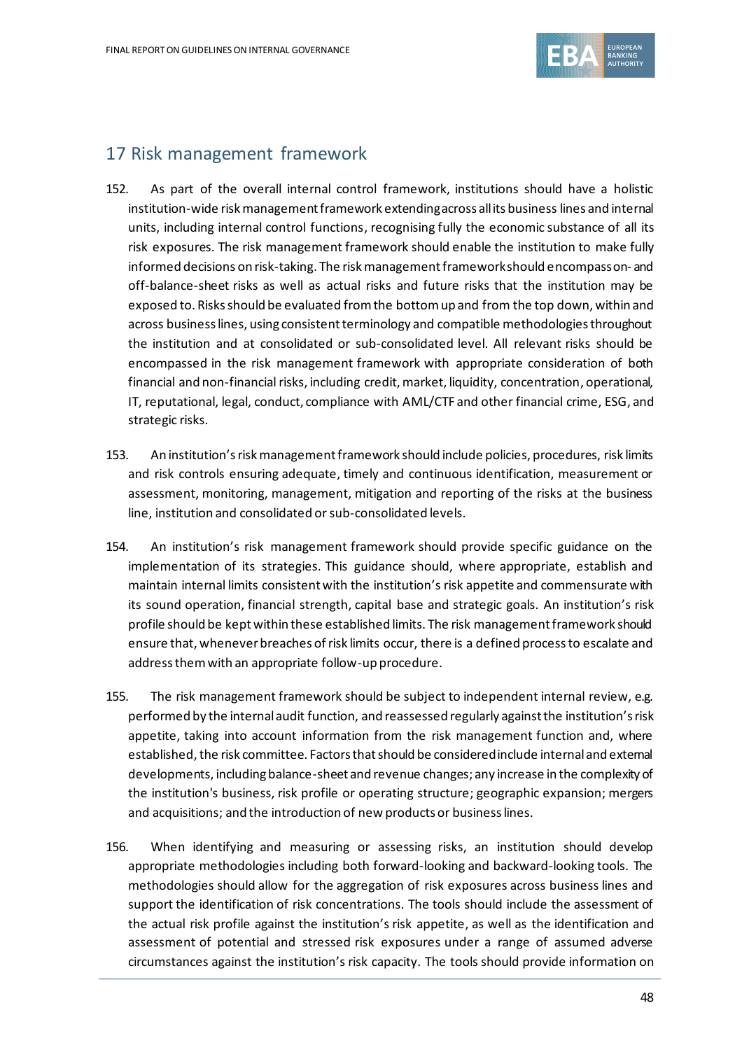## 17 Risk management framework

152. As part of the overall internal control framework, institutions should have a holistic institution-wide risk management framework extending across all its business lines and internal units, including internal control functions, recognising fully the economic substance of all its risk exposures. The risk management framework should enable the institution to make fully informed decisions on risk-taking. The risk management framework should encompass on- and off-balance-sheet risks as well as actual risks and future risks that the institution may be exposed to. Risks should be evaluated from the bottom up and from the top down, within and across business lines, using consistent terminology and compatible methodologies throughout the institution and at consolidated or sub-consolidated level. All relevant risks should be encompassed in the risk management framework with appropriate consideration of both financial and non-financial risks, including credit, market, liquidity, concentration, operational, IT, reputational, legal, conduct, compliance with AML/CTF and other financial crime, ESG, and strategic risks.

153. An institution's risk management framework should include policies, procedures, risk limits and risk controls ensuring adequate, timely and continuous identification, measurement or assessment, monitoring, management, mitigation and reporting of the risks at the business line, institution and consolidated or sub-consolidated levels.

154. An institution's risk management framework should provide specific guidance on the implementation of its strategies. This guidance should, where appropriate, establish and maintain internal limits consistent with the institution's risk appetite and commensurate with its sound operation, financial strength, capital base and strategic goals. An institution's risk profile should be kept within these established limits. The risk management framework should ensure that, whenever breaches of risk limits occur, there is a defined process to escalate and address them with an appropriate follow-up procedure.

155. The risk management framework should be subject to independent internal review, e.g. performed by the internal audit function, and reassessed regularly against the institution's risk appetite, taking into account information from the risk management function and, where established, the risk committee. Factors that should be considered include internal and external developments, including balance-sheet and revenue changes; any increase in the complexity of the institution's business, risk profile or operating structure; geographic expansion; mergers and acquisitions; and the introduction of new products or business lines.

156. When identifying and measuring or assessing risks, an institution should develop appropriate methodologies including both forward-looking and backward-looking tools. The methodologies should allow for the aggregation of risk exposures across business lines and support the identification of risk concentrations. The tools should include the assessment of the actual risk profile against the institution's risk appetite, as well as the identification and assessment of potential and stressed risk exposures under a range of assumed adverse circumstances against the institution's risk capacity. The tools should provide information on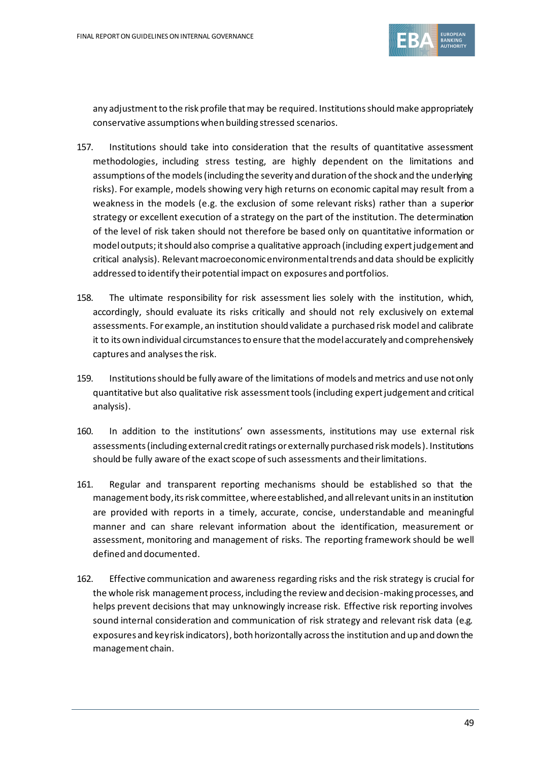any adjustment to the risk profile that may be required. Institutions should make appropriately conservative assumptions when building stressed scenarios.

157. Institutions should take into consideration that the results of quantitative assessment methodologies, including stress testing, are highly dependent on the limitations and assumptions of the models (including the severity and duration of the shock and the underlying risks). For example, models showing very high returns on economic capital may result from a weakness in the models (e.g. the exclusion of some relevant risks) rather than a superior strategy or excellent execution of a strategy on the part of the institution. The determination of the level of risk taken should not therefore be based only on quantitative information or model outputs; it should also comprise a qualitative approach (including expert judgement and critical analysis). Relevant macroeconomic environmental trends and data should be explicitly addressed to identify their potential impact on exposures and portfolios.

158. The ultimate responsibility for risk assessment lies solely with the institution, which, accordingly, should evaluate its risks critically and should not rely exclusively on external assessments. For example, an institution should validate a purchased risk model and calibrate it to its own individual circumstances to ensure that the model accurately and comprehensively captures and analyses the risk.

159. Institutions should be fully aware of the limitations of models and metrics and use not only quantitative but also qualitative risk assessment tools (including expert judgement and critical analysis).

160. In addition to the institutions' own assessments, institutions may use external risk assessments (including external credit ratings or externally purchased risk models). Institutions should be fully aware of the exact scope of such assessments and their limitations.

161. Regular and transparent reporting mechanisms should be established so that the management body, its risk committee, where established, and all relevant units in an institution are provided with reports in a timely, accurate, concise, understandable and meaningful manner and can share relevant information about the identification, measurement or assessment, monitoring and management of risks. The reporting framework should be well defined and documented.

162. Effective communication and awareness regarding risks and the risk strategy is crucial for the whole risk management process, including the review and decision-making processes, and helps prevent decisions that may unknowingly increase risk. Effective risk reporting involves sound internal consideration and communication of risk strategy and relevant risk data (e.g. exposures and key risk indicators), both horizontally across the institution and up and down the management chain.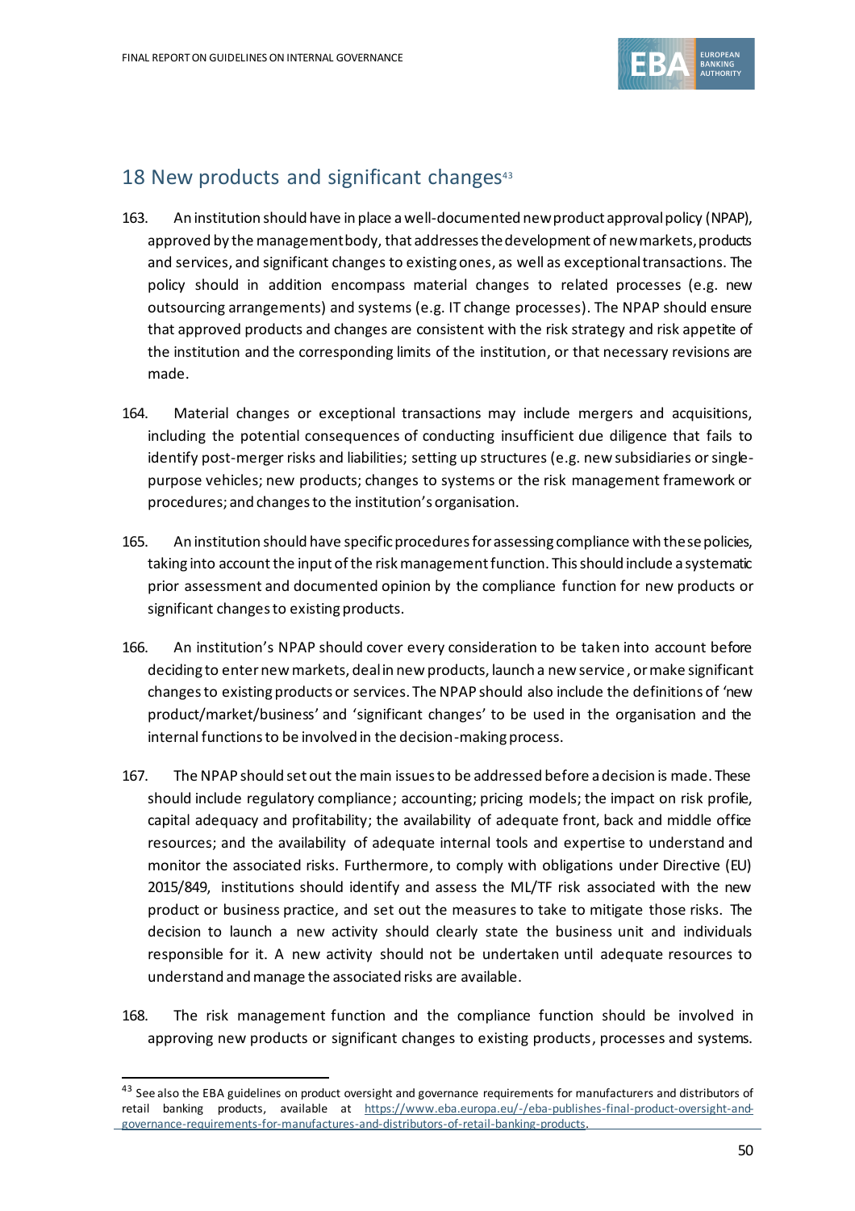## 18 New products and significant changes[43]

163. An institution should have in place a well-documented new product approval policy (NPAP), approved by the management body, that addresses the development of new markets, products and services, and significant changes to existing ones, as well as exceptional transactions. The policy should in addition encompass material changes to related processes (e.g. new outsourcing arrangements) and systems (e.g. IT change processes). The NPAP should ensure that approved products and changes are consistent with the risk strategy and risk appetite of the institution and the corresponding limits of the institution, or that necessary revisions are made.

164. Material changes or exceptional transactions may include mergers and acquisitions, including the potential consequences of conducting insufficient due diligence that fails to identify post-merger risks and liabilities; setting up structures (e.g. new subsidiaries or single-purpose vehicles; new products; changes to systems or the risk management framework or procedures; and changes to the institution's organisation.

165. An institution should have specific procedures for assessing compliance with these policies, taking into account the input of the risk management function. This should include a systematic prior assessment and documented opinion by the compliance function for new products or significant changes to existing products.

166. An institution's NPAP should cover every consideration to be taken into account before deciding to enter new markets, deal in new products, launch a new service, or make significant changes to existing products or services. The NPAP should also include the definitions of 'new product/market/business' and 'significant changes' to be used in the organisation and the internal functions to be involved in the decision-making process.

167. The NPAP should set out the main issues to be addressed before a decision is made. These should include regulatory compliance; accounting; pricing models; the impact on risk profile, capital adequacy and profitability; the availability of adequate front, back and middle office resources; and the availability of adequate internal tools and expertise to understand and monitor the associated risks. Furthermore, to comply with obligations under Directive (EU) 2015/849, institutions should identify and assess the ML/TF risk associated with the new product or business practice, and set out the measures to take to mitigate those risks. The decision to launch a new activity should clearly state the business unit and individuals responsible for it. A new activity should not be undertaken until adequate resources to understand and manage the associated risks are available.

168. The risk management function and the compliance function should be involved in approving new products or significant changes to existing products, processes and systems.

[43] See also the EBA guidelines on product oversight and governance requirements for manufacturers and distributors of retail banking products, available at https://www.eba.europa.eu/-/eba-publishes-final-product-oversight-and-governance-requirements-for-manufactures-and-distributors-of-retail-banking-products.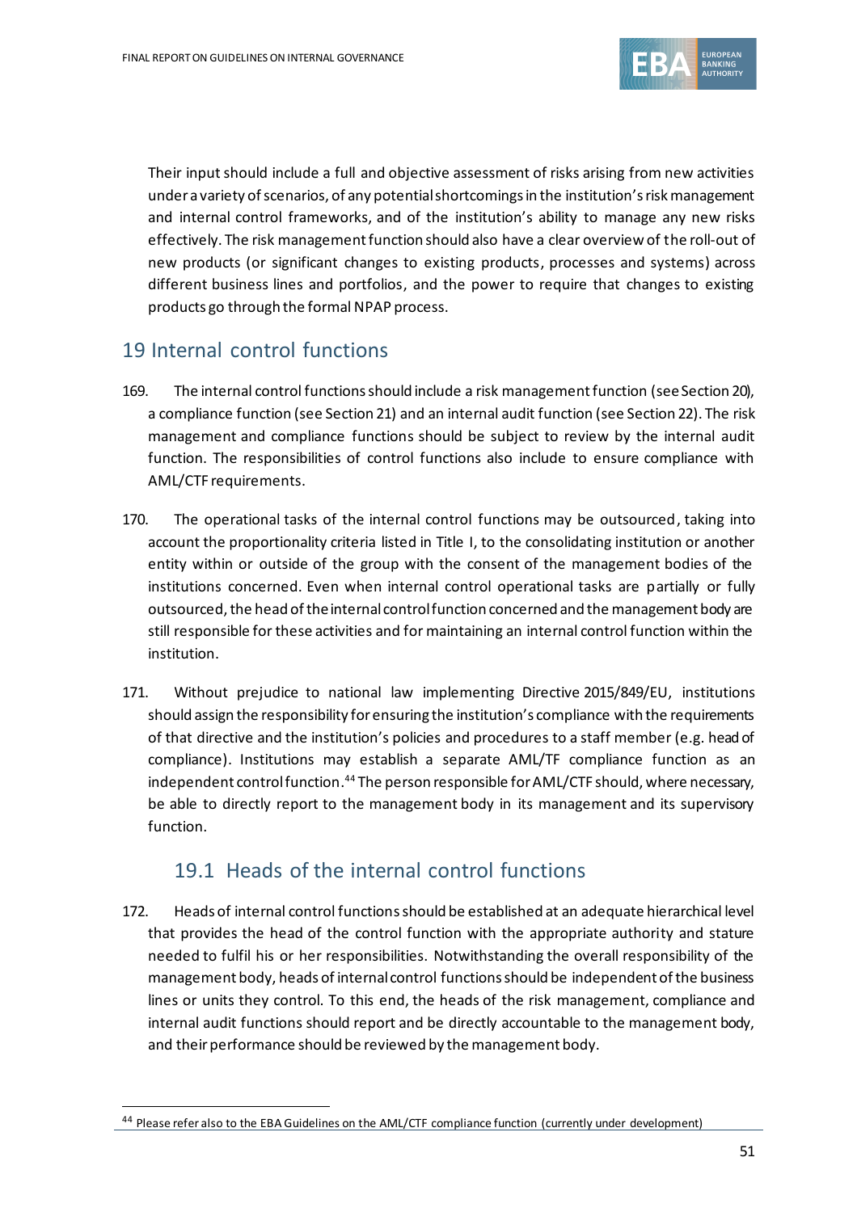Their input should include a full and objective assessment of risks arising from new activities under a variety of scenarios, of any potential shortcomings in the institution's risk management and internal control frameworks, and of the institution's ability to manage any new risks effectively. The risk management function should also have a clear overview of the roll-out of new products (or significant changes to existing products, processes and systems) across different business lines and portfolios, and the power to require that changes to existing products go through the formal NPAP process.

## 19 Internal control functions

169. The internal control functions should include a risk management function (see Section 20), a compliance function (see Section 21) and an internal audit function (see Section 22). The risk management and compliance functions should be subject to review by the internal audit function. The responsibilities of control functions also include to ensure compliance with AML/CTF requirements.

170. The operational tasks of the internal control functions may be outsourced, taking into account the proportionality criteria listed in Title I, to the consolidating institution or another entity within or outside of the group with the consent of the management bodies of the institutions concerned. Even when internal control operational tasks are partially or fully outsourced, the head of the internal control function concerned and the management body are still responsible for these activities and for maintaining an internal control function within the institution.

171. Without prejudice to national law implementing Directive 2015/849/EU, institutions should assign the responsibility for ensuring the institution's compliance with the requirements of that directive and the institution's policies and procedures to a staff member (e.g. head of compliance). Institutions may establish a separate AML/TF compliance function as an independent control function.[44] The person responsible for AML/CTF should, where necessary, be able to directly report to the management body in its management and its supervisory function.

### 19.1 Heads of the internal control functions

172. Heads of internal control functions should be established at an adequate hierarchical level that provides the head of the control function with the appropriate authority and stature needed to fulfil his or her responsibilities. Notwithstanding the overall responsibility of the management body, heads of internal control functions should be independent of the business lines or units they control. To this end, the heads of the risk management, compliance and internal audit functions should report and be directly accountable to the management body, and their performance should be reviewed by the management body.

[44] Please refer also to the EBA Guidelines on the AML/CTF compliance function (currently under development)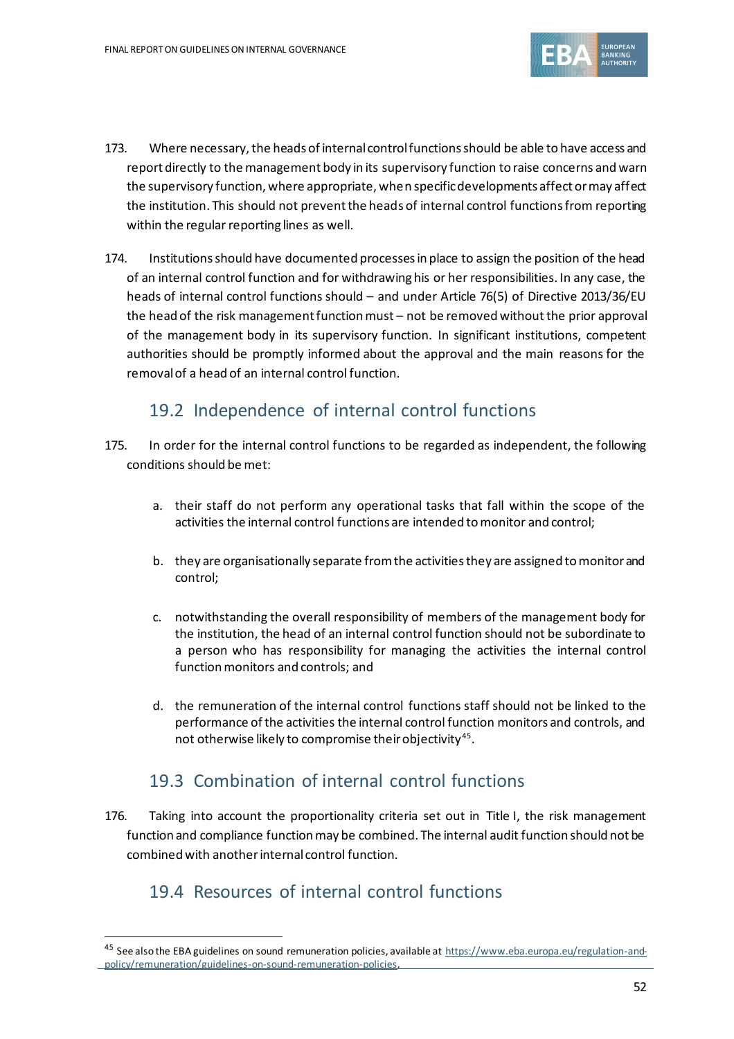173. Where necessary, the heads of internal control functions should be able to have access and report directly to the management body in its supervisory function to raise concerns and warn the supervisory function, where appropriate, when specific developments affect or may affect the institution. This should not prevent the heads of internal control functions from reporting within the regular reporting lines as well.

174. Institutions should have documented processes in place to assign the position of the head of an internal control function and for withdrawing his or her responsibilities. In any case, the heads of internal control functions should – and under Article 76(5) of Directive 2013/36/EU the head of the risk management function must – not be removed without the prior approval of the management body in its supervisory function. In significant institutions, competent authorities should be promptly informed about the approval and the main reasons for the removal of a head of an internal control function.

## 19.2 Independence of internal control functions

175. In order for the internal control functions to be regarded as independent, the following conditions should be met:

a. their staff do not perform any operational tasks that fall within the scope of the activities the internal control functions are intended to monitor and control;

b. they are organisationally separate from the activities they are assigned to monitor and control;

c. notwithstanding the overall responsibility of members of the management body for the institution, the head of an internal control function should not be subordinate to a person who has responsibility for managing the activities the internal control function monitors and controls; and

d. the remuneration of the internal control functions staff should not be linked to the performance of the activities the internal control function monitors and controls, and not otherwise likely to compromise their objectivity[45].

## 19.3 Combination of internal control functions

176. Taking into account the proportionality criteria set out in Title I, the risk management function and compliance function may be combined. The internal audit function should not be combined with another internal control function.

## 19.4 Resources of internal control functions

[45] See also the EBA guidelines on sound remuneration policies, available at https://www.eba.europa.eu/regulation-and-policy/remuneration/guidelines-on-sound-remuneration-policies.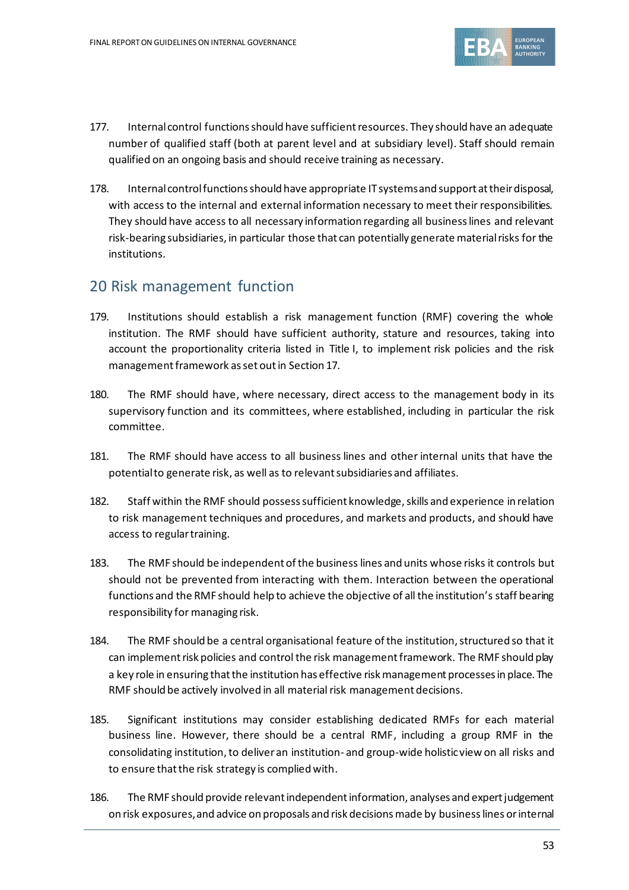177. Internal control functions should have sufficient resources. They should have an adequate number of qualified staff (both at parent level and at subsidiary level). Staff should remain qualified on an ongoing basis and should receive training as necessary.

178. Internal control functions should have appropriate IT systems and support at their disposal, with access to the internal and external information necessary to meet their responsibilities. They should have access to all necessary information regarding all business lines and relevant risk-bearing subsidiaries, in particular those that can potentially generate material risks for the institutions.

## 20 Risk management function

179. Institutions should establish a risk management function (RMF) covering the whole institution. The RMF should have sufficient authority, stature and resources, taking into account the proportionality criteria listed in Title I, to implement risk policies and the risk management framework as set out in Section 17.

180. The RMF should have, where necessary, direct access to the management body in its supervisory function and its committees, where established, including in particular the risk committee.

181. The RMF should have access to all business lines and other internal units that have the potential to generate risk, as well as to relevant subsidiaries and affiliates.

182. Staff within the RMF should possess sufficient knowledge, skills and experience in relation to risk management techniques and procedures, and markets and products, and should have access to regular training.

183. The RMF should be independent of the business lines and units whose risks it controls but should not be prevented from interacting with them. Interaction between the operational functions and the RMF should help to achieve the objective of all the institution's staff bearing responsibility for managing risk.

184. The RMF should be a central organisational feature of the institution, structured so that it can implement risk policies and control the risk management framework. The RMF should play a key role in ensuring that the institution has effective risk management processes in place. The RMF should be actively involved in all material risk management decisions.

185. Significant institutions may consider establishing dedicated RMFs for each material business line. However, there should be a central RMF, including a group RMF in the consolidating institution, to deliver an institution- and group-wide holistic view on all risks and to ensure that the risk strategy is complied with.

186. The RMF should provide relevant independent information, analyses and expert judgement on risk exposures, and advice on proposals and risk decisions made by business lines or internal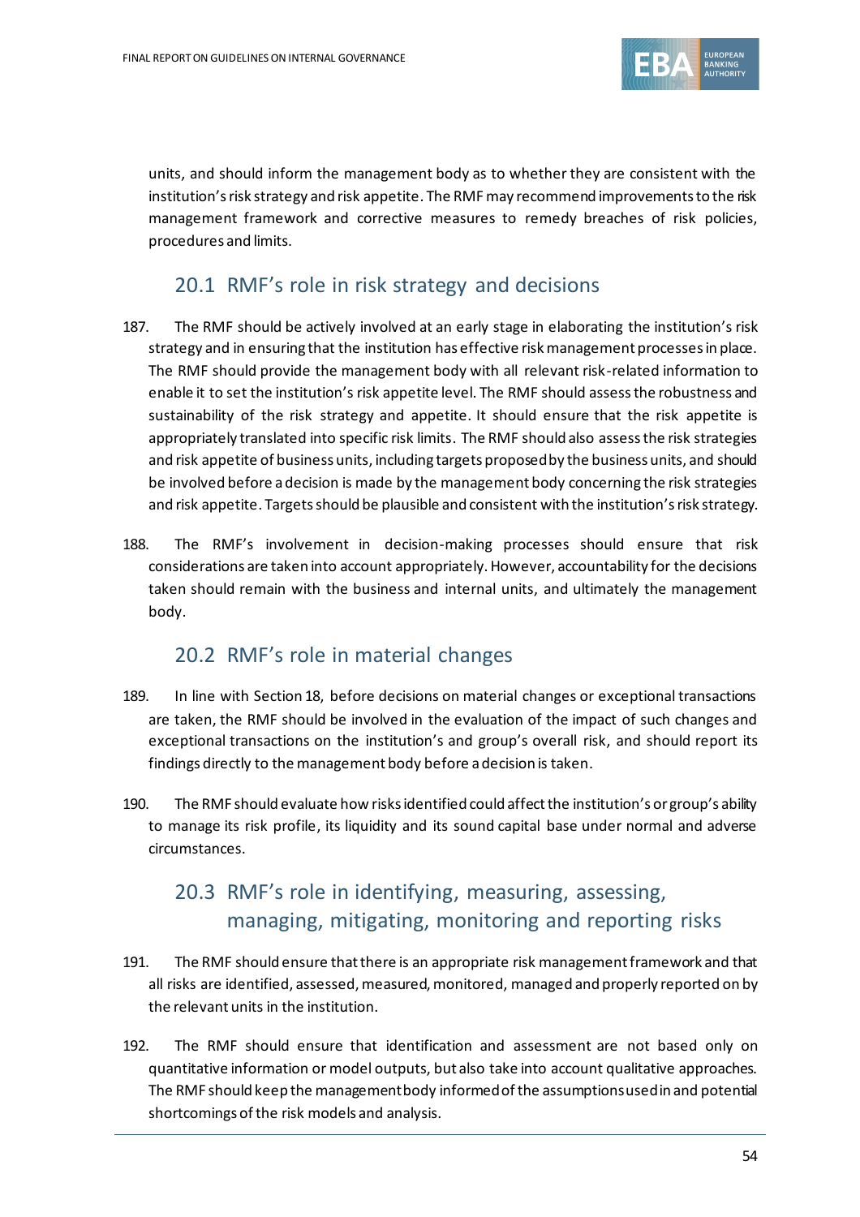units, and should inform the management body as to whether they are consistent with the institution's risk strategy and risk appetite. The RMF may recommend improvements to the risk management framework and corrective measures to remedy breaches of risk policies, procedures and limits.

## 20.1 RMF's role in risk strategy and decisions

187. The RMF should be actively involved at an early stage in elaborating the institution's risk strategy and in ensuring that the institution has effective risk management processes in place. The RMF should provide the management body with all relevant risk-related information to enable it to set the institution's risk appetite level. The RMF should assess the robustness and sustainability of the risk strategy and appetite. It should ensure that the risk appetite is appropriately translated into specific risk limits. The RMF should also assess the risk strategies and risk appetite of business units, including targets proposed by the business units, and should be involved before a decision is made by the management body concerning the risk strategies and risk appetite. Targets should be plausible and consistent with the institution's risk strategy.

188. The RMF's involvement in decision-making processes should ensure that risk considerations are taken into account appropriately. However, accountability for the decisions taken should remain with the business and internal units, and ultimately the management body.

## 20.2 RMF's role in material changes

189. In line with Section 18, before decisions on material changes or exceptional transactions are taken, the RMF should be involved in the evaluation of the impact of such changes and exceptional transactions on the institution's and group's overall risk, and should report its findings directly to the management body before a decision is taken.

190. The RMF should evaluate how risks identified could affect the institution's or group's ability to manage its risk profile, its liquidity and its sound capital base under normal and adverse circumstances.

## 20.3 RMF's role in identifying, measuring, assessing, managing, mitigating, monitoring and reporting risks

191. The RMF should ensure that there is an appropriate risk management framework and that all risks are identified, assessed, measured, monitored, managed and properly reported on by the relevant units in the institution.

192. The RMF should ensure that identification and assessment are not based only on quantitative information or model outputs, but also take into account qualitative approaches. The RMF should keep the management body informed of the assumptions used in and potential shortcomings of the risk models and analysis.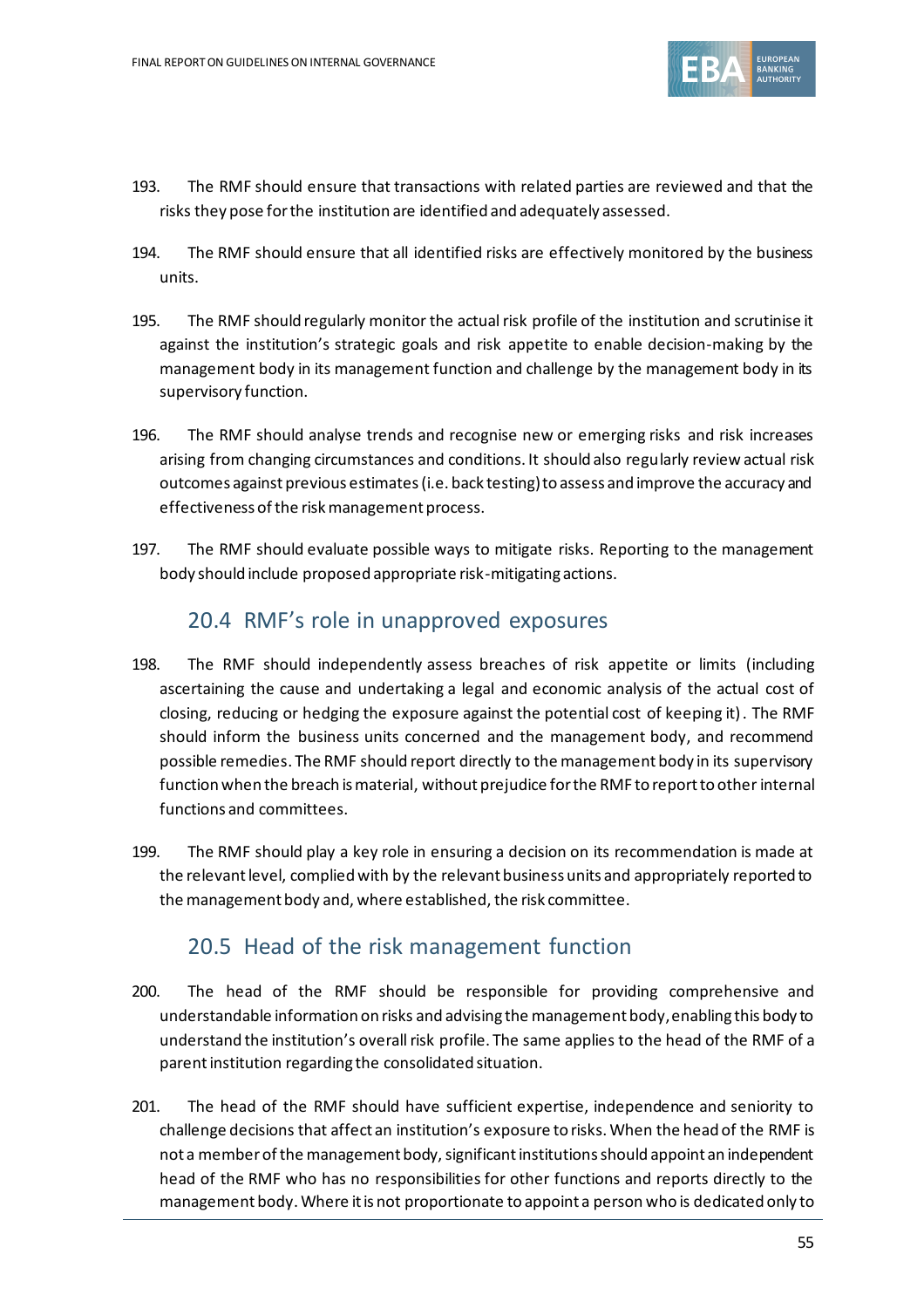193. The RMF should ensure that transactions with related parties are reviewed and that the risks they pose for the institution are identified and adequately assessed.

194. The RMF should ensure that all identified risks are effectively monitored by the business units.

195. The RMF should regularly monitor the actual risk profile of the institution and scrutinise it against the institution's strategic goals and risk appetite to enable decision-making by the management body in its management function and challenge by the management body in its supervisory function.

196. The RMF should analyse trends and recognise new or emerging risks and risk increases arising from changing circumstances and conditions. It should also regularly review actual risk outcomes against previous estimates (i.e. back testing) to assess and improve the accuracy and effectiveness of the risk management process.

197. The RMF should evaluate possible ways to mitigate risks. Reporting to the management body should include proposed appropriate risk-mitigating actions.

## 20.4 RMF's role in unapproved exposures

198. The RMF should independently assess breaches of risk appetite or limits (including ascertaining the cause and undertaking a legal and economic analysis of the actual cost of closing, reducing or hedging the exposure against the potential cost of keeping it). The RMF should inform the business units concerned and the management body, and recommend possible remedies. The RMF should report directly to the management body in its supervisory function when the breach is material, without prejudice for the RMF to report to other internal functions and committees.

199. The RMF should play a key role in ensuring a decision on its recommendation is made at the relevant level, complied with by the relevant business units and appropriately reported to the management body and, where established, the risk committee.

## 20.5 Head of the risk management function

200. The head of the RMF should be responsible for providing comprehensive and understandable information on risks and advising the management body, enabling this body to understand the institution's overall risk profile. The same applies to the head of the RMF of a parent institution regarding the consolidated situation.

201. The head of the RMF should have sufficient expertise, independence and seniority to challenge decisions that affect an institution's exposure to risks. When the head of the RMF is not a member of the management body, significant institutions should appoint an independent head of the RMF who has no responsibilities for other functions and reports directly to the management body. Where it is not proportionate to appoint a person who is dedicated only to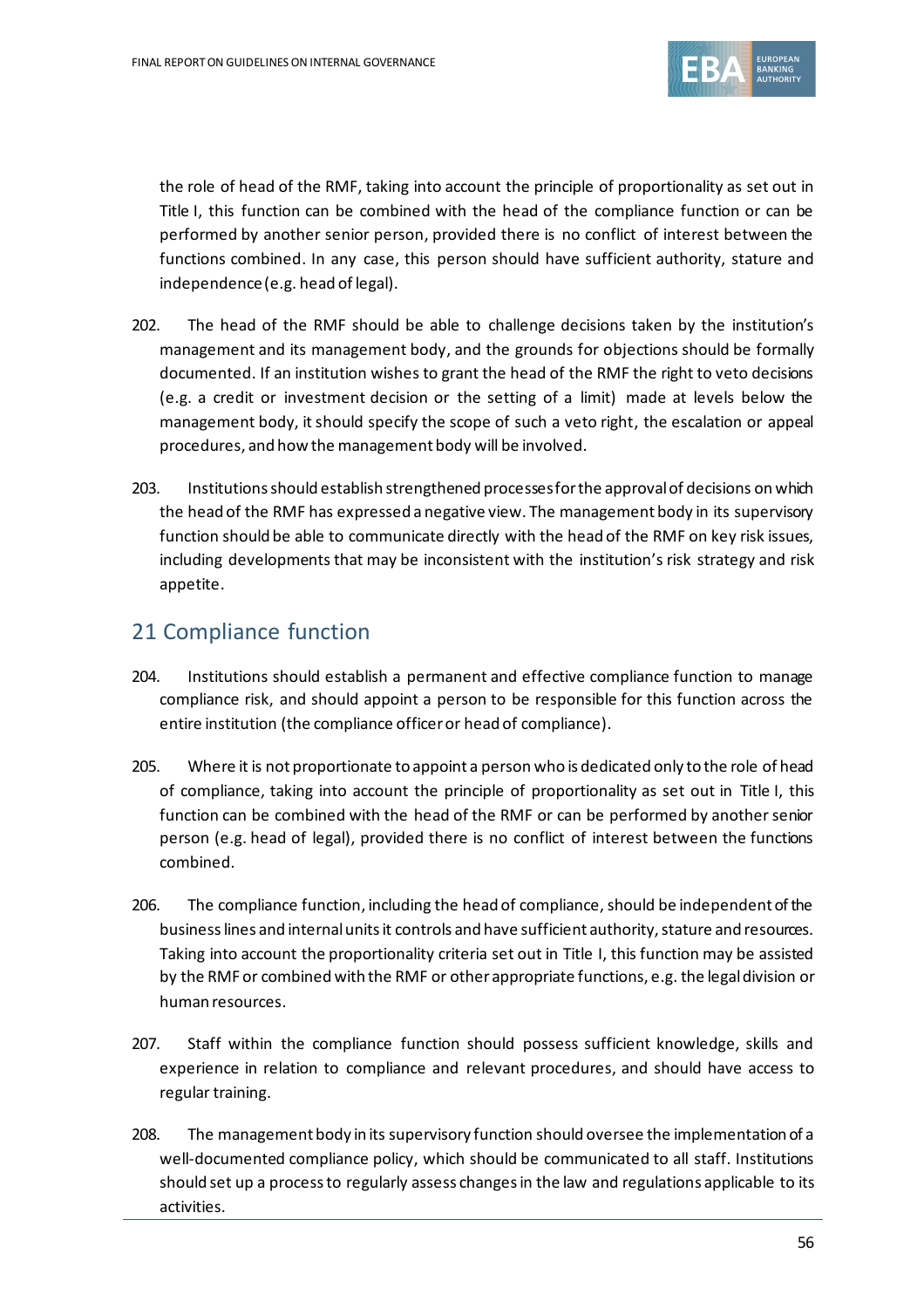the role of head of the RMF, taking into account the principle of proportionality as set out in Title I, this function can be combined with the head of the compliance function or can be performed by another senior person, provided there is no conflict of interest between the functions combined. In any case, this person should have sufficient authority, stature and independence (e.g. head of legal).

202. The head of the RMF should be able to challenge decisions taken by the institution's management and its management body, and the grounds for objections should be formally documented. If an institution wishes to grant the head of the RMF the right to veto decisions (e.g. a credit or investment decision or the setting of a limit) made at levels below the management body, it should specify the scope of such a veto right, the escalation or appeal procedures, and how the management body will be involved.

203. Institutions should establish strengthened processes for the approval of decisions on which the head of the RMF has expressed a negative view. The management body in its supervisory function should be able to communicate directly with the head of the RMF on key risk issues, including developments that may be inconsistent with the institution's risk strategy and risk appetite.

## 21 Compliance function

204. Institutions should establish a permanent and effective compliance function to manage compliance risk, and should appoint a person to be responsible for this function across the entire institution (the compliance officer or head of compliance).

205. Where it is not proportionate to appoint a person who is dedicated only to the role of head of compliance, taking into account the principle of proportionality as set out in Title I, this function can be combined with the head of the RMF or can be performed by another senior person (e.g. head of legal), provided there is no conflict of interest between the functions combined.

206. The compliance function, including the head of compliance, should be independent of the business lines and internal units it controls and have sufficient authority, stature and resources. Taking into account the proportionality criteria set out in Title I, this function may be assisted by the RMF or combined with the RMF or other appropriate functions, e.g. the legal division or human resources.

207. Staff within the compliance function should possess sufficient knowledge, skills and experience in relation to compliance and relevant procedures, and should have access to regular training.

208. The management body in its supervisory function should oversee the implementation of a well-documented compliance policy, which should be communicated to all staff. Institutions should set up a process to regularly assess changes in the law and regulations applicable to its activities.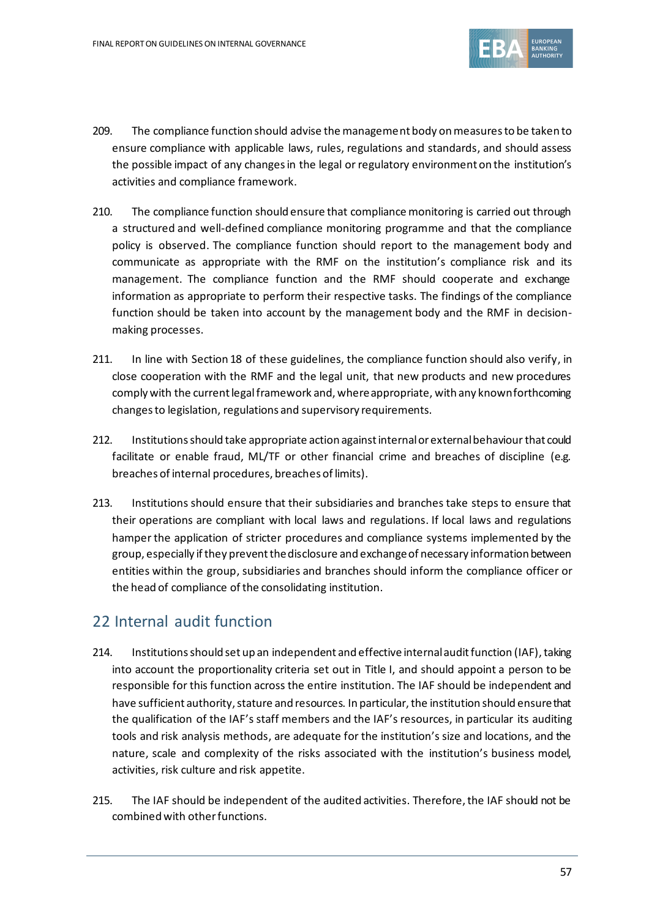209. The compliance function should advise the management body on measures to be taken to ensure compliance with applicable laws, rules, regulations and standards, and should assess the possible impact of any changes in the legal or regulatory environment on the institution's activities and compliance framework.

210. The compliance function should ensure that compliance monitoring is carried out through a structured and well-defined compliance monitoring programme and that the compliance policy is observed. The compliance function should report to the management body and communicate as appropriate with the RMF on the institution's compliance risk and its management. The compliance function and the RMF should cooperate and exchange information as appropriate to perform their respective tasks. The findings of the compliance function should be taken into account by the management body and the RMF in decision-making processes.

211. In line with Section 18 of these guidelines, the compliance function should also verify, in close cooperation with the RMF and the legal unit, that new products and new procedures comply with the current legal framework and, where appropriate, with any known forthcoming changes to legislation, regulations and supervisory requirements.

212. Institutions should take appropriate action against internal or external behaviour that could facilitate or enable fraud, ML/TF or other financial crime and breaches of discipline (e.g. breaches of internal procedures, breaches of limits).

213. Institutions should ensure that their subsidiaries and branches take steps to ensure that their operations are compliant with local laws and regulations. If local laws and regulations hamper the application of stricter procedures and compliance systems implemented by the group, especially if they prevent the disclosure and exchange of necessary information between entities within the group, subsidiaries and branches should inform the compliance officer or the head of compliance of the consolidating institution.

## 22 Internal audit function

214. Institutions should set up an independent and effective internal audit function (IAF), taking into account the proportionality criteria set out in Title I, and should appoint a person to be responsible for this function across the entire institution. The IAF should be independent and have sufficient authority, stature and resources. In particular, the institution should ensure that the qualification of the IAF's staff members and the IAF's resources, in particular its auditing tools and risk analysis methods, are adequate for the institution's size and locations, and the nature, scale and complexity of the risks associated with the institution's business model, activities, risk culture and risk appetite.

215. The IAF should be independent of the audited activities. Therefore, the IAF should not be combined with other functions.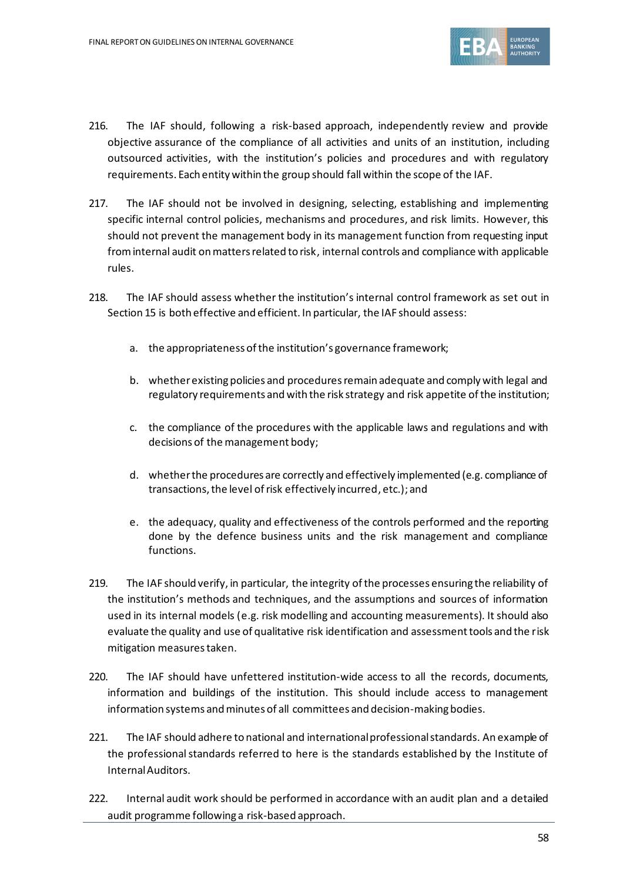216. The IAF should, following a risk-based approach, independently review and provide objective assurance of the compliance of all activities and units of an institution, including outsourced activities, with the institution's policies and procedures and with regulatory requirements. Each entity within the group should fall within the scope of the IAF.

217. The IAF should not be involved in designing, selecting, establishing and implementing specific internal control policies, mechanisms and procedures, and risk limits. However, this should not prevent the management body in its management function from requesting input from internal audit on matters related to risk, internal controls and compliance with applicable rules.

218. The IAF should assess whether the institution's internal control framework as set out in Section 15 is both effective and efficient. In particular, the IAF should assess:

   a. the appropriateness of the institution's governance framework;

   b. whether existing policies and procedures remain adequate and comply with legal and regulatory requirements and with the risk strategy and risk appetite of the institution;

   c. the compliance of the procedures with the applicable laws and regulations and with decisions of the management body;

   d. whether the procedures are correctly and effectively implemented (e.g. compliance of transactions, the level of risk effectively incurred, etc.); and

   e. the adequacy, quality and effectiveness of the controls performed and the reporting done by the defence business units and the risk management and compliance functions.

219. The IAF should verify, in particular, the integrity of the processes ensuring the reliability of the institution's methods and techniques, and the assumptions and sources of information used in its internal models (e.g. risk modelling and accounting measurements). It should also evaluate the quality and use of qualitative risk identification and assessment tools and the risk mitigation measures taken.

220. The IAF should have unfettered institution-wide access to all the records, documents, information and buildings of the institution. This should include access to management information systems and minutes of all committees and decision-making bodies.

221. The IAF should adhere to national and international professional standards. An example of the professional standards referred to here is the standards established by the Institute of Internal Auditors.

222. Internal audit work should be performed in accordance with an audit plan and a detailed audit programme following a risk-based approach.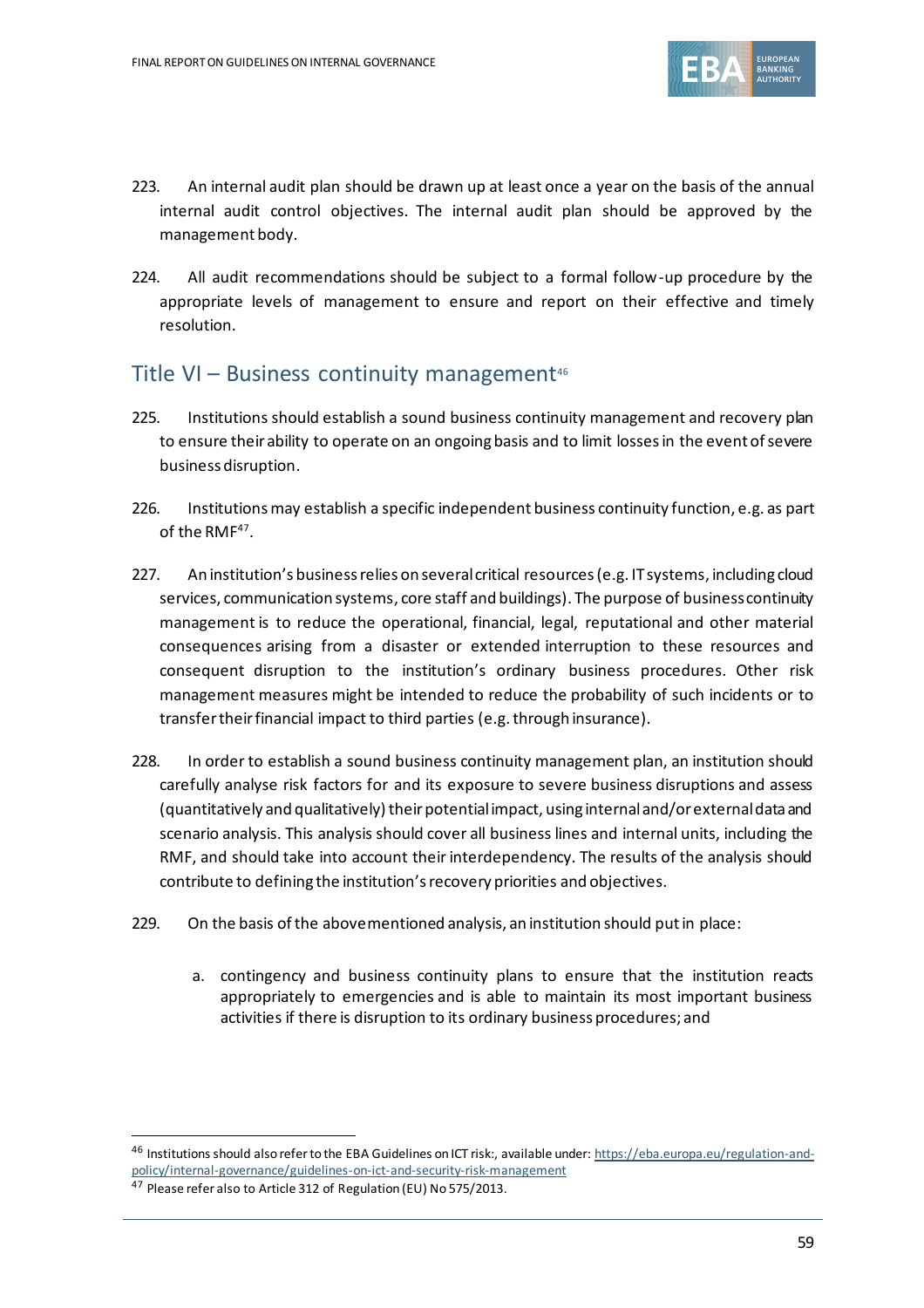223. An internal audit plan should be drawn up at least once a year on the basis of the annual internal audit control objectives. The internal audit plan should be approved by the management body.

224. All audit recommendations should be subject to a formal follow-up procedure by the appropriate levels of management to ensure and report on their effective and timely resolution.

## Title VI – Business continuity management[46]

225. Institutions should establish a sound business continuity management and recovery plan to ensure their ability to operate on an ongoing basis and to limit losses in the event of severe business disruption.

226. Institutions may establish a specific independent business continuity function, e.g. as part of the RMF[47].

227. An institution's business relies on several critical resources (e.g. IT systems, including cloud services, communication systems, core staff and buildings). The purpose of business continuity management is to reduce the operational, financial, legal, reputational and other material consequences arising from a disaster or extended interruption to these resources and consequent disruption to the institution's ordinary business procedures. Other risk management measures might be intended to reduce the probability of such incidents or to transfer their financial impact to third parties (e.g. through insurance).

228. In order to establish a sound business continuity management plan, an institution should carefully analyse risk factors for and its exposure to severe business disruptions and assess (quantitatively and qualitatively) their potential impact, using internal and/or external data and scenario analysis. This analysis should cover all business lines and internal units, including the RMF, and should take into account their interdependency. The results of the analysis should contribute to defining the institution's recovery priorities and objectives.

229. On the basis of the abovementioned analysis, an institution should put in place:

   a. contingency and business continuity plans to ensure that the institution reacts appropriately to emergencies and is able to maintain its most important business activities if there is disruption to its ordinary business procedures; and

---

[46] Institutions should also refer to the EBA Guidelines on ICT risk:, available under: https://eba.europa.eu/regulation-and-policy/internal-governance/guidelines-on-ict-and-security-risk-management

[47] Please refer also to Article 312 of Regulation (EU) No 575/2013.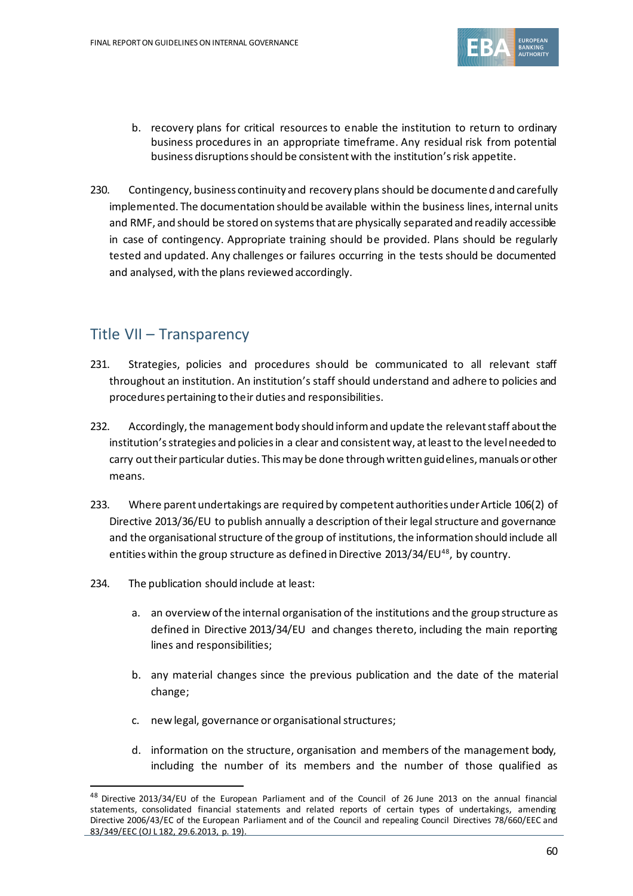b. recovery plans for critical resources to enable the institution to return to ordinary business procedures in an appropriate timeframe. Any residual risk from potential business disruptions should be consistent with the institution's risk appetite.

230. Contingency, business continuity and recovery plans should be documented and carefully implemented. The documentation should be available within the business lines, internal units and RMF, and should be stored on systems that are physically separated and readily accessible in case of contingency. Appropriate training should be provided. Plans should be regularly tested and updated. Any challenges or failures occurring in the tests should be documented and analysed, with the plans reviewed accordingly.

## Title VII – Transparency

231. Strategies, policies and procedures should be communicated to all relevant staff throughout an institution. An institution's staff should understand and adhere to policies and procedures pertaining to their duties and responsibilities.

232. Accordingly, the management body should inform and update the relevant staff about the institution's strategies and policies in a clear and consistent way, at least to the level needed to carry out their particular duties. This may be done through written guidelines, manuals or other means.

233. Where parent undertakings are required by competent authorities under Article 106(2) of Directive 2013/36/EU to publish annually a description of their legal structure and governance and the organisational structure of the group of institutions, the information should include all entities within the group structure as defined in Directive 2013/34/EU[48], by country.

234. The publication should include at least:

a. an overview of the internal organisation of the institutions and the group structure as defined in Directive 2013/34/EU and changes thereto, including the main reporting lines and responsibilities;

b. any material changes since the previous publication and the date of the material change;

c. new legal, governance or organisational structures;

d. information on the structure, organisation and members of the management body, including the number of its members and the number of those qualified as

---

[48] Directive 2013/34/EU of the European Parliament and of the Council of 26 June 2013 on the annual financial statements, consolidated financial statements and related reports of certain types of undertakings, amending Directive 2006/43/EC of the European Parliament and of the Council and repealing Council Directives 78/660/EEC and 83/349/EEC (OJ L 182, 29.6.2013, p. 19).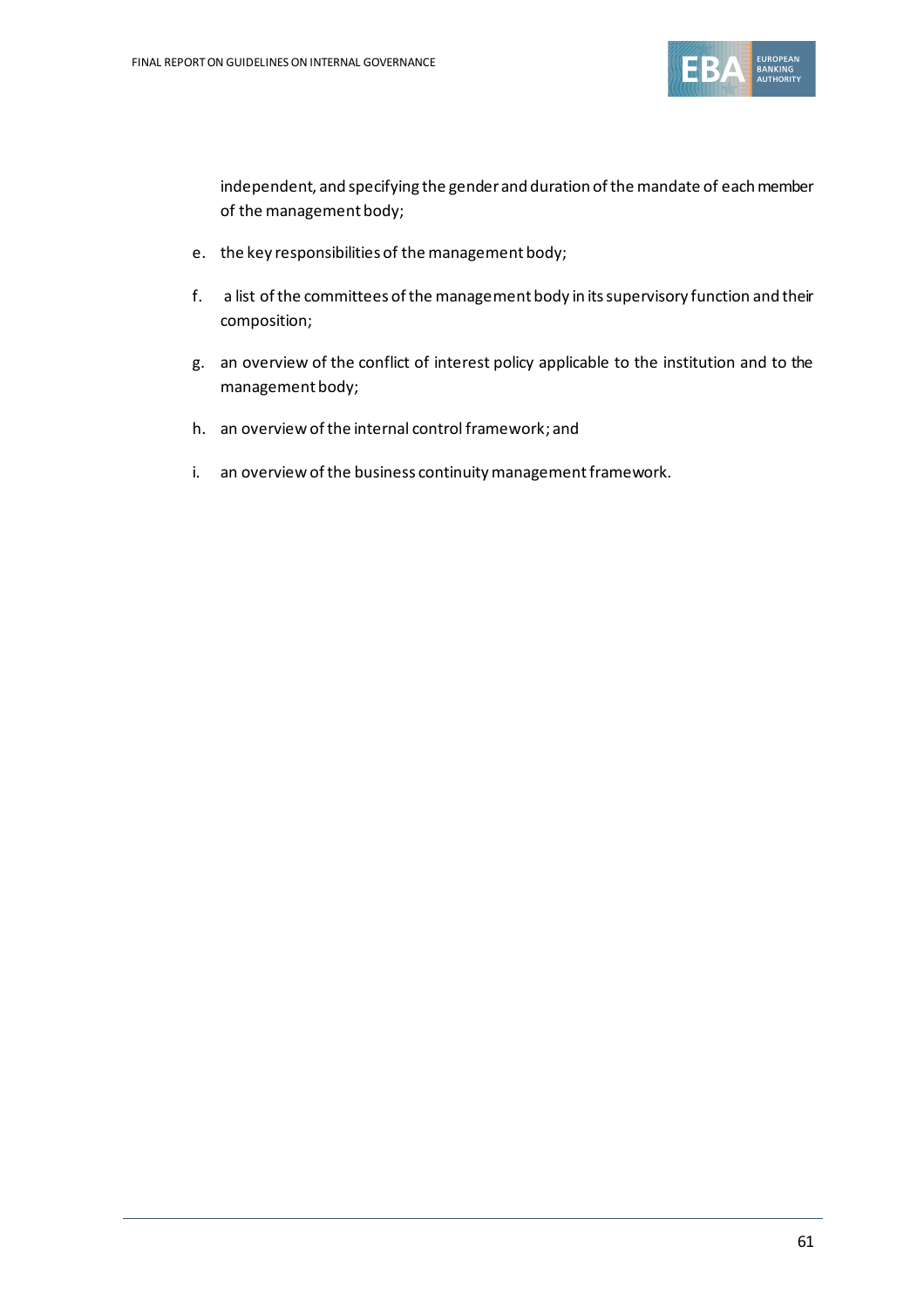independent, and specifying the gender and duration of the mandate of each member of the management body;

e. the key responsibilities of the management body;

f. a list of the committees of the management body in its supervisory function and their composition;

g. an overview of the conflict of interest policy applicable to the institution and to the management body;

h. an overview of the internal control framework; and

i. an overview of the business continuity management framework.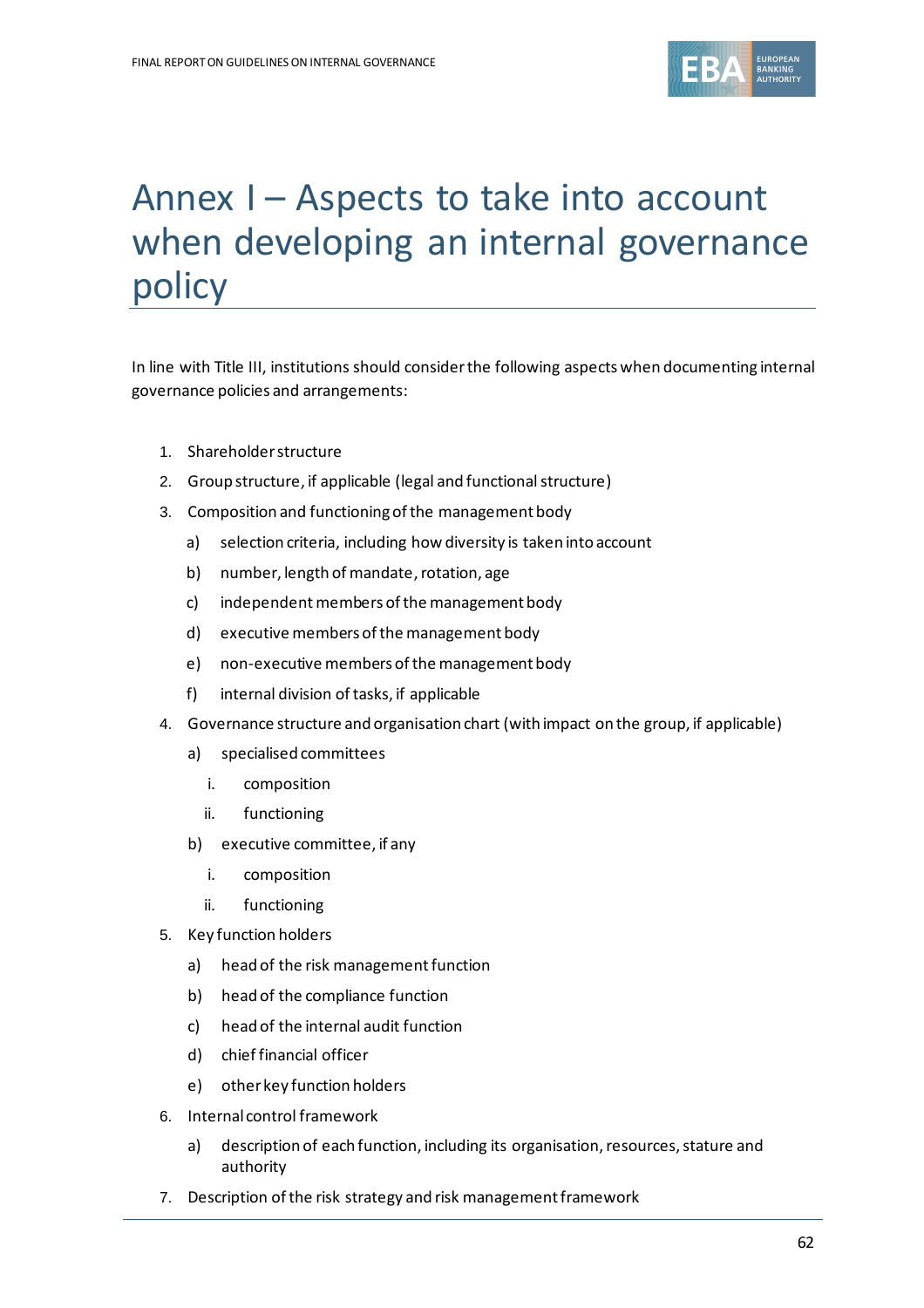# Annex I – Aspects to take into account when developing an internal governance policy

In line with Title III, institutions should consider the following aspects when documenting internal governance policies and arrangements:

1. Shareholder structure
2. Group structure, if applicable (legal and functional structure)
3. Composition and functioning of the management body
   a) selection criteria, including how diversity is taken into account
   b) number, length of mandate, rotation, age
   c) independent members of the management body
   d) executive members of the management body
   e) non-executive members of the management body
   f) internal division of tasks, if applicable
4. Governance structure and organisation chart (with impact on the group, if applicable)
   a) specialised committees
      i. composition
      ii. functioning
   b) executive committee, if any
      i. composition
      ii. functioning
5. Key function holders
   a) head of the risk management function
   b) head of the compliance function
   c) head of the internal audit function
   d) chief financial officer
   e) other key function holders
6. Internal control framework
   a) description of each function, including its organisation, resources, stature and authority
7. Description of the risk strategy and risk management framework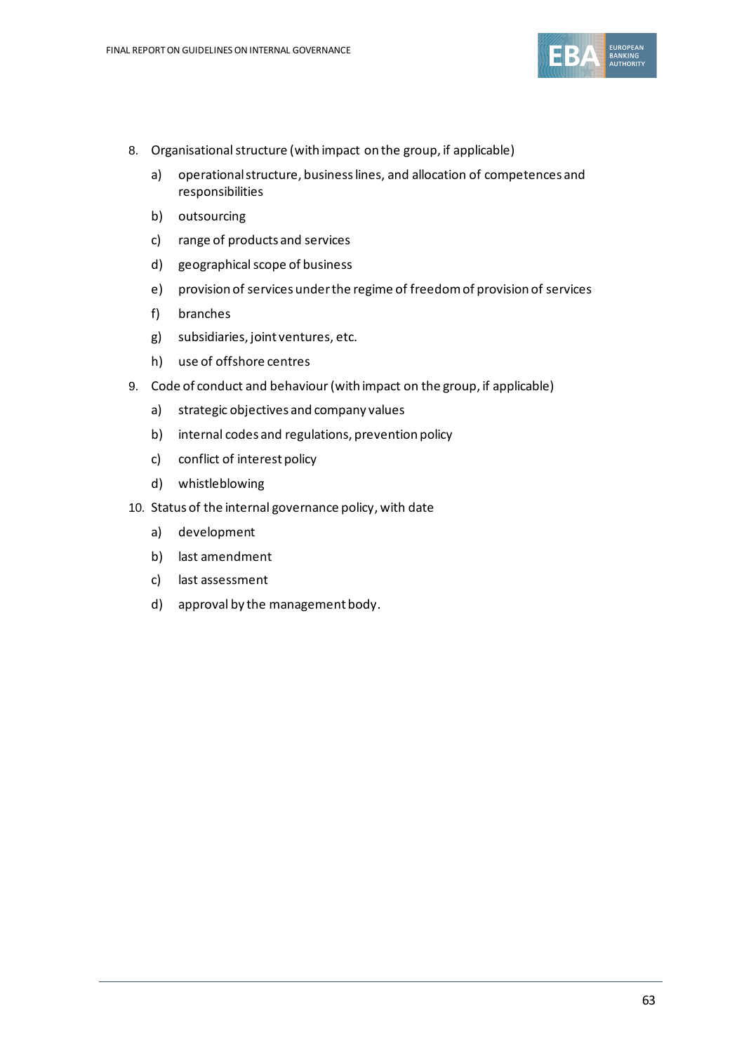8. Organisational structure (with impact on the group, if applicable)
   a) operational structure, business lines, and allocation of competences and responsibilities
   b) outsourcing
   c) range of products and services
   d) geographical scope of business
   e) provision of services under the regime of freedom of provision of services
   f) branches
   g) subsidiaries, joint ventures, etc.
   h) use of offshore centres
9. Code of conduct and behaviour (with impact on the group, if applicable)
   a) strategic objectives and company values
   b) internal codes and regulations, prevention policy
   c) conflict of interest policy
   d) whistleblowing
10. Status of the internal governance policy, with date
    a) development
    b) last amendment
    c) last assessment
    d) approval by the management body.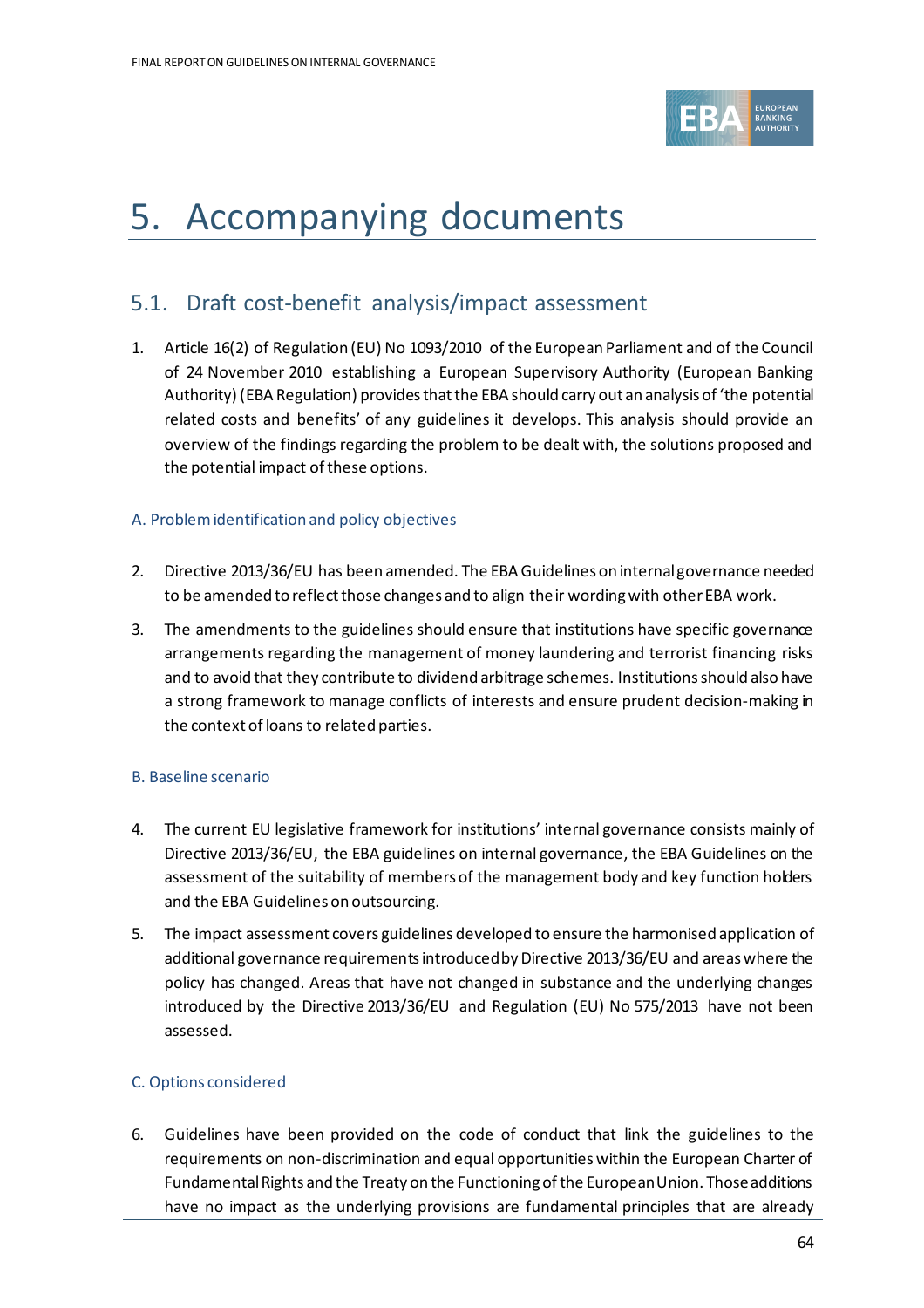# 5. Accompanying documents

## 5.1. Draft cost-benefit analysis/impact assessment

1. Article 16(2) of Regulation (EU) No 1093/2010 of the European Parliament and of the Council of 24 November 2010 establishing a European Supervisory Authority (European Banking Authority) (EBA Regulation) provides that the EBA should carry out an analysis of 'the potential related costs and benefits' of any guidelines it develops. This analysis should provide an overview of the findings regarding the problem to be dealt with, the solutions proposed and the potential impact of these options.

### A. Problem identification and policy objectives

2. Directive 2013/36/EU has been amended. The EBA Guidelines on internal governance needed to be amended to reflect those changes and to align their wording with other EBA work.

3. The amendments to the guidelines should ensure that institutions have specific governance arrangements regarding the management of money laundering and terrorist financing risks and to avoid that they contribute to dividend arbitrage schemes. Institutions should also have a strong framework to manage conflicts of interests and ensure prudent decision-making in the context of loans to related parties.

### B. Baseline scenario

4. The current EU legislative framework for institutions' internal governance consists mainly of Directive 2013/36/EU, the EBA guidelines on internal governance, the EBA Guidelines on the assessment of the suitability of members of the management body and key function holders and the EBA Guidelines on outsourcing.

5. The impact assessment covers guidelines developed to ensure the harmonised application of additional governance requirements introduced by Directive 2013/36/EU and areas where the policy has changed. Areas that have not changed in substance and the underlying changes introduced by the Directive 2013/36/EU and Regulation (EU) No 575/2013 have not been assessed.

### C. Options considered

6. Guidelines have been provided on the code of conduct that link the guidelines to the requirements on non-discrimination and equal opportunities within the European Charter of Fundamental Rights and the Treaty on the Functioning of the European Union. Those additions have no impact as the underlying provisions are fundamental principles that are already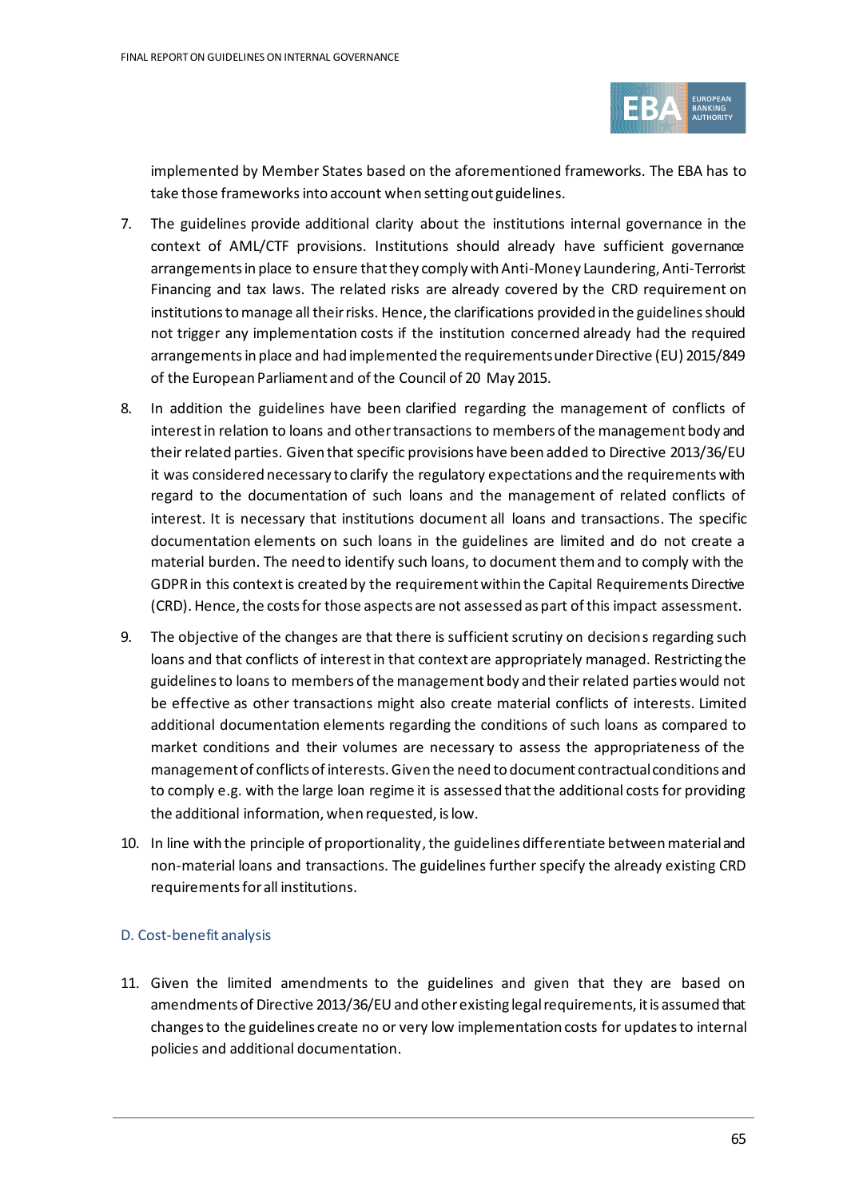implemented by Member States based on the aforementioned frameworks. The EBA has to take those frameworks into account when setting out guidelines.

7. The guidelines provide additional clarity about the institutions internal governance in the context of AML/CTF provisions. Institutions should already have sufficient governance arrangements in place to ensure that they comply with Anti-Money Laundering, Anti-Terrorist Financing and tax laws. The related risks are already covered by the CRD requirement on institutions to manage all their risks. Hence, the clarifications provided in the guidelines should not trigger any implementation costs if the institution concerned already had the required arrangements in place and had implemented the requirements under Directive (EU) 2015/849 of the European Parliament and of the Council of 20 May 2015.

8. In addition the guidelines have been clarified regarding the management of conflicts of interest in relation to loans and other transactions to members of the management body and their related parties. Given that specific provisions have been added to Directive 2013/36/EU it was considered necessary to clarify the regulatory expectations and the requirements with regard to the documentation of such loans and the management of related conflicts of interest. It is necessary that institutions document all loans and transactions. The specific documentation elements on such loans in the guidelines are limited and do not create a material burden. The need to identify such loans, to document them and to comply with the GDPR in this context is created by the requirement within the Capital Requirements Directive (CRD). Hence, the costs for those aspects are not assessed as part of this impact assessment.

9. The objective of the changes are that there is sufficient scrutiny on decisions regarding such loans and that conflicts of interest in that context are appropriately managed. Restricting the guidelines to loans to members of the management body and their related parties would not be effective as other transactions might also create material conflicts of interests. Limited additional documentation elements regarding the conditions of such loans as compared to market conditions and their volumes are necessary to assess the appropriateness of the management of conflicts of interests. Given the need to document contractual conditions and to comply e.g. with the large loan regime it is assessed that the additional costs for providing the additional information, when requested, is low.

10. In line with the principle of proportionality, the guidelines differentiate between material and non-material loans and transactions. The guidelines further specify the already existing CRD requirements for all institutions.

### D. Cost-benefit analysis

11. Given the limited amendments to the guidelines and given that they are based on amendments of Directive 2013/36/EU and other existing legal requirements, it is assumed that changes to the guidelines create no or very low implementation costs for updates to internal policies and additional documentation.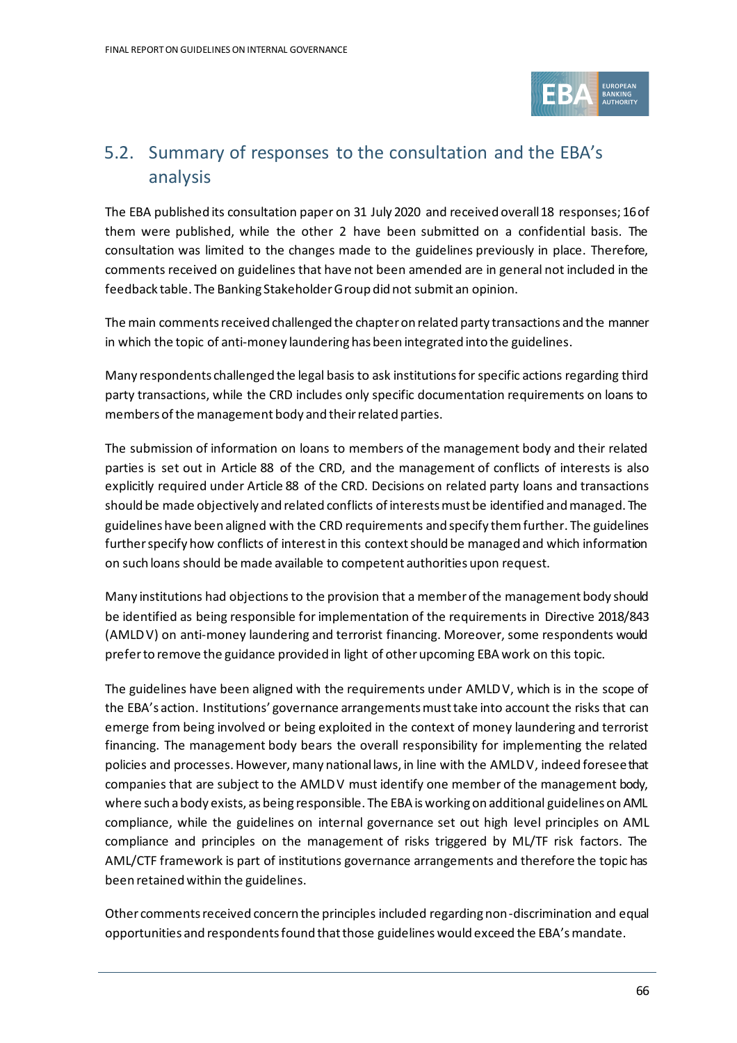## 5.2. Summary of responses to the consultation and the EBA's analysis

The EBA published its consultation paper on 31 July 2020 and received overall 18 responses; 16 of them were published, while the other 2 have been submitted on a confidential basis. The consultation was limited to the changes made to the guidelines previously in place. Therefore, comments received on guidelines that have not been amended are in general not included in the feedback table. The Banking Stakeholder Group did not submit an opinion.

The main comments received challenged the chapter on related party transactions and the manner in which the topic of anti-money laundering has been integrated into the guidelines.

Many respondents challenged the legal basis to ask institutions for specific actions regarding third party transactions, while the CRD includes only specific documentation requirements on loans to members of the management body and their related parties.

The submission of information on loans to members of the management body and their related parties is set out in Article 88 of the CRD, and the management of conflicts of interests is also explicitly required under Article 88 of the CRD. Decisions on related party loans and transactions should be made objectively and related conflicts of interests must be identified and managed. The guidelines have been aligned with the CRD requirements and specify them further. The guidelines further specify how conflicts of interest in this context should be managed and which information on such loans should be made available to competent authorities upon request.

Many institutions had objections to the provision that a member of the management body should be identified as being responsible for implementation of the requirements in Directive 2018/843 (AMLD V) on anti-money laundering and terrorist financing. Moreover, some respondents would prefer to remove the guidance provided in light of other upcoming EBA work on this topic.

The guidelines have been aligned with the requirements under AMLD V, which is in the scope of the EBA's action. Institutions' governance arrangements must take into account the risks that can emerge from being involved or being exploited in the context of money laundering and terrorist financing. The management body bears the overall responsibility for implementing the related policies and processes. However, many national laws, in line with the AMLD V, indeed foresee that companies that are subject to the AMLD V must identify one member of the management body, where such a body exists, as being responsible. The EBA is working on additional guidelines on AML compliance, while the guidelines on internal governance set out high level principles on AML compliance and principles on the management of risks triggered by ML/TF risk factors. The AML/CTF framework is part of institutions governance arrangements and therefore the topic has been retained within the guidelines.

Other comments received concern the principles included regarding non-discrimination and equal opportunities and respondents found that those guidelines would exceed the EBA's mandate.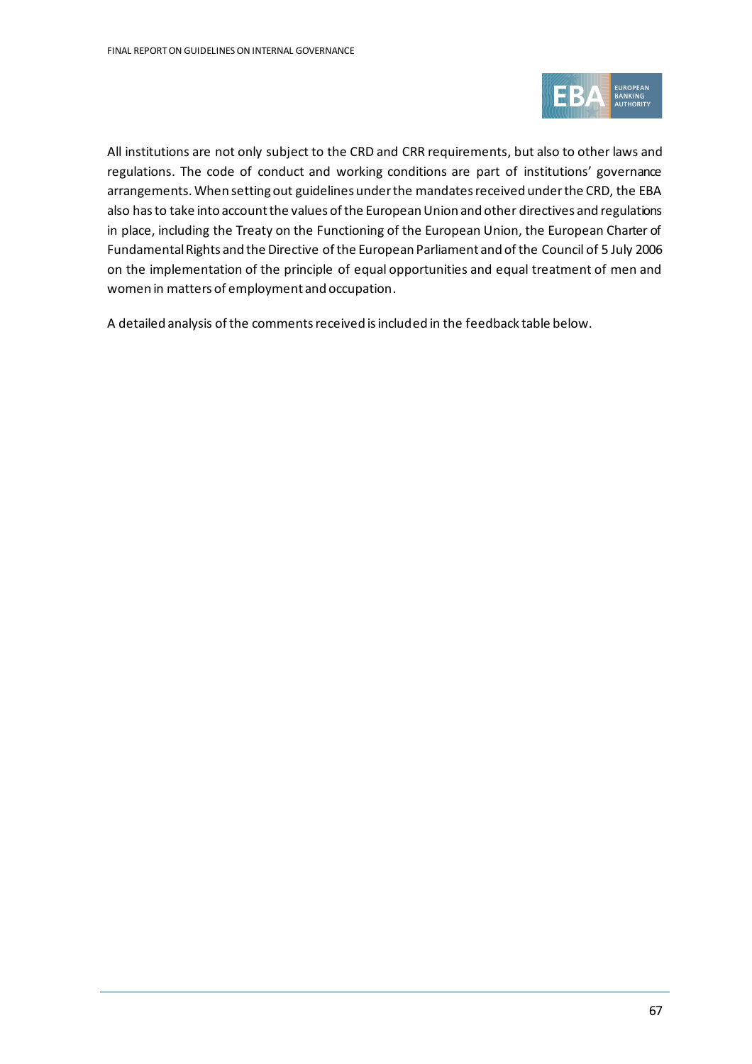All institutions are not only subject to the CRD and CRR requirements, but also to other laws and regulations. The code of conduct and working conditions are part of institutions' governance arrangements. When setting out guidelines under the mandates received under the CRD, the EBA also has to take into account the values of the European Union and other directives and regulations in place, including the Treaty on the Functioning of the European Union, the European Charter of Fundamental Rights and the Directive of the European Parliament and of the Council of 5 July 2006 on the implementation of the principle of equal opportunities and equal treatment of men and women in matters of employment and occupation.

A detailed analysis of the comments received is included in the feedback table below.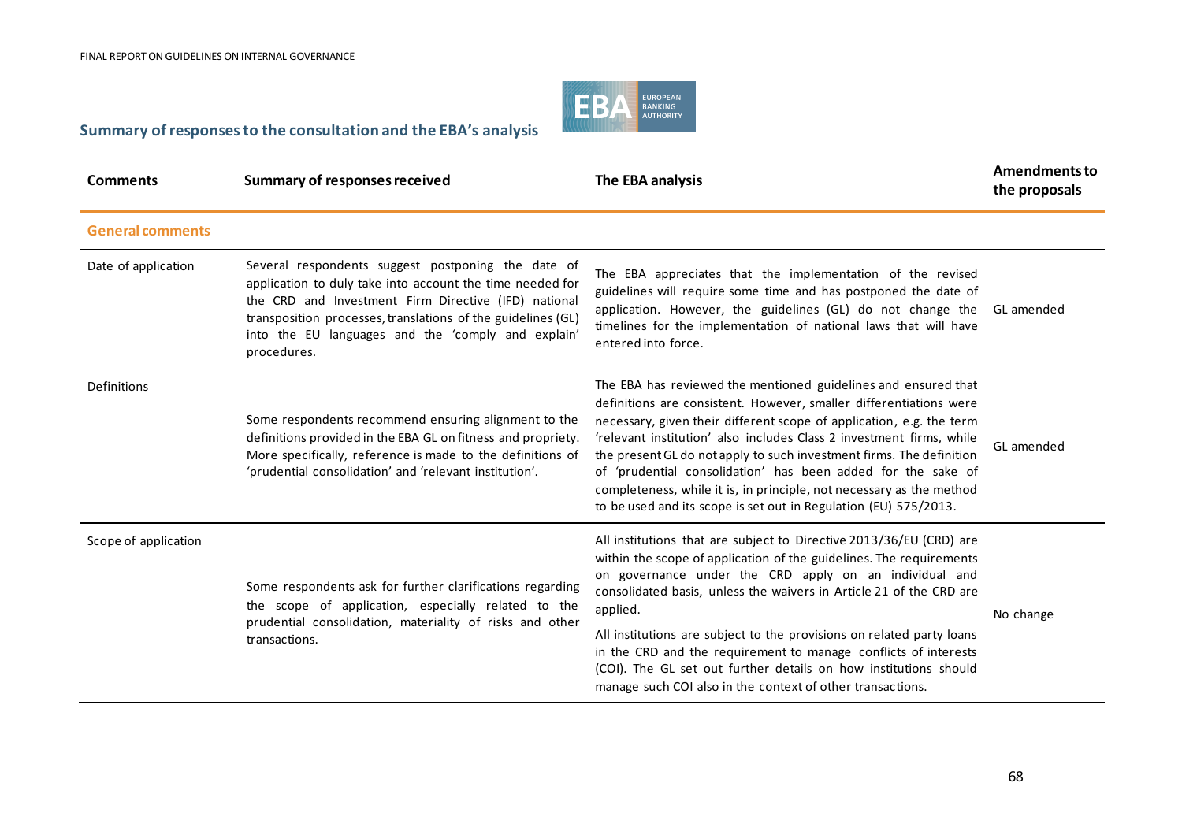## Summary of responses to the consultation and the EBA's analysis

| Comments | Summary of responses received | The EBA analysis | Amendments to the proposals |
|---|---|---|---|
| **General comments** | | | |
| Date of application | Several respondents suggest postponing the date of application to duly take into account the time needed for the CRD and Investment Firm Directive (IFD) national transposition processes, translations of the guidelines (GL) into the EU languages and the 'comply and explain' procedures. | The EBA appreciates that the implementation of the revised guidelines will require some time and has postponed the date of application. However, the guidelines (GL) do not change the timelines for the implementation of national laws that will have entered into force. | GL amended |
| Definitions | Some respondents recommend ensuring alignment to the definitions provided in the EBA GL on fitness and propriety. More specifically, reference is made to the definitions of 'prudential consolidation' and 'relevant institution'. | The EBA has reviewed the mentioned guidelines and ensured that definitions are consistent. However, smaller differentiations were necessary, given their different scope of application, e.g. the term 'relevant institution' also includes Class 2 investment firms, while the present GL do not apply to such investment firms. The definition of 'prudential consolidation' has been added for the sake of completeness, while it is, in principle, not necessary as the method to be used and its scope is set out in Regulation (EU) 575/2013. | GL amended |
| Scope of application | Some respondents ask for further clarifications regarding the scope of application, especially related to the prudential consolidation, materiality of risks and other transactions. | All institutions that are subject to Directive 2013/36/EU (CRD) are within the scope of application of the guidelines. The requirements on governance under the CRD apply on an individual and consolidated basis, unless the waivers in Article 21 of the CRD are applied.<br><br>All institutions are subject to the provisions on related party loans in the CRD and the requirement to manage conflicts of interests (COI). The GL set out further details on how institutions should manage such COI also in the context of other transactions. | No change |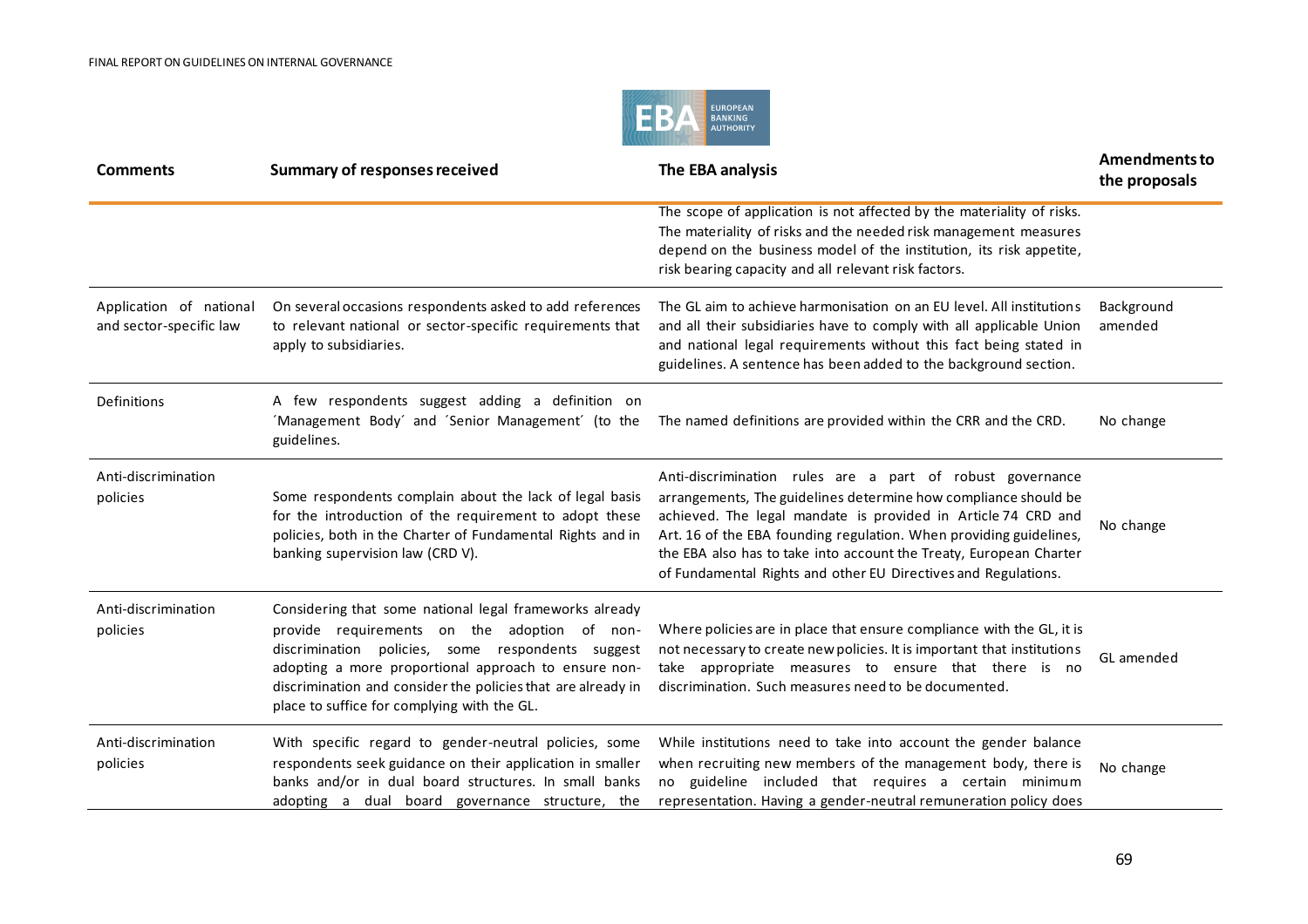| Comments | Summary of responses received | The EBA analysis | Amendments to the proposals |
|---|---|---|---|
| | | The scope of application is not affected by the materiality of risks. The materiality of risks and the needed risk management measures depend on the business model of the institution, its risk appetite, risk bearing capacity and all relevant risk factors. | |
| Application of national and sector-specific law | On several occasions respondents asked to add references to relevant national or sector-specific requirements that apply to subsidiaries. | The GL aim to achieve harmonisation on an EU level. All institutions and all their subsidiaries have to comply with all applicable Union and national legal requirements without this fact being stated in guidelines. A sentence has been added to the background section. | Background amended |
| Definitions | A few respondents suggest adding a definition on ´Management Body´ and ´Senior Management´ (to the guidelines. | The named definitions are provided within the CRR and the CRD. | No change |
| Anti-discrimination policies | Some respondents complain about the lack of legal basis for the introduction of the requirement to adopt these policies, both in the Charter of Fundamental Rights and in banking supervision law (CRD V). | Anti-discrimination rules are a part of robust governance arrangements, The guidelines determine how compliance should be achieved. The legal mandate is provided in Article 74 CRD and Art. 16 of the EBA founding regulation. When providing guidelines, the EBA also has to take into account the Treaty, European Charter of Fundamental Rights and other EU Directives and Regulations. | No change |
| Anti-discrimination policies | Considering that some national legal frameworks already provide requirements on the adoption of non-discrimination policies, some respondents suggest adopting a more proportional approach to ensure non-discrimination and consider the policies that are already in place to suffice for complying with the GL. | Where policies are in place that ensure compliance with the GL, it is not necessary to create new policies. It is important that institutions take appropriate measures to ensure that there is no discrimination. Such measures need to be documented. | GL amended |
| Anti-discrimination policies | With specific regard to gender-neutral policies, some respondents seek guidance on their application in smaller banks and/or in dual board structures. In small banks adopting a dual board governance structure, the | While institutions need to take into account the gender balance when recruiting new members of the management body, there is no guideline included that requires a certain minimum representation. Having a gender-neutral remuneration policy does | No change |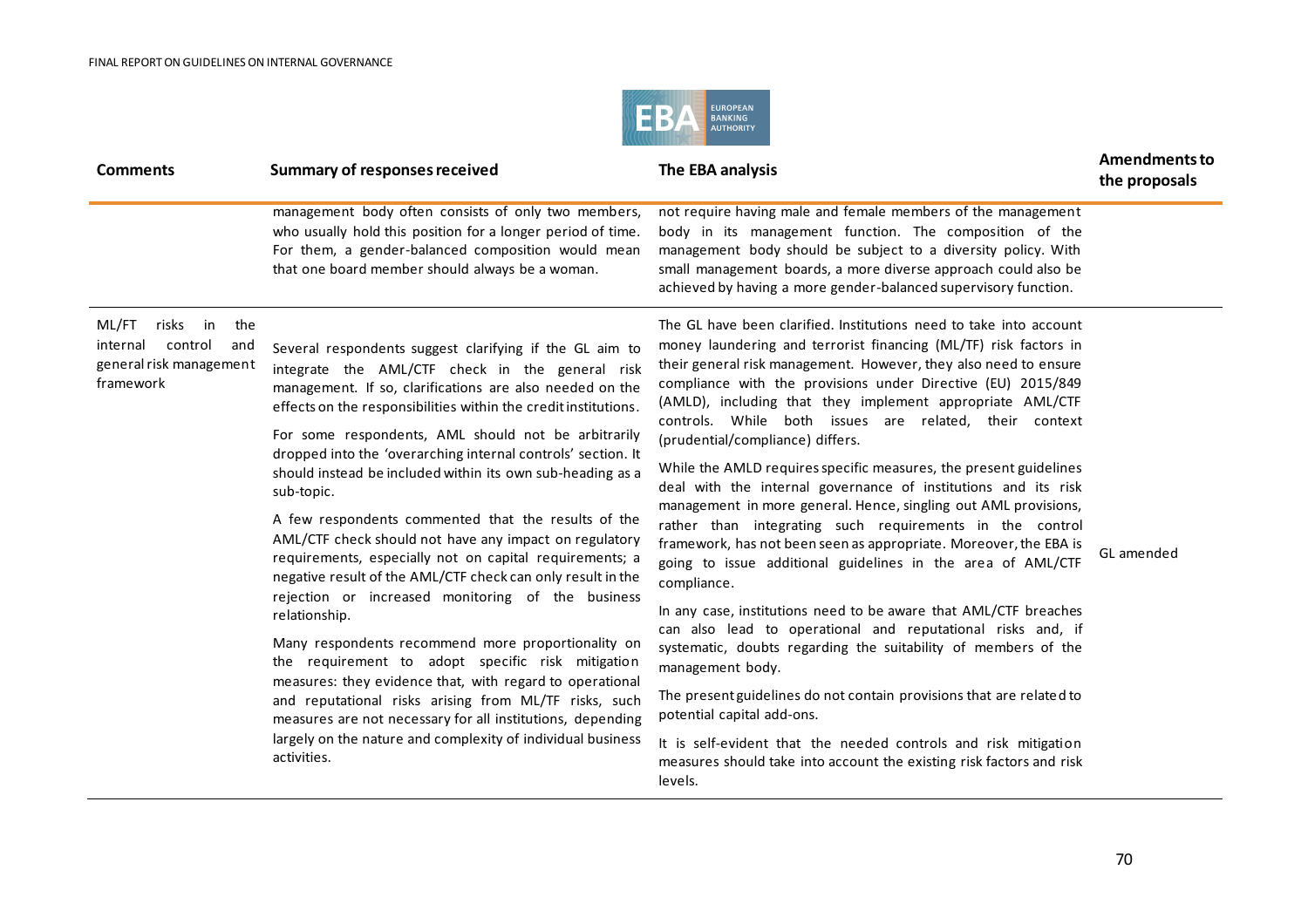| Comments | Summary of responses received | The EBA analysis | Amendments to the proposals |
|---|---|---|---|
| | management body often consists of only two members, who usually hold this position for a longer period of time. For them, a gender-balanced composition would mean that one board member should always be a woman. | not require having male and female members of the management body in its management function. The composition of the management body should be subject to a diversity policy. With small management boards, a more diverse approach could also be achieved by having a more gender-balanced supervisory function. | |
| ML/FT risks in the internal control and general risk management framework | Several respondents suggest clarifying if the GL aim to integrate the AML/CTF check in the general risk management. If so, clarifications are also needed on the effects on the responsibilities within the credit institutions.<br><br>For some respondents, AML should not be arbitrarily dropped into the 'overarching internal controls' section. It should instead be included within its own sub-heading as a sub-topic.<br><br>A few respondents commented that the results of the AML/CTF check should not have any impact on regulatory requirements, especially not on capital requirements; a negative result of the AML/CTF check can only result in the rejection or increased monitoring of the business relationship.<br><br>Many respondents recommend more proportionality on the requirement to adopt specific risk mitigation measures: they evidence that, with regard to operational and reputational risks arising from ML/TF risks, such measures are not necessary for all institutions, depending largely on the nature and complexity of individual business activities. | The GL have been clarified. Institutions need to take into account money laundering and terrorist financing (ML/TF) risk factors in their general risk management. However, they also need to ensure compliance with the provisions under Directive (EU) 2015/849 (AMLD), including that they implement appropriate AML/CTF controls. While both issues are related, their context (prudential/compliance) differs.<br><br>While the AMLD requires specific measures, the present guidelines deal with the internal governance of institutions and its risk management in more general. Hence, singling out AML provisions, rather than integrating such requirements in the control framework, has not been seen as appropriate. Moreover, the EBA is going to issue additional guidelines in the area of AML/CTF compliance.<br><br>In any case, institutions need to be aware that AML/CTF breaches can also lead to operational and reputational risks and, if systematic, doubts regarding the suitability of members of the management body.<br><br>The present guidelines do not contain provisions that are related to potential capital add-ons.<br><br>It is self-evident that the needed controls and risk mitigation measures should take into account the existing risk factors and risk levels. | GL amended |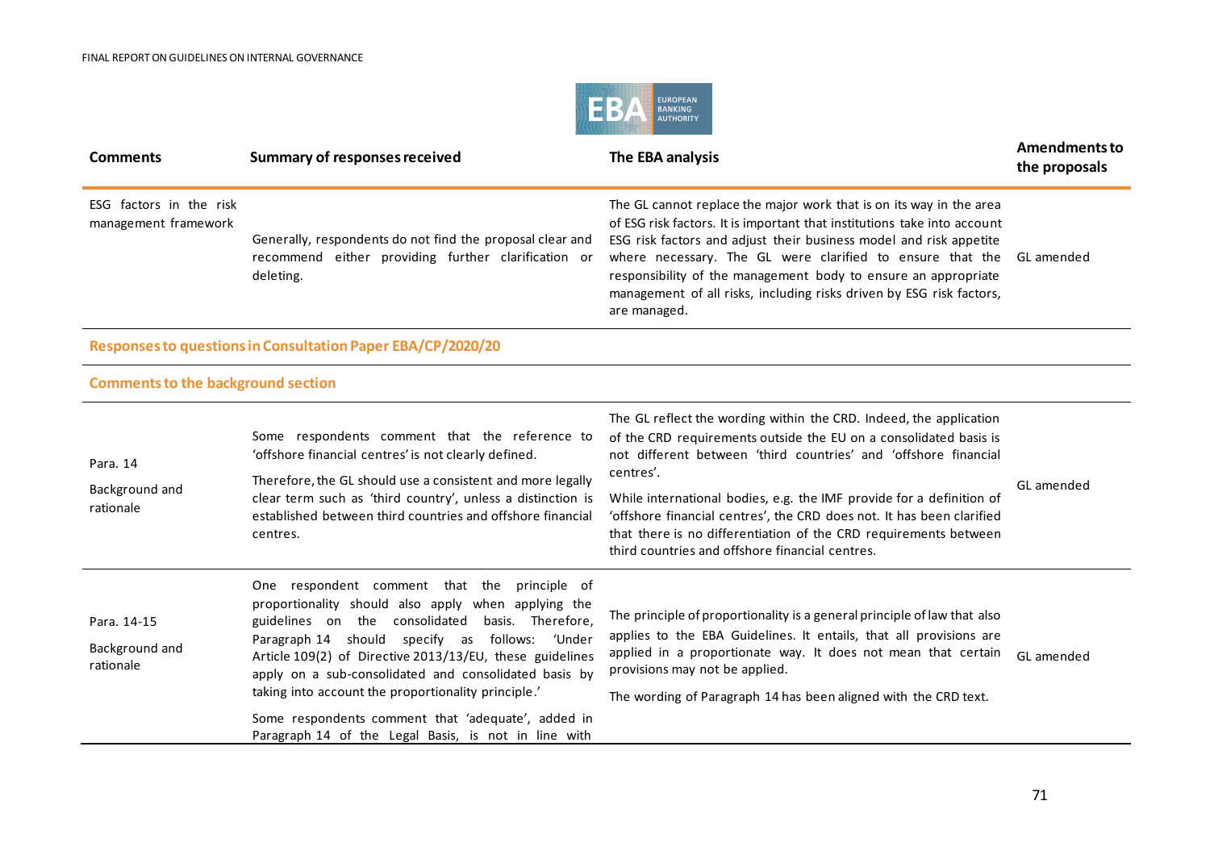| Comments | Summary of responses received | The EBA analysis | Amendments to the proposals |
|---|---|---|---|
| ESG factors in the risk management framework | Generally, respondents do not find the proposal clear and recommend either providing further clarification or deleting. | The GL cannot replace the major work that is on its way in the area of ESG risk factors. It is important that institutions take into account ESG risk factors and adjust their business model and risk appetite where necessary. The GL were clarified to ensure that the responsibility of the management body to ensure an appropriate management of all risks, including risks driven by ESG risk factors, are managed. | GL amended |
| **Responses to questions in Consultation Paper EBA/CP/2020/20** | | | |
| **Comments to the background section** | | | |
| Para. 14<br><br>Background and rationale | Some respondents comment that the reference to 'offshore financial centres' is not clearly defined.<br><br>Therefore, the GL should use a consistent and more legally clear term such as 'third country', unless a distinction is established between third countries and offshore financial centres. | The GL reflect the wording within the CRD. Indeed, the application of the CRD requirements outside the EU on a consolidated basis is not different between 'third countries' and 'offshore financial centres'.<br><br>While international bodies, e.g. the IMF provide for a definition of 'offshore financial centres', the CRD does not. It has been clarified that there is no differentiation of the CRD requirements between third countries and offshore financial centres. | GL amended |
| Para. 14-15<br><br>Background and rationale | One respondent comment that the principle of proportionality should also apply when applying the guidelines on the consolidated basis. Therefore, Paragraph 14 should specify as follows: 'Under Article 109(2) of Directive 2013/13/EU, these guidelines apply on a sub-consolidated and consolidated basis by taking into account the proportionality principle.'<br><br>Some respondents comment that 'adequate', added in Paragraph 14 of the Legal Basis, is not in line with | The principle of proportionality is a general principle of law that also applies to the EBA Guidelines. It entails, that all provisions are applied in a proportionate way. It does not mean that certain provisions may not be applied.<br><br>The wording of Paragraph 14 has been aligned with the CRD text. | GL amended |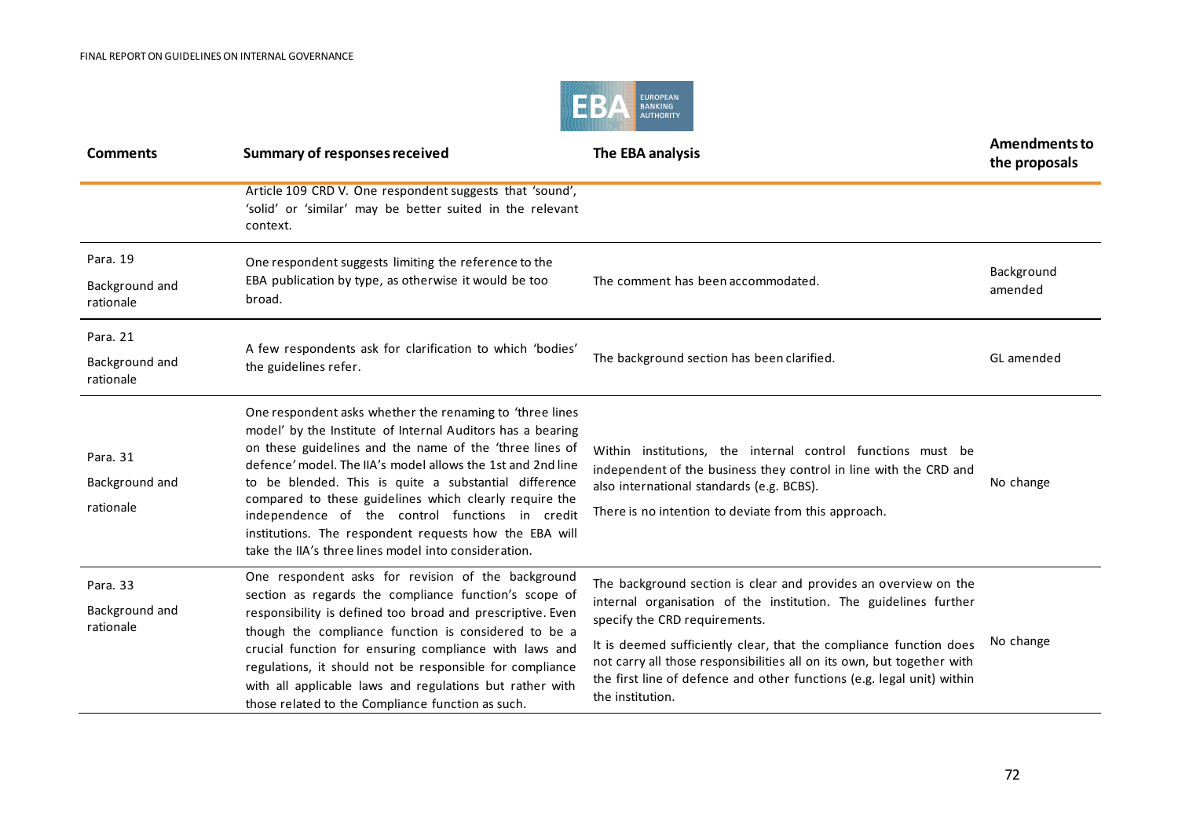| Comments | Summary of responses received | The EBA analysis | Amendments to the proposals |
|---|---|---|---|
| | Article 109 CRD V. One respondent suggests that 'sound', 'solid' or 'similar' may be better suited in the relevant context. | | |
| Para. 19<br><br>Background and rationale | One respondent suggests limiting the reference to the EBA publication by type, as otherwise it would be too broad. | The comment has been accommodated. | Background amended |
| Para. 21<br><br>Background and rationale | A few respondents ask for clarification to which 'bodies' the guidelines refer. | The background section has been clarified. | GL amended |
| Para. 31<br><br>Background and<br><br>rationale | One respondent asks whether the renaming to 'three lines model' by the Institute of Internal Auditors has a bearing on these guidelines and the name of the 'three lines of defence' model. The IIA's model allows the 1st and 2nd line to be blended. This is quite a substantial difference compared to these guidelines which clearly require the independence of the control functions in credit institutions. The respondent requests how the EBA will take the IIA's three lines model into consideration. | Within institutions, the internal control functions must be independent of the business they control in line with the CRD and also international standards (e.g. BCBS).<br><br>There is no intention to deviate from this approach. | No change |
| Para. 33<br><br>Background and rationale | One respondent asks for revision of the background section as regards the compliance function's scope of responsibility is defined too broad and prescriptive. Even though the compliance function is considered to be a crucial function for ensuring compliance with laws and regulations, it should not be responsible for compliance with all applicable laws and regulations but rather with those related to the Compliance function as such. | The background section is clear and provides an overview on the internal organisation of the institution. The guidelines further specify the CRD requirements.<br><br>It is deemed sufficiently clear, that the compliance function does not carry all those responsibilities all on its own, but together with the first line of defence and other functions (e.g. legal unit) within the institution. | No change |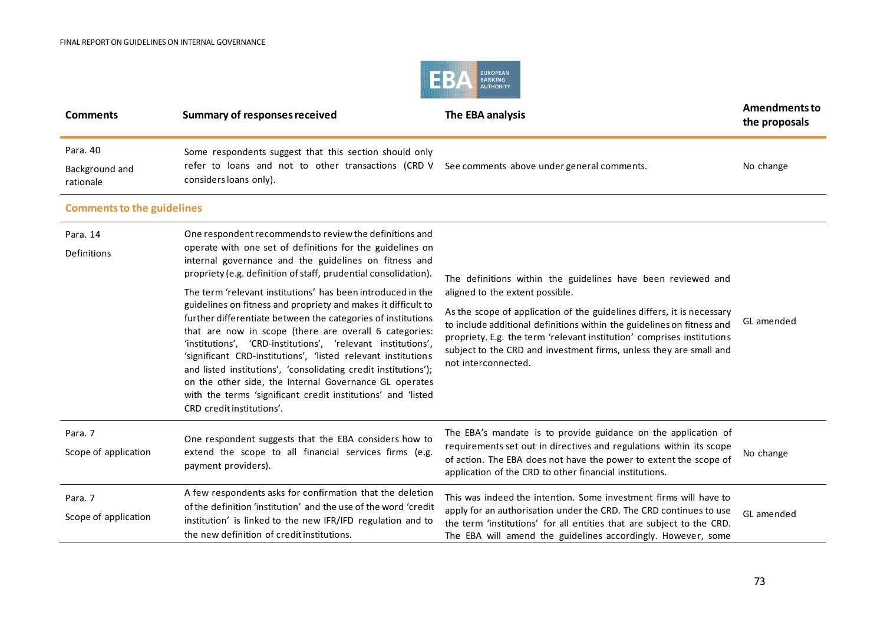| Comments | Summary of responses received | The EBA analysis | Amendments to the proposals |
|---|---|---|---|
| Para. 40<br><br>Background and rationale | Some respondents suggest that this section should only refer to loans and not to other transactions (CRD V considers loans only). | See comments above under general comments. | No change |
| **Comments to the guidelines** | | | |
| Para. 14<br><br>Definitions | One respondent recommends to review the definitions and operate with one set of definitions for the guidelines on internal governance and the guidelines on fitness and propriety (e.g. definition of staff, prudential consolidation).<br><br>The term 'relevant institutions' has been introduced in the guidelines on fitness and propriety and makes it difficult to further differentiate between the categories of institutions that are now in scope (there are overall 6 categories: 'institutions', 'CRD-institutions', 'relevant institutions', 'significant CRD-institutions', 'listed relevant institutions and listed institutions', 'consolidating credit institutions'); on the other side, the Internal Governance GL operates with the terms 'significant credit institutions' and 'listed CRD credit institutions'. | The definitions within the guidelines have been reviewed and aligned to the extent possible.<br><br>As the scope of application of the guidelines differs, it is necessary to include additional definitions within the guidelines on fitness and propriety. E.g. the term 'relevant institution' comprises institutions subject to the CRD and investment firms, unless they are small and not interconnected. | GL amended |
| Para. 7<br><br>Scope of application | One respondent suggests that the EBA considers how to extend the scope to all financial services firms (e.g. payment providers). | The EBA's mandate is to provide guidance on the application of requirements set out in directives and regulations within its scope of action. The EBA does not have the power to extent the scope of application of the CRD to other financial institutions. | No change |
| Para. 7<br><br>Scope of application | A few respondents asks for confirmation that the deletion of the definition 'institution' and the use of the word 'credit institution' is linked to the new IFR/IFD regulation and to the new definition of credit institutions. | This was indeed the intention. Some investment firms will have to apply for an authorisation under the CRD. The CRD continues to use the term 'institutions' for all entities that are subject to the CRD. The EBA will amend the guidelines accordingly. However, some | GL amended |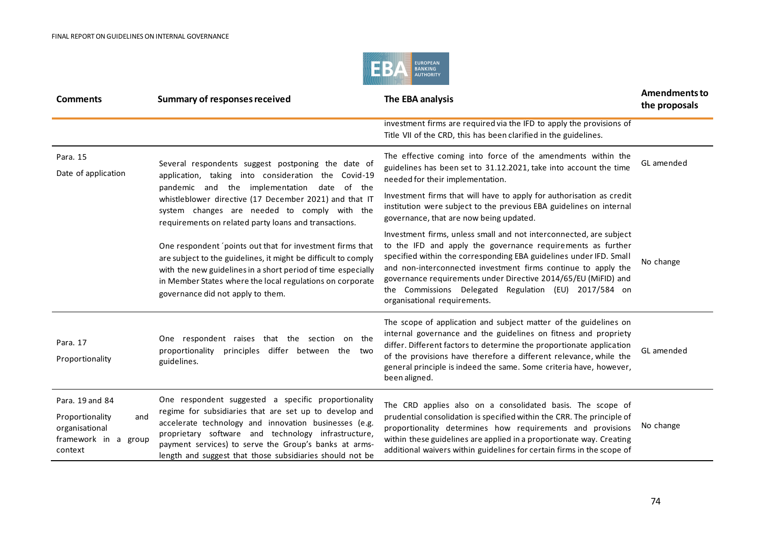| Comments | Summary of responses received | The EBA analysis | Amendments to the proposals |
|---|---|---|---|
| | | investment firms are required via the IFD to apply the provisions of Title VII of the CRD, this has been clarified in the guidelines. | |
| Para. 15<br><br>Date of application | Several respondents suggest postponing the date of application, taking into consideration the Covid-19 pandemic and the implementation date of the whistleblower directive (17 December 2021) and that IT system changes are needed to comply with the requirements on related party loans and transactions. | The effective coming into force of the amendments within the guidelines has been set to 31.12.2021, take into account the time needed for their implementation.<br><br>Investment firms that will have to apply for authorisation as credit institution were subject to the previous EBA guidelines on internal governance, that are now being updated. | GL amended |
| | One respondent ´points out that for investment firms that are subject to the guidelines, it might be difficult to comply with the new guidelines in a short period of time especially in Member States where the local regulations on corporate governance did not apply to them. | Investment firms, unless small and not interconnected, are subject to the IFD and apply the governance requirements as further specified within the corresponding EBA guidelines under IFD. Small and non-interconnected investment firms continue to apply the governance requirements under Directive 2014/65/EU (MiFID) and the Commissions Delegated Regulation (EU) 2017/584 on organisational requirements. | No change |
| Para. 17<br><br>Proportionality | One respondent raises that the section on the proportionality principles differ between the two guidelines. | The scope of application and subject matter of the guidelines on internal governance and the guidelines on fitness and propriety differ. Different factors to determine the proportionate application of the provisions have therefore a different relevance, while the general principle is indeed the same. Some criteria have, however, been aligned. | GL amended |
| Para. 19 and 84<br><br>Proportionality and organisational framework in a group context | One respondent suggested a specific proportionality regime for subsidiaries that are set up to develop and accelerate technology and innovation businesses (e.g. proprietary software and technology infrastructure, payment services) to serve the Group's banks at arms-length and suggest that those subsidiaries should not be | The CRD applies also on a consolidated basis. The scope of prudential consolidation is specified within the CRR. The principle of proportionality determines how requirements and provisions within these guidelines are applied in a proportionate way. Creating additional waivers within guidelines for certain firms in the scope of | No change |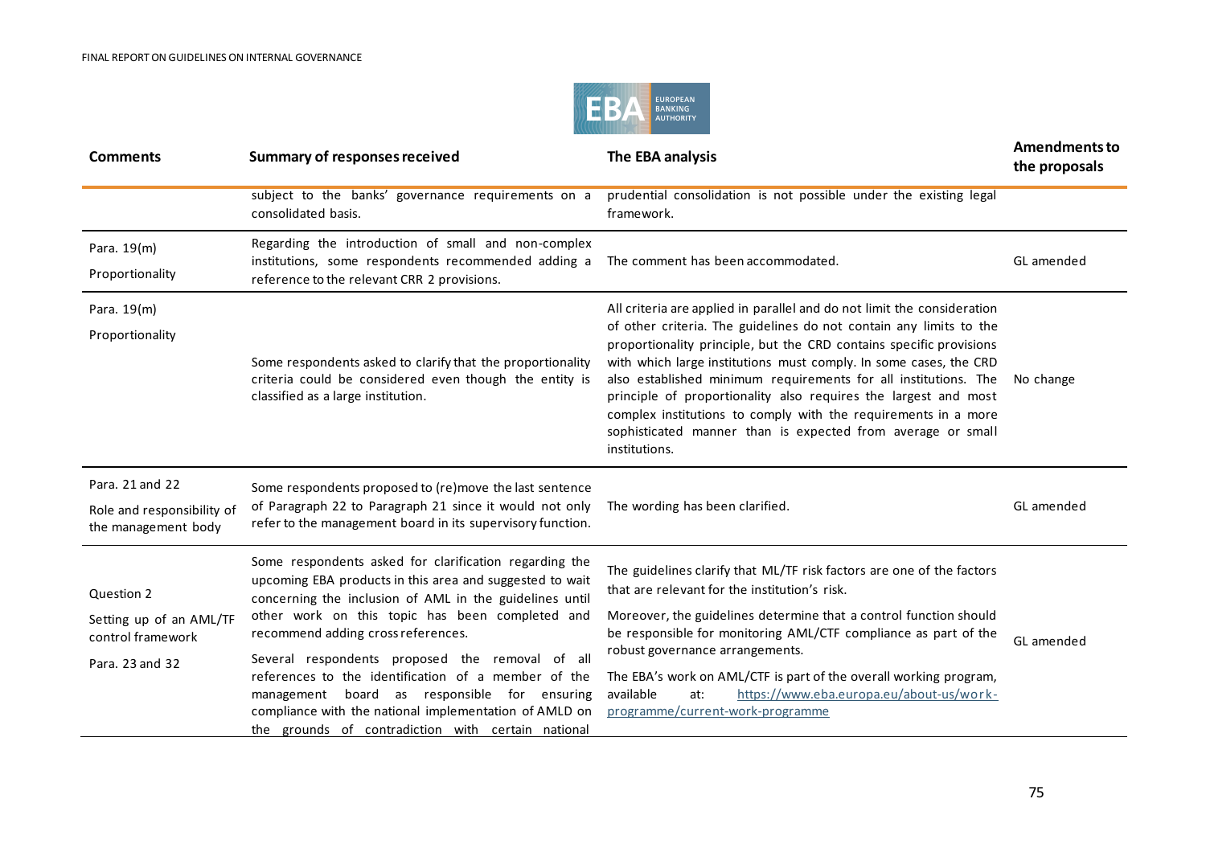| Comments | Summary of responses received | The EBA analysis | Amendments to the proposals |
|---|---|---|---|
| | subject to the banks' governance requirements on a consolidated basis. | prudential consolidation is not possible under the existing legal framework. | |
| Para. 19(m)<br><br>Proportionality | Regarding the introduction of small and non-complex institutions, some respondents recommended adding a reference to the relevant CRR 2 provisions. | The comment has been accommodated. | GL amended |
| Para. 19(m)<br><br>Proportionality | Some respondents asked to clarify that the proportionality criteria could be considered even though the entity is classified as a large institution. | All criteria are applied in parallel and do not limit the consideration of other criteria. The guidelines do not contain any limits to the proportionality principle, but the CRD contains specific provisions with which large institutions must comply. In some cases, the CRD also established minimum requirements for all institutions. The principle of proportionality also requires the largest and most complex institutions to comply with the requirements in a more sophisticated manner than is expected from average or small institutions. | No change |
| Para. 21 and 22<br><br>Role and responsibility of the management body | Some respondents proposed to (re)move the last sentence of Paragraph 22 to Paragraph 21 since it would not only refer to the management board in its supervisory function. | The wording has been clarified. | GL amended |
| Question 2<br><br>Setting up of an AML/TF control framework<br><br>Para. 23 and 32 | Some respondents asked for clarification regarding the upcoming EBA products in this area and suggested to wait concerning the inclusion of AML in the guidelines until other work on this topic has been completed and recommend adding cross references.<br><br>Several respondents proposed the removal of all references to the identification of a member of the management board as responsible for ensuring compliance with the national implementation of AMLD on the grounds of contradiction with certain national | The guidelines clarify that ML/TF risk factors are one of the factors that are relevant for the institution's risk.<br><br>Moreover, the guidelines determine that a control function should be responsible for monitoring AML/CTF compliance as part of the robust governance arrangements.<br><br>The EBA's work on AML/CTF is part of the overall working program, available at: https://www.eba.europa.eu/about-us/work-programme/current-work-programme | GL amended |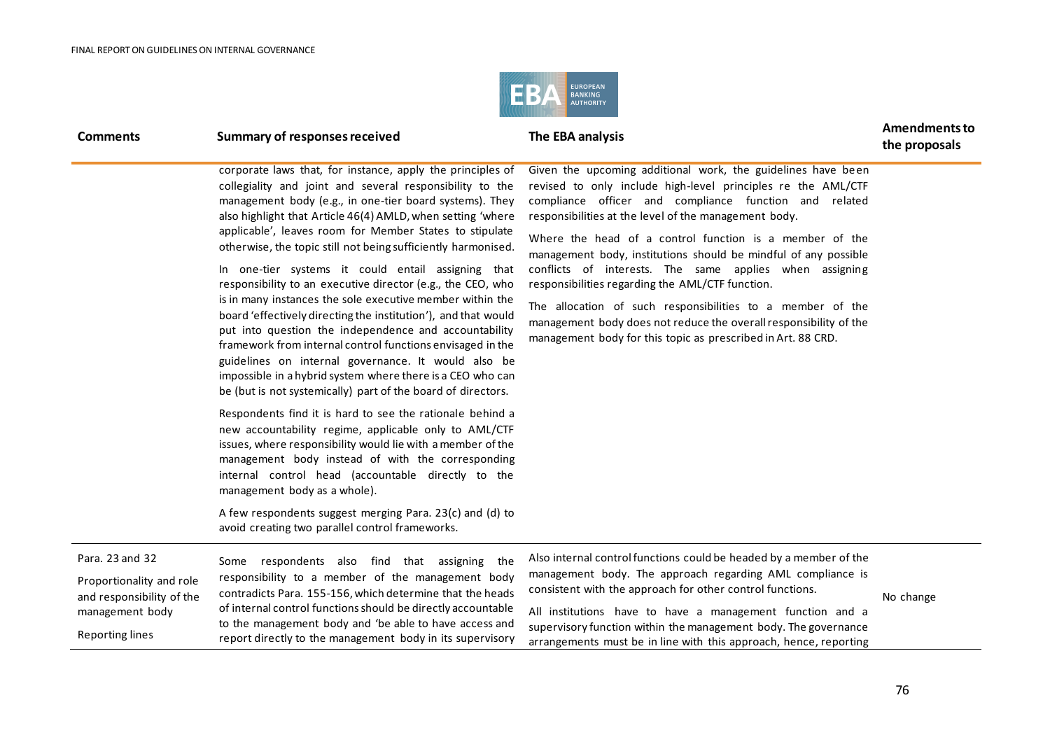| Comments | Summary of responses received | The EBA analysis | Amendments to the proposals |
|---|---|---|---|
| | corporate laws that, for instance, apply the principles of collegiality and joint and several responsibility to the management body (e.g., in one-tier board systems). They also highlight that Article 46(4) AMLD, when setting 'where applicable', leaves room for Member States to stipulate otherwise, the topic still not being sufficiently harmonised.<br><br>In one-tier systems it could entail assigning that responsibility to an executive director (e.g., the CEO, who is in many instances the sole executive member within the board 'effectively directing the institution'), and that would put into question the independence and accountability framework from internal control functions envisaged in the guidelines on internal governance. It would also be impossible in a hybrid system where there is a CEO who can be (but is not systemically) part of the board of directors.<br><br>Respondents find it is hard to see the rationale behind a new accountability regime, applicable only to AML/CTF issues, where responsibility would lie with a member of the management body instead of with the corresponding internal control head (accountable directly to the management body as a whole).<br><br>A few respondents suggest merging Para. 23(c) and (d) to avoid creating two parallel control frameworks. | Given the upcoming additional work, the guidelines have been revised to only include high-level principles re the AML/CTF compliance officer and compliance function and related responsibilities at the level of the management body.<br><br>Where the head of a control function is a member of the management body, institutions should be mindful of any possible conflicts of interests. The same applies when assigning responsibilities regarding the AML/CTF function.<br><br>The allocation of such responsibilities to a member of the management body does not reduce the overall responsibility of the management body for this topic as prescribed in Art. 88 CRD. | |
| Para. 23 and 32<br><br>Proportionality and role and responsibility of the management body<br><br>Reporting lines | Some respondents also find that assigning the responsibility to a member of the management body contradicts Para. 155-156, which determine that the heads of internal control functions should be directly accountable to the management body and 'be able to have access and report directly to the management body in its supervisory | Also internal control functions could be headed by a member of the management body. The approach regarding AML compliance is consistent with the approach for other control functions.<br><br>All institutions have to have a management function and a supervisory function within the management body. The governance arrangements must be in line with this approach, hence, reporting | No change |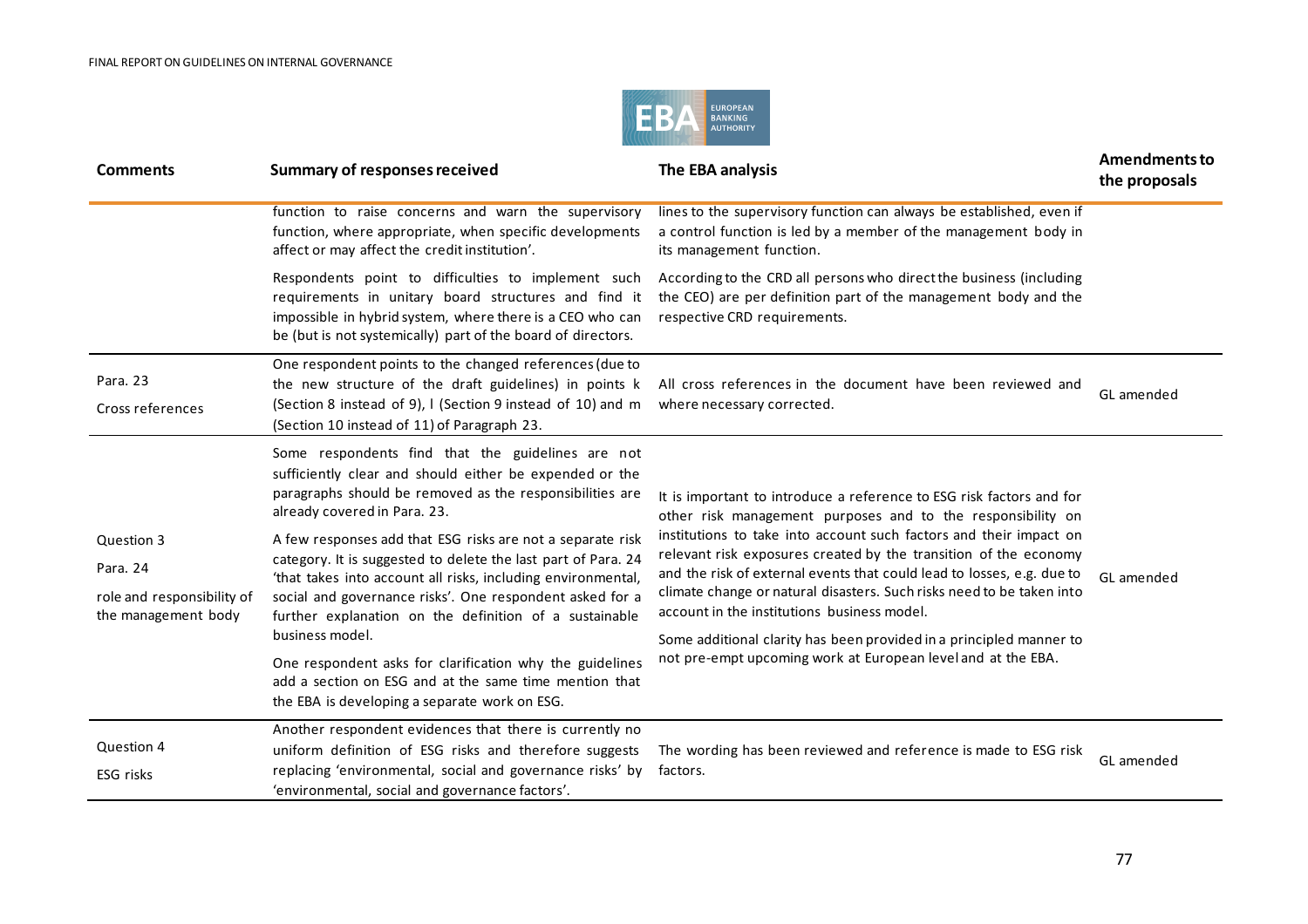| Comments | Summary of responses received | The EBA analysis | Amendments to the proposals |
|---|---|---|---|
| | function to raise concerns and warn the supervisory function, where appropriate, when specific developments affect or may affect the credit institution'.<br><br>Respondents point to difficulties to implement such requirements in unitary board structures and find it impossible in hybrid system, where there is a CEO who can be (but is not systemically) part of the board of directors. | lines to the supervisory function can always be established, even if a control function is led by a member of the management body in its management function.<br><br>According to the CRD all persons who direct the business (including the CEO) are per definition part of the management body and the respective CRD requirements. | |
| Para. 23<br><br>Cross references | One respondent points to the changed references (due to the new structure of the draft guidelines) in points k (Section 8 instead of 9), l (Section 9 instead of 10) and m (Section 10 instead of 11) of Paragraph 23. | All cross references in the document have been reviewed and where necessary corrected. | GL amended |
| Question 3<br><br>Para. 24<br><br>role and responsibility of the management body | Some respondents find that the guidelines are not sufficiently clear and should either be expended or the paragraphs should be removed as the responsibilities are already covered in Para. 23.<br><br>A few responses add that ESG risks are not a separate risk category. It is suggested to delete the last part of Para. 24 'that takes into account all risks, including environmental, social and governance risks'. One respondent asked for a further explanation on the definition of a sustainable business model.<br><br>One respondent asks for clarification why the guidelines add a section on ESG and at the same time mention that the EBA is developing a separate work on ESG. | It is important to introduce a reference to ESG risk factors and for other risk management purposes and to the responsibility on institutions to take into account such factors and their impact on relevant risk exposures created by the transition of the economy and the risk of external events that could lead to losses, e.g. due to climate change or natural disasters. Such risks need to be taken into account in the institutions business model.<br><br>Some additional clarity has been provided in a principled manner to not pre-empt upcoming work at European level and at the EBA. | GL amended |
| Question 4<br><br>ESG risks | Another respondent evidences that there is currently no uniform definition of ESG risks and therefore suggests replacing 'environmental, social and governance risks' by 'environmental, social and governance factors'. | The wording has been reviewed and reference is made to ESG risk factors. | GL amended |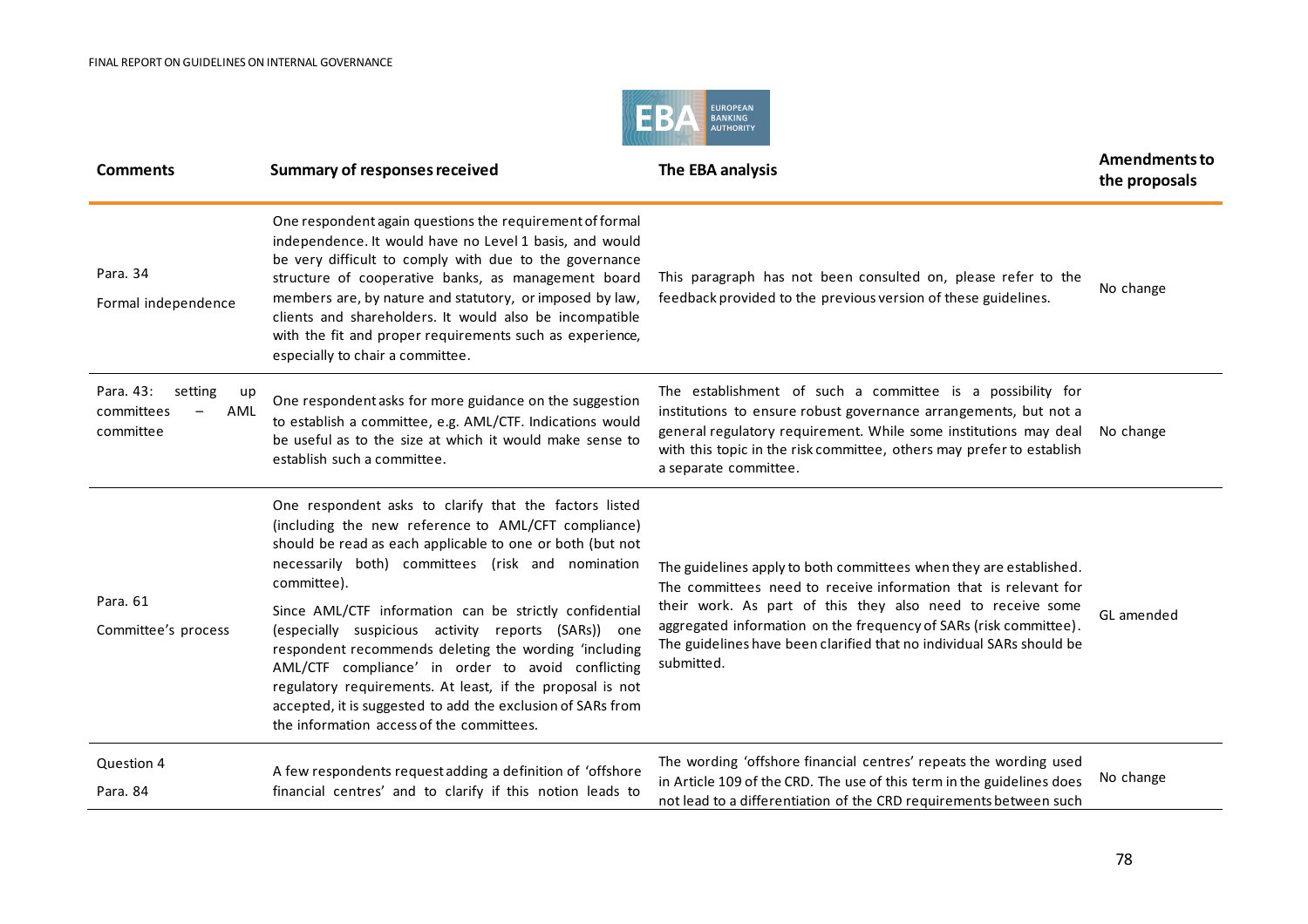| Comments | Summary of responses received | The EBA analysis | Amendments to the proposals |
|---|---|---|---|
| Para. 34<br><br>Formal independence | One respondent again questions the requirement of formal independence. It would have no Level 1 basis, and would be very difficult to comply with due to the governance structure of cooperative banks, as management board members are, by nature and statutory, or imposed by law, clients and shareholders. It would also be incompatible with the fit and proper requirements such as experience, especially to chair a committee. | This paragraph has not been consulted on, please refer to the feedback provided to the previous version of these guidelines. | No change |
| Para. 43: setting up committees – AML committee | One respondent asks for more guidance on the suggestion to establish a committee, e.g. AML/CTF. Indications would be useful as to the size at which it would make sense to establish such a committee. | The establishment of such a committee is a possibility for institutions to ensure robust governance arrangements, but not a general regulatory requirement. While some institutions may deal with this topic in the risk committee, others may prefer to establish a separate committee. | No change |
| Para. 61<br><br>Committee's process | One respondent asks to clarify that the factors listed (including the new reference to AML/CFT compliance) should be read as each applicable to one or both (but not necessarily both) committees (risk and nomination committee).<br><br>Since AML/CTF information can be strictly confidential (especially suspicious activity reports (SARs)) one respondent recommends deleting the wording 'including AML/CTF compliance' in order to avoid conflicting regulatory requirements. At least, if the proposal is not accepted, it is suggested to add the exclusion of SARs from the information access of the committees. | The guidelines apply to both committees when they are established. The committees need to receive information that is relevant for their work. As part of this they also need to receive some aggregated information on the frequency of SARs (risk committee). The guidelines have been clarified that no individual SARs should be submitted. | GL amended |
| Question 4<br><br>Para. 84 | A few respondents request adding a definition of 'offshore financial centres' and to clarify if this notion leads to | The wording 'offshore financial centres' repeats the wording used in Article 109 of the CRD. The use of this term in the guidelines does not lead to a differentiation of the CRD requirements between such | No change |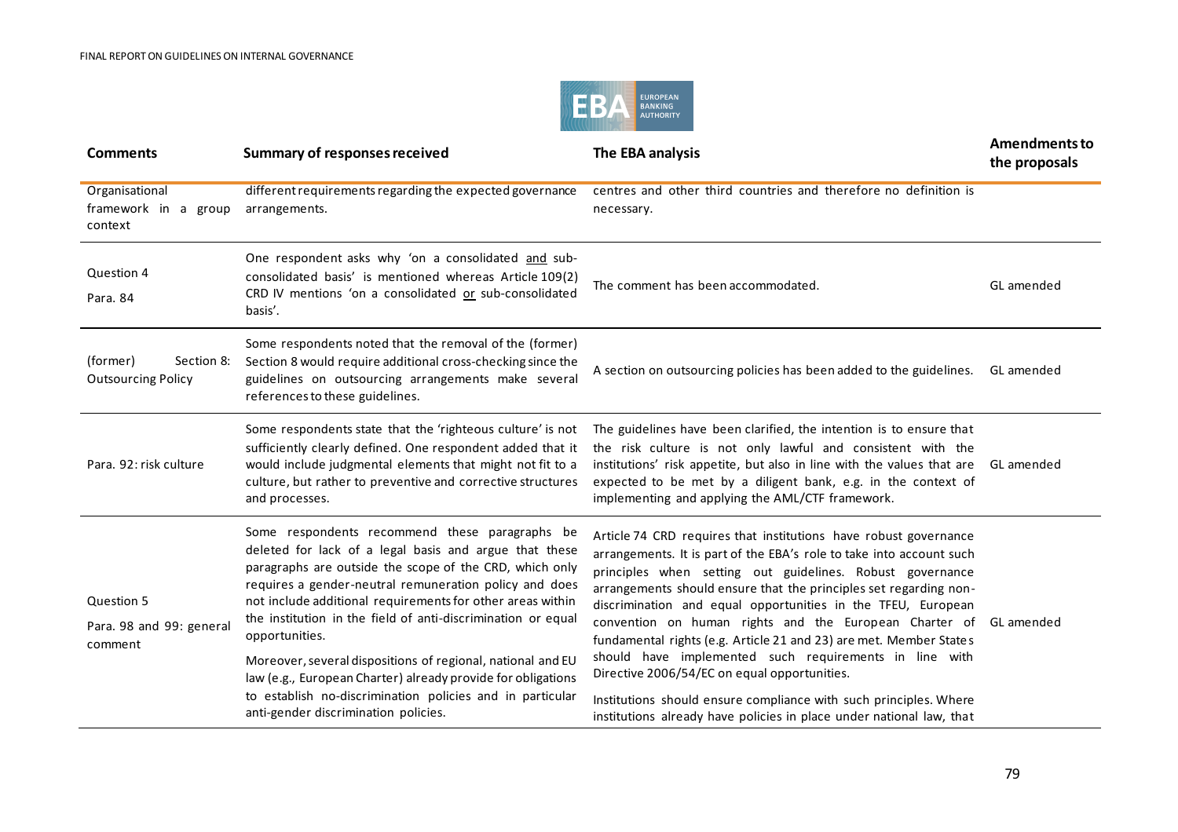| Comments | Summary of responses received | The EBA analysis | Amendments to the proposals |
|---|---|---|---|
| Organisational framework in a group context | different requirements regarding the expected governance arrangements. | centres and other third countries and therefore no definition is necessary. | |
| Question 4<br>Para. 84 | One respondent asks why 'on a consolidated and sub-consolidated basis' is mentioned whereas Article 109(2) CRD IV mentions 'on a consolidated or sub-consolidated basis'. | The comment has been accommodated. | GL amended |
| (former) Section 8: Outsourcing Policy | Some respondents noted that the removal of the (former) Section 8 would require additional cross-checking since the guidelines on outsourcing arrangements make several references to these guidelines. | A section on outsourcing policies has been added to the guidelines. | GL amended |
| Para. 92: risk culture | Some respondents state that the 'righteous culture' is not sufficiently clearly defined. One respondent added that it would include judgmental elements that might not fit to a culture, but rather to preventive and corrective structures and processes. | The guidelines have been clarified, the intention is to ensure that the risk culture is not only lawful and consistent with the institutions' risk appetite, but also in line with the values that are expected to be met by a diligent bank, e.g. in the context of implementing and applying the AML/CTF framework. | GL amended |
| Question 5<br>Para. 98 and 99: general comment | Some respondents recommend these paragraphs be deleted for lack of a legal basis and argue that these paragraphs are outside the scope of the CRD, which only requires a gender-neutral remuneration policy and does not include additional requirements for other areas within the institution in the field of anti-discrimination or equal opportunities.<br><br>Moreover, several dispositions of regional, national and EU law (e.g., European Charter) already provide for obligations to establish no-discrimination policies and in particular anti-gender discrimination policies. | Article 74 CRD requires that institutions have robust governance arrangements. It is part of the EBA's role to take into account such principles when setting out guidelines. Robust governance arrangements should ensure that the principles set regarding non-discrimination and equal opportunities in the TFEU, European convention on human rights and the European Charter of fundamental rights (e.g. Article 21 and 23) are met. Member States should have implemented such requirements in line with Directive 2006/54/EC on equal opportunities.<br><br>Institutions should ensure compliance with such principles. Where institutions already have policies in place under national law, that | GL amended |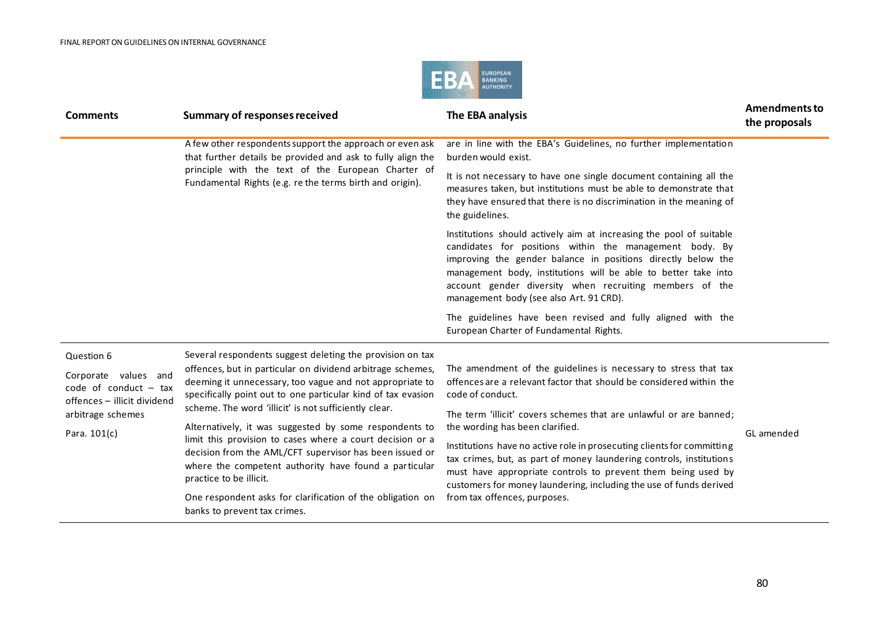| Comments | Summary of responses received | The EBA analysis | Amendments to the proposals |
|---|---|---|---|
| | A few other respondents support the approach or even ask that further details be provided and ask to fully align the principle with the text of the European Charter of Fundamental Rights (e.g. re the terms birth and origin). | are in line with the EBA's Guidelines, no further implementation burden would exist.<br><br>It is not necessary to have one single document containing all the measures taken, but institutions must be able to demonstrate that they have ensured that there is no discrimination in the meaning of the guidelines.<br><br>Institutions should actively aim at increasing the pool of suitable candidates for positions within the management body. By improving the gender balance in positions directly below the management body, institutions will be able to better take into account gender diversity when recruiting members of the management body (see also Art. 91 CRD).<br><br>The guidelines have been revised and fully aligned with the European Charter of Fundamental Rights. | |
| Question 6<br><br>Corporate values and code of conduct – tax offences – illicit dividend arbitrage schemes<br><br>Para. 101(c) | Several respondents suggest deleting the provision on tax offences, but in particular on dividend arbitrage schemes, deeming it unnecessary, too vague and not appropriate to specifically point out to one particular kind of tax evasion scheme. The word 'illicit' is not sufficiently clear.<br><br>Alternatively, it was suggested by some respondents to limit this provision to cases where a court decision or a decision from the AML/CFT supervisor has been issued or where the competent authority have found a particular practice to be illicit.<br><br>One respondent asks for clarification of the obligation on banks to prevent tax crimes. | The amendment of the guidelines is necessary to stress that tax offences are a relevant factor that should be considered within the code of conduct.<br><br>The term 'illicit' covers schemes that are unlawful or are banned; the wording has been clarified.<br><br>Institutions have no active role in prosecuting clients for committing tax crimes, but, as part of money laundering controls, institutions must have appropriate controls to prevent them being used by customers for money laundering, including the use of funds derived from tax offences, purposes. | GL amended |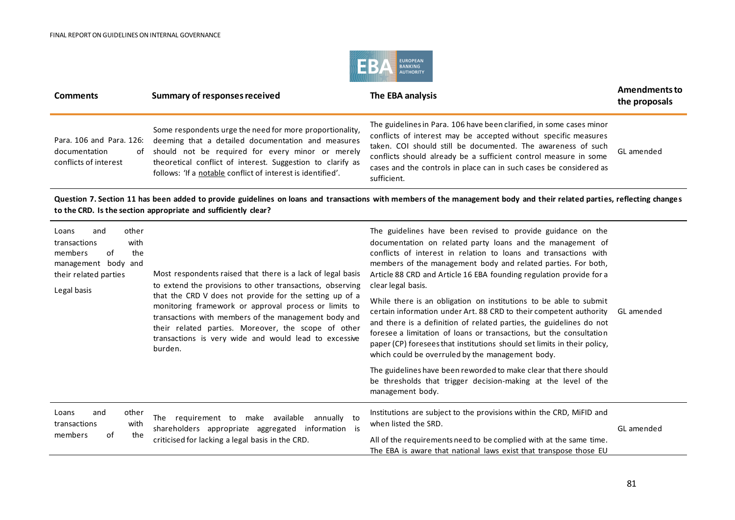| Comments | Summary of responses received | The EBA analysis | Amendments to the proposals |
|---|---|---|---|
| Para. 106 and Para. 126: documentation of conflicts of interest | Some respondents urge the need for more proportionality, deeming that a detailed documentation and measures should not be required for every minor or merely theoretical conflict of interest. Suggestion to clarify as follows: 'If a notable conflict of interest is identified'. | The guidelines in Para. 106 have been clarified, in some cases minor conflicts of interest may be accepted without specific measures taken. COI should still be documented. The awareness of such conflicts should already be a sufficient control measure in some cases and the controls in place can in such cases be considered as sufficient. | GL amended |
| **Question 7. Section 11 has been added to provide guidelines on loans and transactions with members of the management body and their related parties, reflecting changes to the CRD. Is the section appropriate and sufficiently clear?** | | | |
| Loans and other transactions with members of the management body and their related parties<br><br>Legal basis | Most respondents raised that there is a lack of legal basis to extend the provisions to other transactions, observing that the CRD V does not provide for the setting up of a monitoring framework or approval process or limits to transactions with members of the management body and their related parties. Moreover, the scope of other transactions is very wide and would lead to excessive burden. | The guidelines have been revised to provide guidance on the documentation on related party loans and the management of conflicts of interest in relation to loans and transactions with members of the management body and related parties. For both, Article 88 CRD and Article 16 EBA founding regulation provide for a clear legal basis.<br><br>While there is an obligation on institutions to be able to submit certain information under Art. 88 CRD to their competent authority and there is a definition of related parties, the guidelines do not foresee a limitation of loans or transactions, but the consultation paper (CP) foresees that institutions should set limits in their policy, which could be overruled by the management body.<br><br>The guidelines have been reworded to make clear that there should be thresholds that trigger decision-making at the level of the management body. | GL amended |
| Loans and other transactions with members of the | The requirement to make available annually to shareholders appropriate aggregated information is criticised for lacking a legal basis in the CRD. | Institutions are subject to the provisions within the CRD, MiFID and when listed the SRD.<br><br>All of the requirements need to be complied with at the same time. The EBA is aware that national laws exist that transpose those EU | GL amended |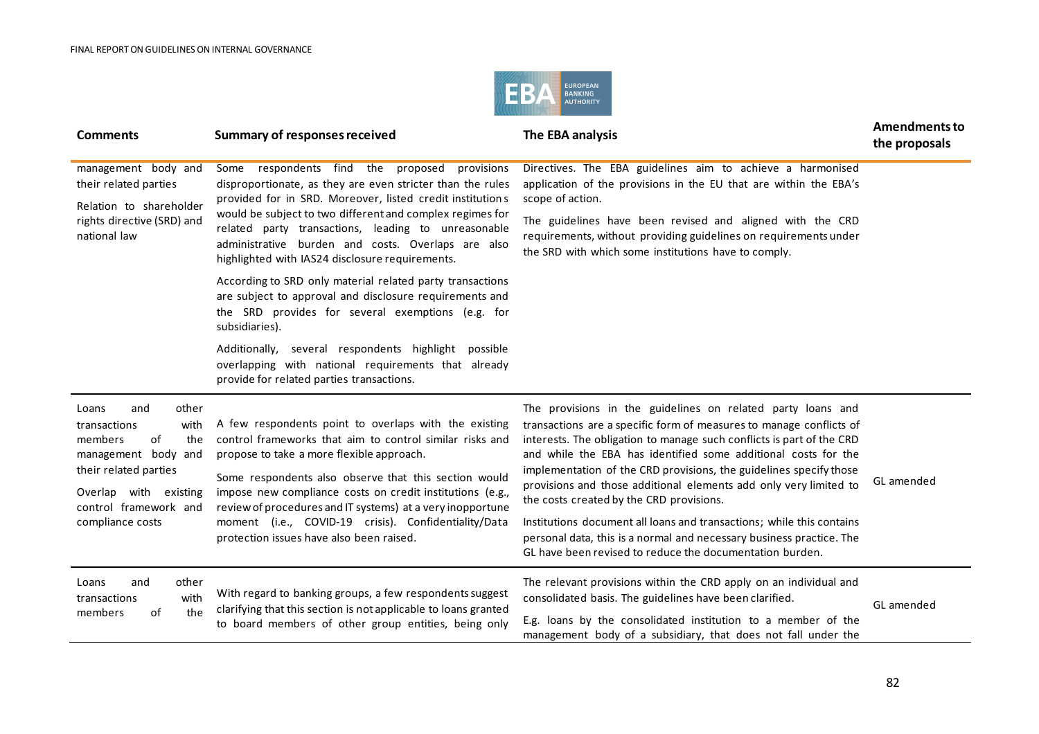| Comments | Summary of responses received | The EBA analysis | Amendments to the proposals |
|---|---|---|---|
| management body and their related parties<br><br>Relation to shareholder rights directive (SRD) and national law | Some respondents find the proposed provisions disproportionate, as they are even stricter than the rules provided for in SRD. Moreover, listed credit institutions would be subject to two different and complex regimes for related party transactions, leading to unreasonable administrative burden and costs. Overlaps are also highlighted with IAS24 disclosure requirements.<br><br>According to SRD only material related party transactions are subject to approval and disclosure requirements and the SRD provides for several exemptions (e.g. for subsidiaries).<br><br>Additionally, several respondents highlight possible overlapping with national requirements that already provide for related parties transactions. | Directives. The EBA guidelines aim to achieve a harmonised application of the provisions in the EU that are within the EBA's scope of action.<br><br>The guidelines have been revised and aligned with the CRD requirements, without providing guidelines on requirements under the SRD with which some institutions have to comply. | |
| Loans and other transactions with members of the management body and their related parties<br><br>Overlap with existing control framework and compliance costs | A few respondents point to overlaps with the existing control frameworks that aim to control similar risks and propose to take a more flexible approach.<br><br>Some respondents also observe that this section would impose new compliance costs on credit institutions (e.g., review of procedures and IT systems) at a very inopportune moment (i.e., COVID-19 crisis). Confidentiality/Data protection issues have also been raised. | The provisions in the guidelines on related party loans and transactions are a specific form of measures to manage conflicts of interests. The obligation to manage such conflicts is part of the CRD and while the EBA has identified some additional costs for the implementation of the CRD provisions, the guidelines specify those provisions and those additional elements add only very limited to the costs created by the CRD provisions.<br><br>Institutions document all loans and transactions; while this contains personal data, this is a normal and necessary business practice. The GL have been revised to reduce the documentation burden. | GL amended |
| Loans and other transactions with members of the | With regard to banking groups, a few respondents suggest clarifying that this section is not applicable to loans granted to board members of other group entities, being only | The relevant provisions within the CRD apply on an individual and consolidated basis. The guidelines have been clarified.<br><br>E.g. loans by the consolidated institution to a member of the management body of a subsidiary, that does not fall under the | GL amended |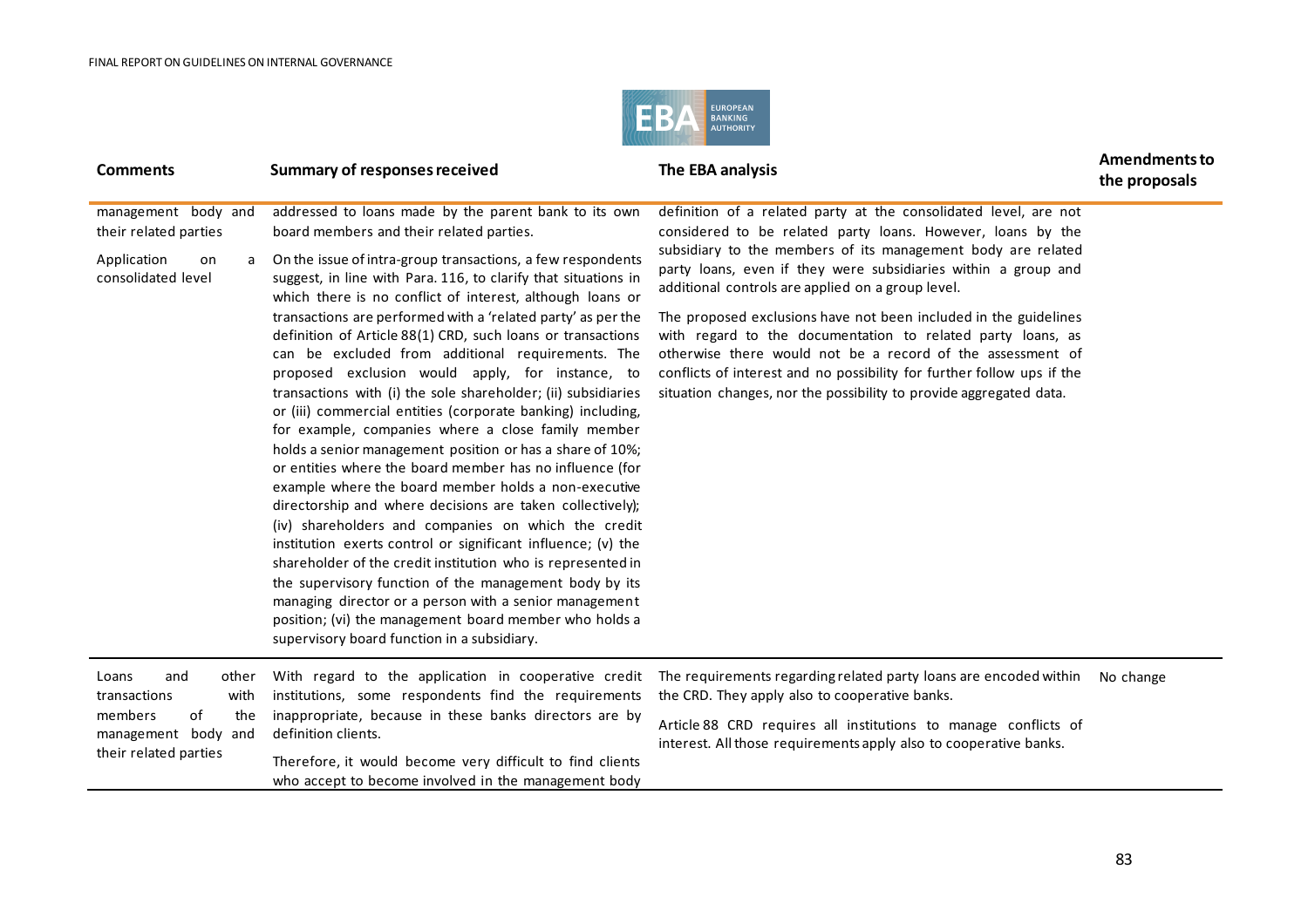| Comments | Summary of responses received | The EBA analysis | Amendments to the proposals |
|---|---|---|---|
| management body and their related parties<br><br>Application on a consolidated level | addressed to loans made by the parent bank to its own board members and their related parties.<br><br>On the issue of intra-group transactions, a few respondents suggest, in line with Para. 116, to clarify that situations in which there is no conflict of interest, although loans or transactions are performed with a 'related party' as per the definition of Article 88(1) CRD, such loans or transactions can be excluded from additional requirements. The proposed exclusion would apply, for instance, to transactions with (i) the sole shareholder; (ii) subsidiaries or (iii) commercial entities (corporate banking) including, for example, companies where a close family member holds a senior management position or has a share of 10%; or entities where the board member has no influence (for example where the board member holds a non-executive directorship and where decisions are taken collectively); (iv) shareholders and companies on which the credit institution exerts control or significant influence; (v) the shareholder of the credit institution who is represented in the supervisory function of the management body by its managing director or a person with a senior management position; (vi) the management board member who holds a supervisory board function in a subsidiary. | definition of a related party at the consolidated level, are not considered to be related party loans. However, loans by the subsidiary to the members of its management body are related party loans, even if they were subsidiaries within a group and additional controls are applied on a group level.<br><br>The proposed exclusions have not been included in the guidelines with regard to the documentation to related party loans, as otherwise there would not be a record of the assessment of conflicts of interest and no possibility for further follow ups if the situation changes, nor the possibility to provide aggregated data. | |
| Loans and other transactions with members of the management body and their related parties | With regard to the application in cooperative credit institutions, some respondents find the requirements inappropriate, because in these banks directors are by definition clients.<br><br>Therefore, it would become very difficult to find clients who accept to become involved in the management body | The requirements regarding related party loans are encoded within the CRD. They apply also to cooperative banks.<br><br>Article 88 CRD requires all institutions to manage conflicts of interest. All those requirements apply also to cooperative banks. | No change |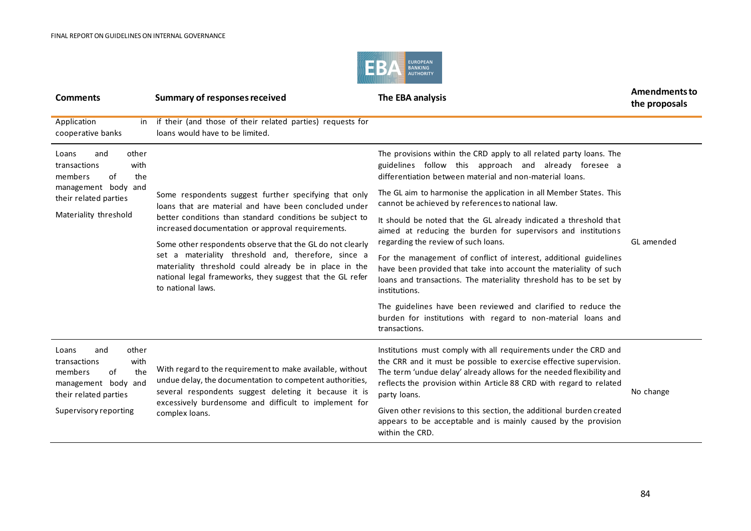| Comments | Summary of responses received | The EBA analysis | Amendments to the proposals |
|---|---|---|---|
| Application in cooperative banks | if their (and those of their related parties) requests for loans would have to be limited. | | |
| Loans and other transactions with members of the management body and their related parties<br><br>Materiality threshold | Some respondents suggest further specifying that only loans that are material and have been concluded under better conditions than standard conditions be subject to increased documentation or approval requirements.<br><br>Some other respondents observe that the GL do not clearly set a materiality threshold and, therefore, since a materiality threshold could already be in place in the national legal frameworks, they suggest that the GL refer to national laws. | The provisions within the CRD apply to all related party loans. The guidelines follow this approach and already foresee a differentiation between material and non-material loans.<br><br>The GL aim to harmonise the application in all Member States. This cannot be achieved by references to national law.<br><br>It should be noted that the GL already indicated a threshold that aimed at reducing the burden for supervisors and institutions regarding the review of such loans.<br><br>For the management of conflict of interest, additional guidelines have been provided that take into account the materiality of such loans and transactions. The materiality threshold has to be set by institutions.<br><br>The guidelines have been reviewed and clarified to reduce the burden for institutions with regard to non-material loans and transactions. | GL amended |
| Loans and other transactions with members of the management body and their related parties<br><br>Supervisory reporting | With regard to the requirement to make available, without undue delay, the documentation to competent authorities, several respondents suggest deleting it because it is excessively burdensome and difficult to implement for complex loans. | Institutions must comply with all requirements under the CRD and the CRR and it must be possible to exercise effective supervision. The term 'undue delay' already allows for the needed flexibility and reflects the provision within Article 88 CRD with regard to related party loans.<br><br>Given other revisions to this section, the additional burden created appears to be acceptable and is mainly caused by the provision within the CRD. | No change |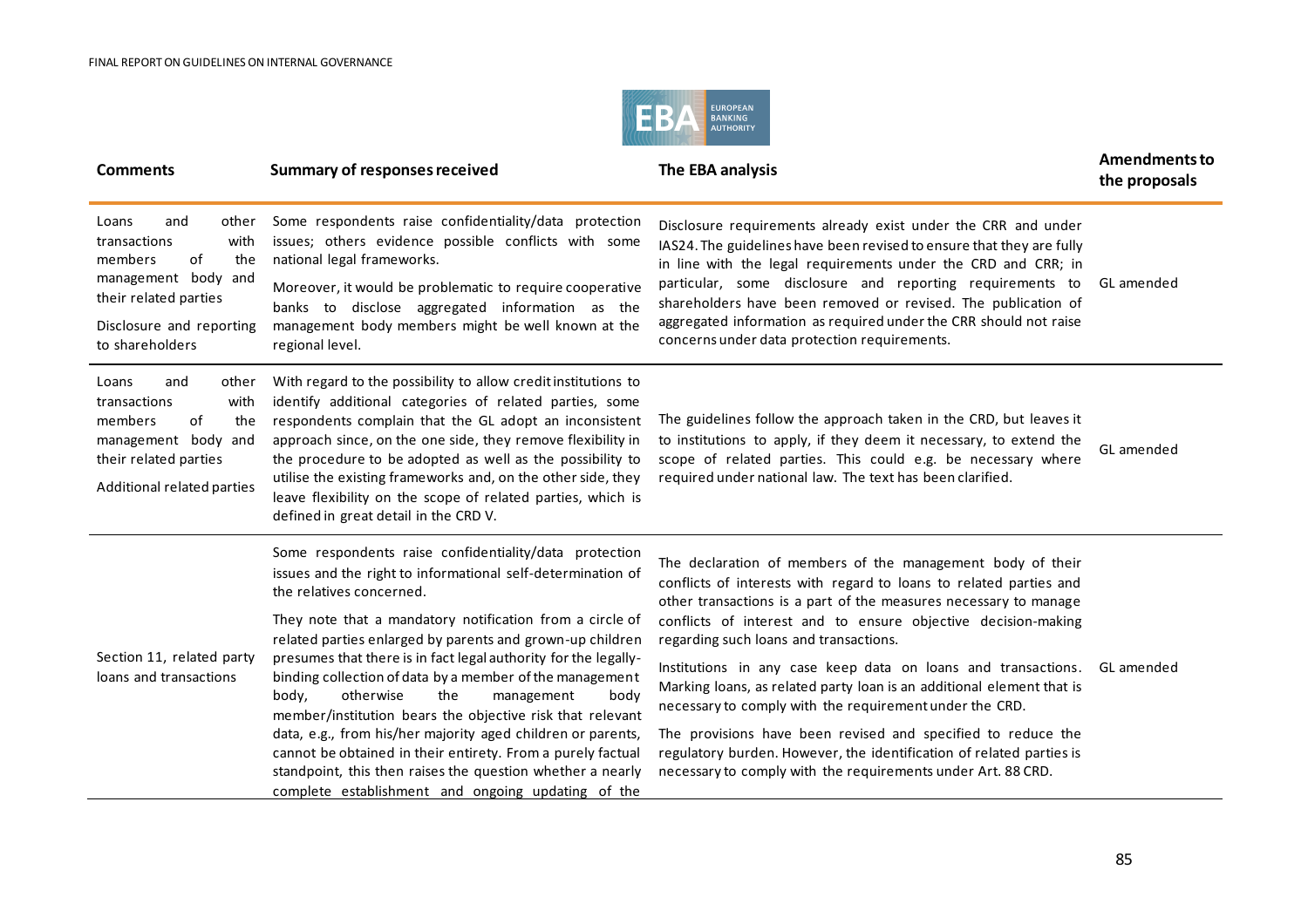| Comments | Summary of responses received | The EBA analysis | Amendments to the proposals |
|---|---|---|---|
| Loans and other transactions with members of the management body and their related parties<br><br>Disclosure and reporting to shareholders | Some respondents raise confidentiality/data protection issues; others evidence possible conflicts with some national legal frameworks.<br><br>Moreover, it would be problematic to require cooperative banks to disclose aggregated information as the management body members might be well known at the regional level. | Disclosure requirements already exist under the CRR and under IAS24. The guidelines have been revised to ensure that they are fully in line with the legal requirements under the CRD and CRR; in particular, some disclosure and reporting requirements to shareholders have been removed or revised. The publication of aggregated information as required under the CRR should not raise concerns under data protection requirements. | GL amended |
| Loans and other transactions with members of the management body and their related parties<br><br>Additional related parties | With regard to the possibility to allow credit institutions to identify additional categories of related parties, some respondents complain that the GL adopt an inconsistent approach since, on the one side, they remove flexibility in the procedure to be adopted as well as the possibility to utilise the existing frameworks and, on the other side, they leave flexibility on the scope of related parties, which is defined in great detail in the CRD V. | The guidelines follow the approach taken in the CRD, but leaves it to institutions to apply, if they deem it necessary, to extend the scope of related parties. This could e.g. be necessary where required under national law. The text has been clarified. | GL amended |
| Section 11, related party loans and transactions | Some respondents raise confidentiality/data protection issues and the right to informational self-determination of the relatives concerned.<br><br>They note that a mandatory notification from a circle of related parties enlarged by parents and grown-up children presumes that there is in fact legal authority for the legally-binding collection of data by a member of the management body, otherwise the management body member/institution bears the objective risk that relevant data, e.g., from his/her majority aged children or parents, cannot be obtained in their entirety. From a purely factual standpoint, this then raises the question whether a nearly complete establishment and ongoing updating of the | The declaration of members of the management body of their conflicts of interests with regard to loans to related parties and other transactions is a part of the measures necessary to manage conflicts of interest and to ensure objective decision-making regarding such loans and transactions.<br><br>Institutions in any case keep data on loans and transactions. Marking loans, as related party loan is an additional element that is necessary to comply with the requirement under the CRD.<br><br>The provisions have been revised and specified to reduce the regulatory burden. However, the identification of related parties is necessary to comply with the requirements under Art. 88 CRD. | GL amended |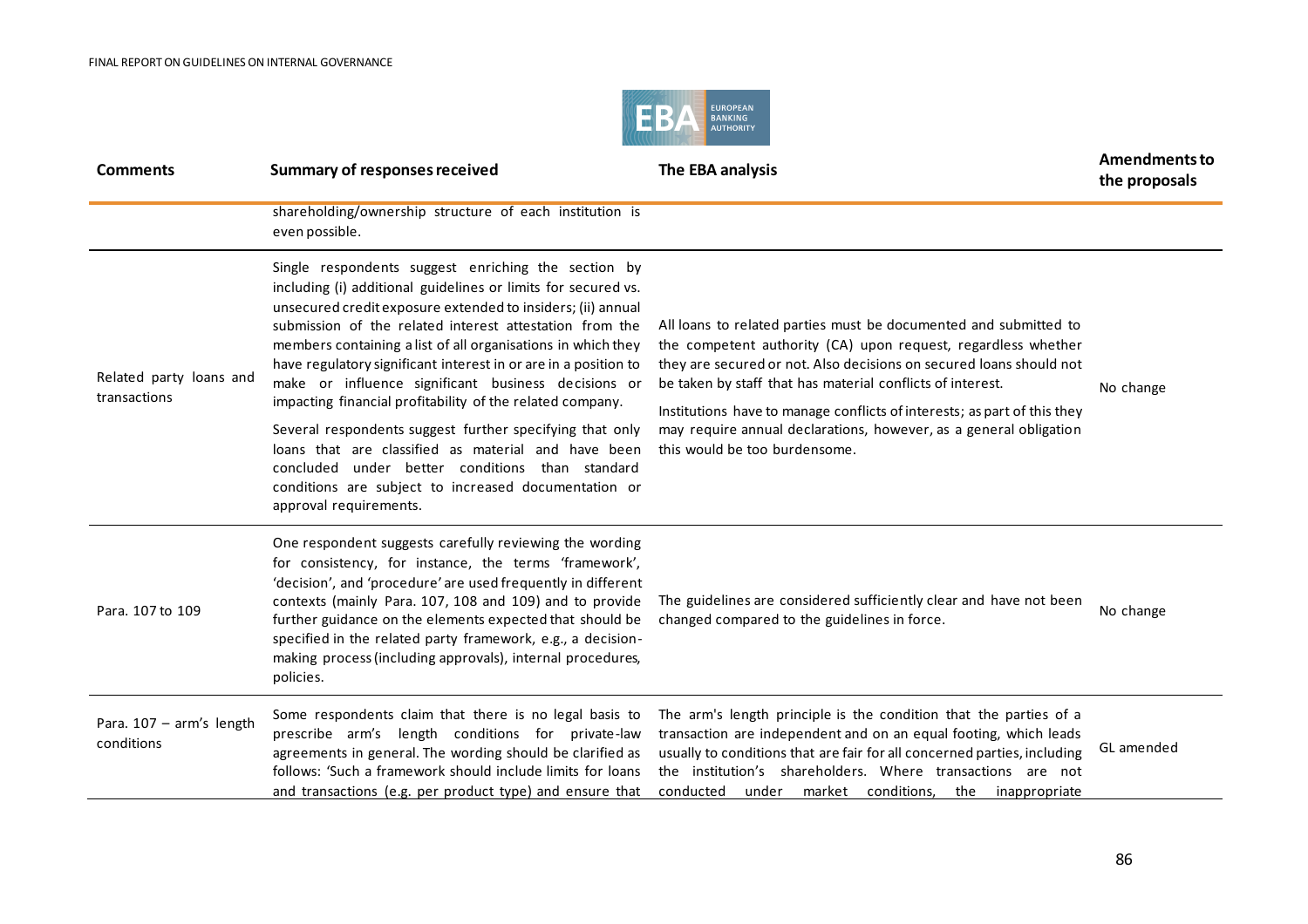| Comments | Summary of responses received | The EBA analysis | Amendments to the proposals |
|---|---|---|---|
| | shareholding/ownership structure of each institution is even possible. | | |
| Related party loans and transactions | Single respondents suggest enriching the section by including (i) additional guidelines or limits for secured vs. unsecured credit exposure extended to insiders; (ii) annual submission of the related interest attestation from the members containing a list of all organisations in which they have regulatory significant interest in or are in a position to make or influence significant business decisions or impacting financial profitability of the related company.<br><br>Several respondents suggest further specifying that only loans that are classified as material and have been concluded under better conditions than standard conditions are subject to increased documentation or approval requirements. | All loans to related parties must be documented and submitted to the competent authority (CA) upon request, regardless whether they are secured or not. Also decisions on secured loans should not be taken by staff that has material conflicts of interest.<br><br>Institutions have to manage conflicts of interests; as part of this they may require annual declarations, however, as a general obligation this would be too burdensome. | No change |
| Para. 107 to 109 | One respondent suggests carefully reviewing the wording for consistency, for instance, the terms 'framework', 'decision', and 'procedure' are used frequently in different contexts (mainly Para. 107, 108 and 109) and to provide further guidance on the elements expected that should be specified in the related party framework, e.g., a decision-making process (including approvals), internal procedures, policies. | The guidelines are considered sufficiently clear and have not been changed compared to the guidelines in force. | No change |
| Para. 107 – arm's length conditions | Some respondents claim that there is no legal basis to prescribe arm's length conditions for private-law agreements in general. The wording should be clarified as follows: 'Such a framework should include limits for loans and transactions (e.g. per product type) and ensure that | The arm's length principle is the condition that the parties of a transaction are independent and on an equal footing, which leads usually to conditions that are fair for all concerned parties, including the institution's shareholders. Where transactions are not conducted under market conditions, the inappropriate | GL amended |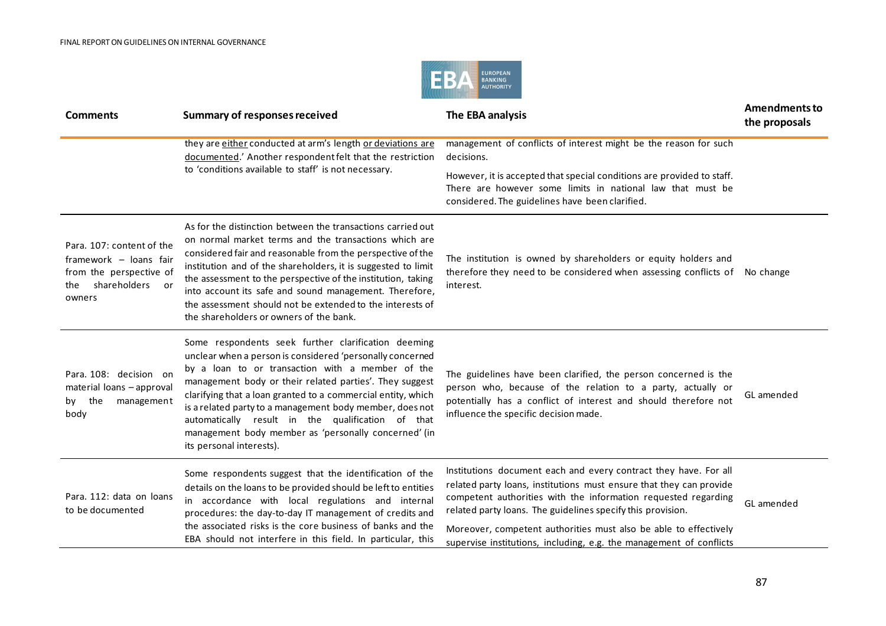| Comments | Summary of responses received | The EBA analysis | Amendments to the proposals |
|---|---|---|---|
| | they are <u>either</u> conducted at arm's length <u>or deviations are documented</u>.' Another respondent felt that the restriction to 'conditions available to staff' is not necessary. | management of conflicts of interest might be the reason for such decisions.<br><br>However, it is accepted that special conditions are provided to staff. There are however some limits in national law that must be considered. The guidelines have been clarified. | |
| Para. 107: content of the framework – loans fair from the perspective of the shareholders or owners | As for the distinction between the transactions carried out on normal market terms and the transactions which are considered fair and reasonable from the perspective of the institution and of the shareholders, it is suggested to limit the assessment to the perspective of the institution, taking into account its safe and sound management. Therefore, the assessment should not be extended to the interests of the shareholders or owners of the bank. | The institution is owned by shareholders or equity holders and therefore they need to be considered when assessing conflicts of interest. | No change |
| Para. 108: decision on material loans – approval by the management body | Some respondents seek further clarification deeming unclear when a person is considered 'personally concerned by a loan to or transaction with a member of the management body or their related parties'. They suggest clarifying that a loan granted to a commercial entity, which is a related party to a management body member, does not automatically result in the qualification of that management body member as 'personally concerned' (in its personal interests). | The guidelines have been clarified, the person concerned is the person who, because of the relation to a party, actually or potentially has a conflict of interest and should therefore not influence the specific decision made. | GL amended |
| Para. 112: data on loans to be documented | Some respondents suggest that the identification of the details on the loans to be provided should be left to entities in accordance with local regulations and internal procedures: the day-to-day IT management of credits and the associated risks is the core business of banks and the EBA should not interfere in this field. In particular, this | Institutions document each and every contract they have. For all related party loans, institutions must ensure that they can provide competent authorities with the information requested regarding related party loans. The guidelines specify this provision.<br><br>Moreover, competent authorities must also be able to effectively supervise institutions, including, e.g. the management of conflicts | GL amended |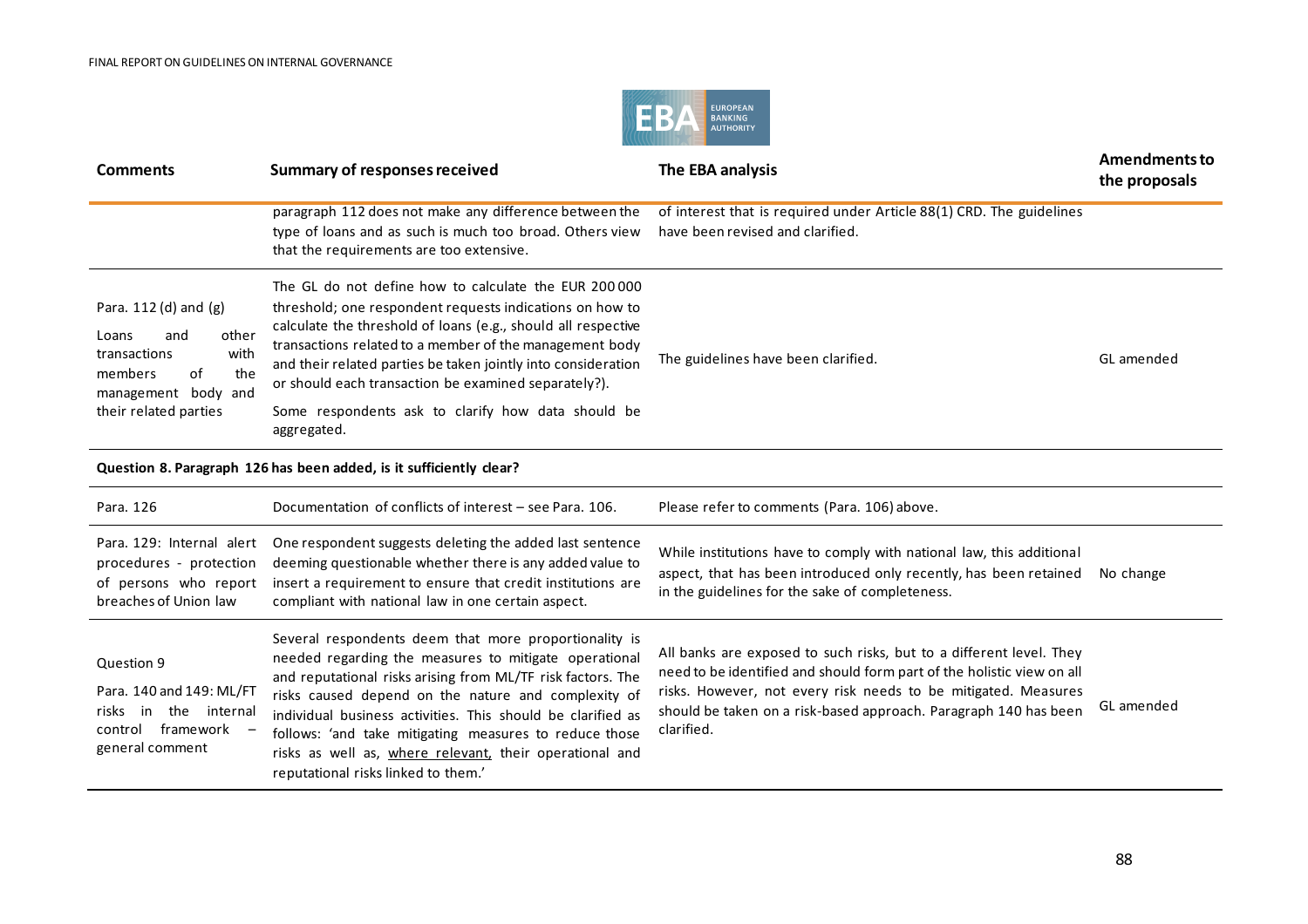| Comments | Summary of responses received | The EBA analysis | Amendments to the proposals |
|---|---|---|---|
| | paragraph 112 does not make any difference between the type of loans and as such is much too broad. Others view that the requirements are too extensive. | of interest that is required under Article 88(1) CRD. The guidelines have been revised and clarified. | |
| Para. 112 (d) and (g) Loans and other transactions with members of the management body and their related parties | The GL do not define how to calculate the EUR 200 000 threshold; one respondent requests indications on how to calculate the threshold of loans (e.g., should all respective transactions related to a member of the management body and their related parties be taken jointly into consideration or should each transaction be examined separately?). Some respondents ask to clarify how data should be aggregated. | The guidelines have been clarified. | GL amended |
| **Question 8. Paragraph 126 has been added, is it sufficiently clear?** | | | |
| Para. 126 | Documentation of conflicts of interest – see Para. 106. | Please refer to comments (Para. 106) above. | |
| Para. 129: Internal alert procedures - protection of persons who report breaches of Union law | One respondent suggests deleting the added last sentence deeming questionable whether there is any added value to insert a requirement to ensure that credit institutions are compliant with national law in one certain aspect. | While institutions have to comply with national law, this additional aspect, that has been introduced only recently, has been retained in the guidelines for the sake of completeness. | No change |
| Question 9 Para. 140 and 149: ML/FT risks in the internal control framework – general comment | Several respondents deem that more proportionality is needed regarding the measures to mitigate operational and reputational risks arising from ML/TF risk factors. The risks caused depend on the nature and complexity of individual business activities. This should be clarified as follows: 'and take mitigating measures to reduce those risks as well as, where relevant, their operational and reputational risks linked to them.' | All banks are exposed to such risks, but to a different level. They need to be identified and should form part of the holistic view on all risks. However, not every risk needs to be mitigated. Measures should be taken on a risk-based approach. Paragraph 140 has been clarified. | GL amended |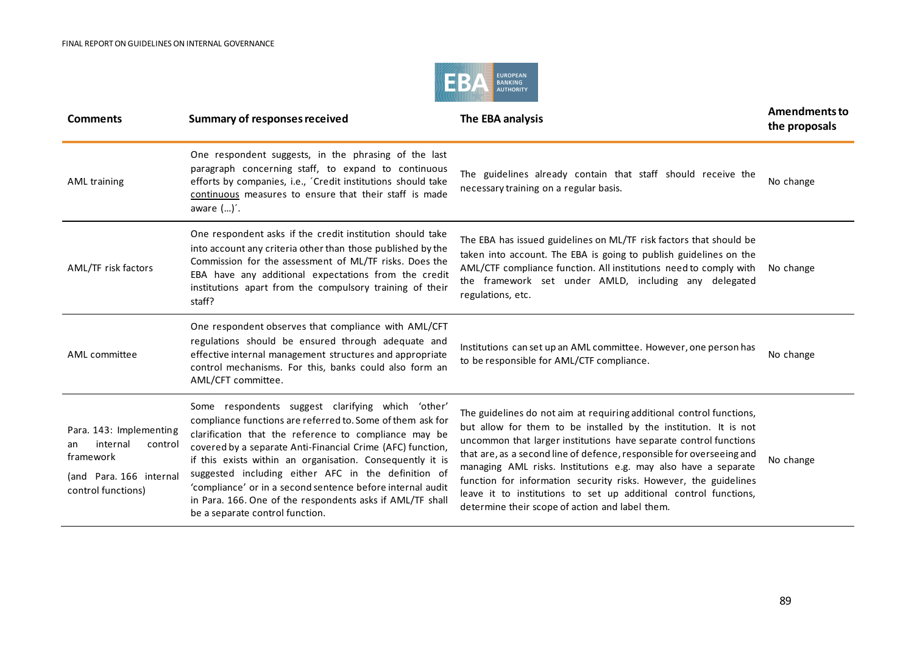| Comments | Summary of responses received | The EBA analysis | Amendments to the proposals |
|---|---|---|---|
| AML training | One respondent suggests, in the phrasing of the last paragraph concerning staff, to expand to continuous efforts by companies, i.e., ´Credit institutions should take continuous measures to ensure that their staff is made aware (…)´. | The guidelines already contain that staff should receive the necessary training on a regular basis. | No change |
| AML/TF risk factors | One respondent asks if the credit institution should take into account any criteria other than those published by the Commission for the assessment of ML/TF risks. Does the EBA have any additional expectations from the credit institutions apart from the compulsory training of their staff? | The EBA has issued guidelines on ML/TF risk factors that should be taken into account. The EBA is going to publish guidelines on the AML/CTF compliance function. All institutions need to comply with the framework set under AMLD, including any delegated regulations, etc. | No change |
| AML committee | One respondent observes that compliance with AML/CFT regulations should be ensured through adequate and effective internal management structures and appropriate control mechanisms. For this, banks could also form an AML/CFT committee. | Institutions can set up an AML committee. However, one person has to be responsible for AML/CTF compliance. | No change |
| Para. 143: Implementing an internal control framework (and Para. 166 internal control functions) | Some respondents suggest clarifying which 'other' compliance functions are referred to. Some of them ask for clarification that the reference to compliance may be covered by a separate Anti-Financial Crime (AFC) function, if this exists within an organisation. Consequently it is suggested including either AFC in the definition of 'compliance' or in a second sentence before internal audit in Para. 166. One of the respondents asks if AML/TF shall be a separate control function. | The guidelines do not aim at requiring additional control functions, but allow for them to be installed by the institution. It is not uncommon that larger institutions have separate control functions that are, as a second line of defence, responsible for overseeing and managing AML risks. Institutions e.g. may also have a separate function for information security risks. However, the guidelines leave it to institutions to set up additional control functions, determine their scope of action and label them. | No change |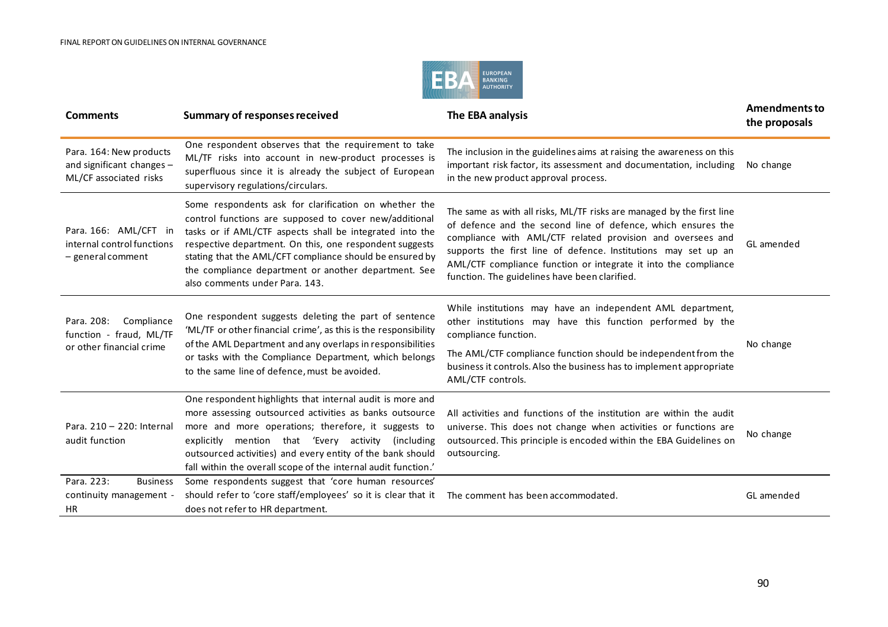| Comments | Summary of responses received | The EBA analysis | Amendments to the proposals |
|---|---|---|---|
| Para. 164: New products and significant changes – ML/CF associated risks | One respondent observes that the requirement to take ML/TF risks into account in new-product processes is superfluous since it is already the subject of European supervisory regulations/circulars. | The inclusion in the guidelines aims at raising the awareness on this important risk factor, its assessment and documentation, including in the new product approval process. | No change |
| Para. 166: AML/CFT in internal control functions – general comment | Some respondents ask for clarification on whether the control functions are supposed to cover new/additional tasks or if AML/CTF aspects shall be integrated into the respective department. On this, one respondent suggests stating that the AML/CFT compliance should be ensured by the compliance department or another department. See also comments under Para. 143. | The same as with all risks, ML/TF risks are managed by the first line of defence and the second line of defence, which ensures the compliance with AML/CTF related provision and oversees and supports the first line of defence. Institutions may set up an AML/CTF compliance function or integrate it into the compliance function. The guidelines have been clarified. | GL amended |
| Para. 208: Compliance function - fraud, ML/TF or other financial crime | One respondent suggests deleting the part of sentence 'ML/TF or other financial crime', as this is the responsibility of the AML Department and any overlaps in responsibilities or tasks with the Compliance Department, which belongs to the same line of defence, must be avoided. | While institutions may have an independent AML department, other institutions may have this function performed by the compliance function.<br><br>The AML/CTF compliance function should be independent from the business it controls. Also the business has to implement appropriate AML/CTF controls. | No change |
| Para. 210 – 220: Internal audit function | One respondent highlights that internal audit is more and more assessing outsourced activities as banks outsource more and more operations; therefore, it suggests to explicitly mention that 'Every activity (including outsourced activities) and every entity of the bank should fall within the overall scope of the internal audit function.' | All activities and functions of the institution are within the audit universe. This does not change when activities or functions are outsourced. This principle is encoded within the EBA Guidelines on outsourcing. | No change |
| Para. 223: Business continuity management - HR | Some respondents suggest that 'core human resources' should refer to 'core staff/employees' so it is clear that it does not refer to HR department. | The comment has been accommodated. | GL amended |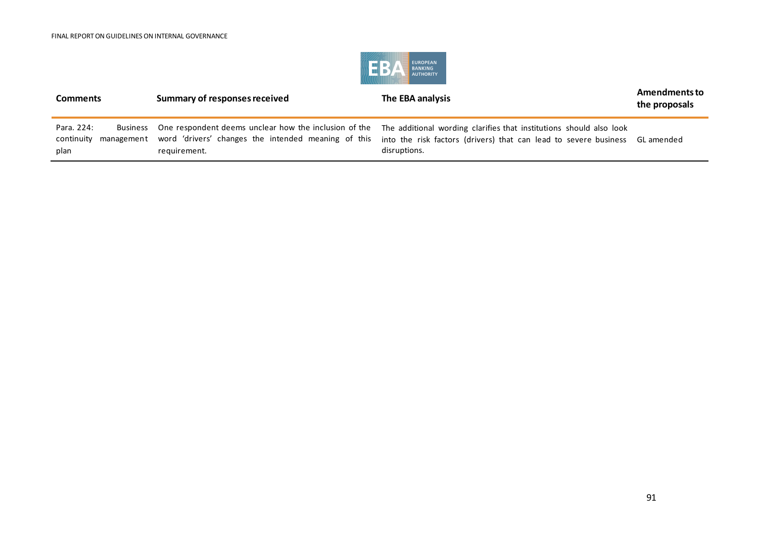| Comments | Summary of responses received | The EBA analysis | Amendments to the proposals |
|---|---|---|---|
| Para. 224: Business continuity management plan | One respondent deems unclear how the inclusion of the word 'drivers' changes the intended meaning of this requirement. | The additional wording clarifies that institutions should also look into the risk factors (drivers) that can lead to severe business disruptions. | GL amended |